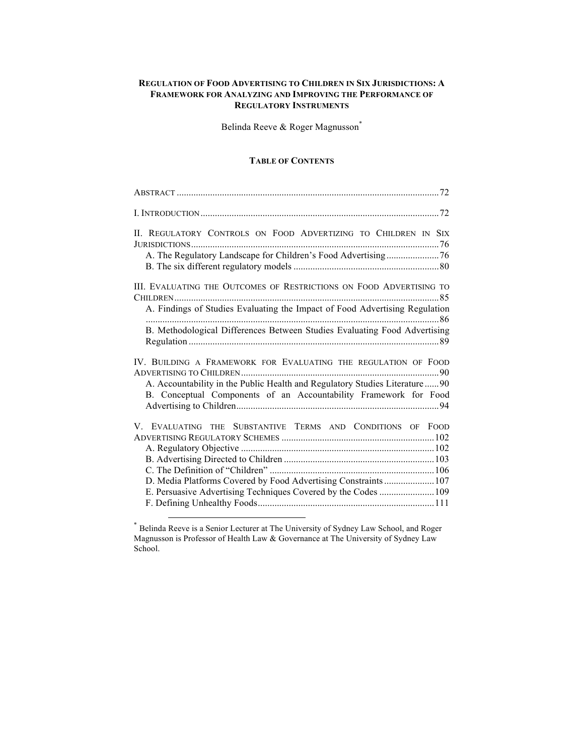# REGULATION OF FOOD ADVERTISING TO CHILDREN IN SIX JURISDICTIONS: A FRAMEWORK FOR ANALYZING AND IMPROVING THE PERFORMANCE OF REGULATORY INSTRUMENTS

Belinda Reeve & Roger Magnusson[*]

## TABLE OF CONTENTS

ABSTRACT ............ 72

I. INTRODUCTION ............ 72

II. REGULATORY CONTROLS ON FOOD ADVERTIZING TO CHILDREN IN SIX JURISDICTIONS ............ 76
- A. The Regulatory Landscape for Children's Food Advertising ............ 76
- B. The six different regulatory models ............ 80

III. EVALUATING THE OUTCOMES OF RESTRICTIONS ON FOOD ADVERTISING TO CHILDREN ............ 85
- A. Findings of Studies Evaluating the Impact of Food Advertising Regulation ............ 86
- B. Methodological Differences Between Studies Evaluating Food Advertising Regulation ............ 89

IV. BUILDING A FRAMEWORK FOR EVALUATING THE REGULATION OF FOOD ADVERTISING TO CHILDREN ............ 90
- A. Accountability in the Public Health and Regulatory Studies Literature ............ 90
- B. Conceptual Components of an Accountability Framework for Food Advertising to Children ............ 94

V. EVALUATING THE SUBSTANTIVE TERMS AND CONDITIONS OF FOOD ADVERTISING REGULATORY SCHEMES ............ 102
- A. Regulatory Objective ............ 102
- B. Advertising Directed to Children ............ 103
- C. The Definition of "Children" ............ 106
- D. Media Platforms Covered by Food Advertising Constraints ............ 107
- E. Persuasive Advertising Techniques Covered by the Codes ............ 109
- F. Defining Unhealthy Foods ............ 111

---

[*] Belinda Reeve is a Senior Lecturer at The University of Sydney Law School, and Roger Magnusson is Professor of Health Law & Governance at The University of Sydney Law School.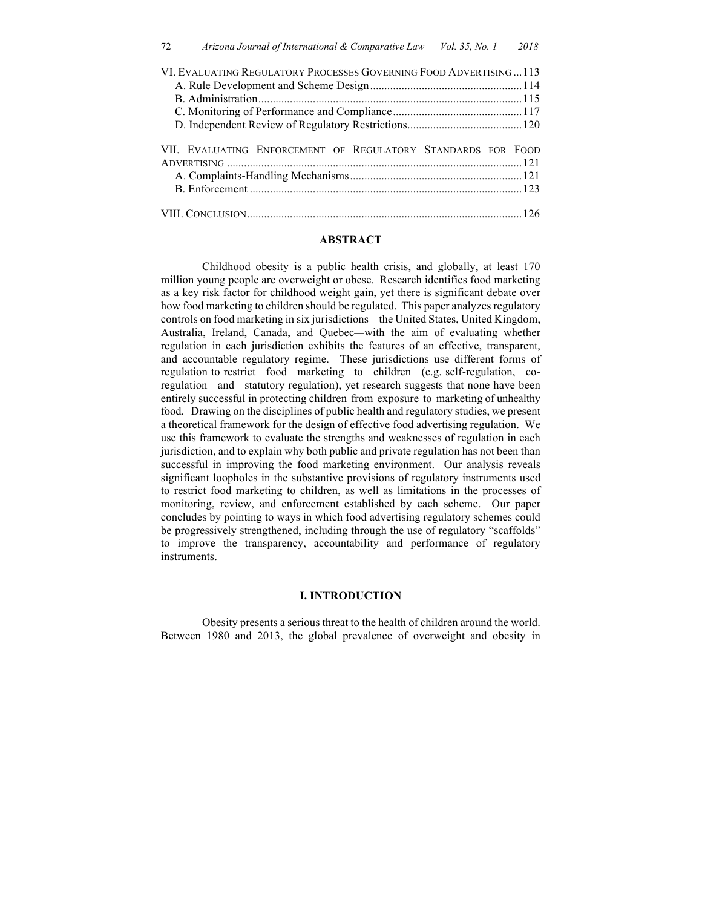VI. EVALUATING REGULATORY PROCESSES GOVERNING FOOD ADVERTISING ... 113
  A. Rule Development and Scheme Design ... 114
  B. Administration ... 115
  C. Monitoring of Performance and Compliance ... 117
  D. Independent Review of Regulatory Restrictions ... 120

VII. EVALUATING ENFORCEMENT OF REGULATORY STANDARDS FOR FOOD ADVERTISING ... 121
  A. Complaints-Handling Mechanisms ... 121
  B. Enforcement ... 123

VIII. CONCLUSION ... 126

## ABSTRACT

Childhood obesity is a public health crisis, and globally, at least 170 million young people are overweight or obese. Research identifies food marketing as a key risk factor for childhood weight gain, yet there is significant debate over how food marketing to children should be regulated. This paper analyzes regulatory controls on food marketing in six jurisdictions—the United States, United Kingdom, Australia, Ireland, Canada, and Quebec—with the aim of evaluating whether regulation in each jurisdiction exhibits the features of an effective, transparent, and accountable regulatory regime. These jurisdictions use different forms of regulation to restrict food marketing to children (e.g. self-regulation, co-regulation and statutory regulation), yet research suggests that none have been entirely successful in protecting children from exposure to marketing of unhealthy food. Drawing on the disciplines of public health and regulatory studies, we present a theoretical framework for the design of effective food advertising regulation. We use this framework to evaluate the strengths and weaknesses of regulation in each jurisdiction, and to explain why both public and private regulation has not been than successful in improving the food marketing environment. Our analysis reveals significant loopholes in the substantive provisions of regulatory instruments used to restrict food marketing to children, as well as limitations in the processes of monitoring, review, and enforcement established by each scheme. Our paper concludes by pointing to ways in which food advertising regulatory schemes could be progressively strengthened, including through the use of regulatory "scaffolds" to improve the transparency, accountability and performance of regulatory instruments.

## I. INTRODUCTION

Obesity presents a serious threat to the health of children around the world. Between 1980 and 2013, the global prevalence of overweight and obesity in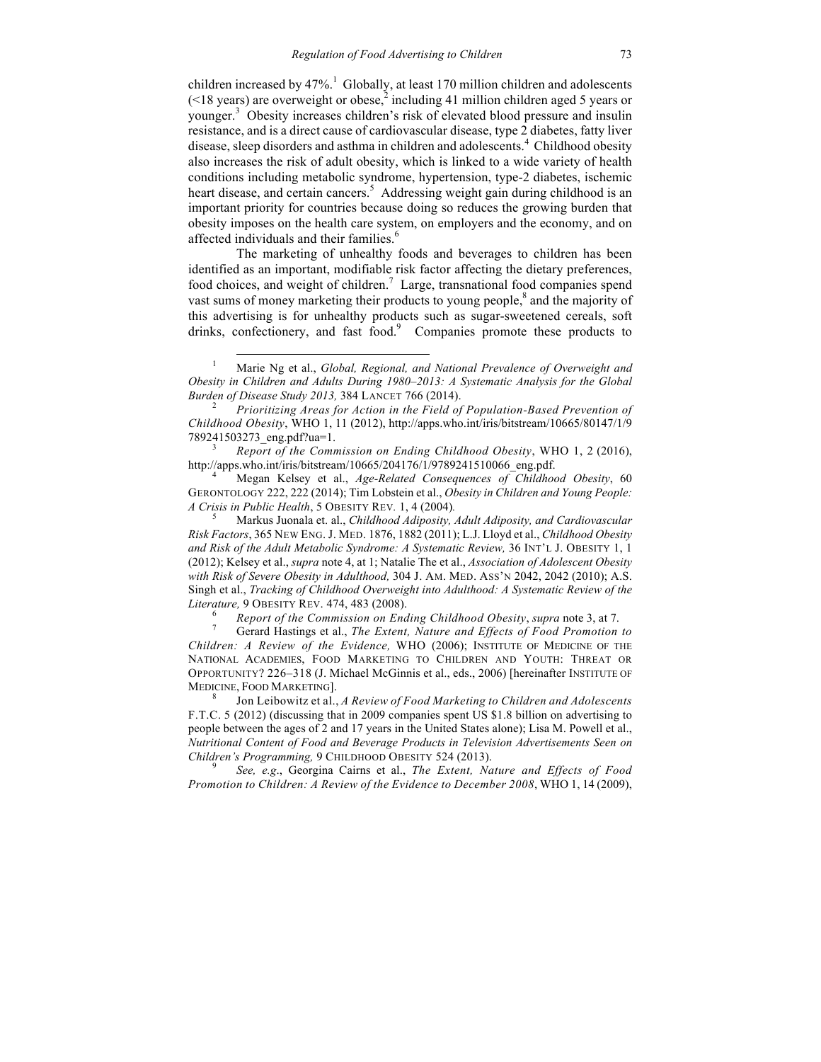children increased by 47%.[1] Globally, at least 170 million children and adolescents (<18 years) are overweight or obese,[2] including 41 million children aged 5 years or younger.[3] Obesity increases children's risk of elevated blood pressure and insulin resistance, and is a direct cause of cardiovascular disease, type 2 diabetes, fatty liver disease, sleep disorders and asthma in children and adolescents.[4] Childhood obesity also increases the risk of adult obesity, which is linked to a wide variety of health conditions including metabolic syndrome, hypertension, type-2 diabetes, ischemic heart disease, and certain cancers.[5] Addressing weight gain during childhood is an important priority for countries because doing so reduces the growing burden that obesity imposes on the health care system, on employers and the economy, and on affected individuals and their families.[6]

The marketing of unhealthy foods and beverages to children has been identified as an important, modifiable risk factor affecting the dietary preferences, food choices, and weight of children.[7] Large, transnational food companies spend vast sums of money marketing their products to young people,[8] and the majority of this advertising is for unhealthy products such as sugar-sweetened cereals, soft drinks, confectionery, and fast food.[9] Companies promote these products to

---

[1] Marie Ng et al., *Global, Regional, and National Prevalence of Overweight and Obesity in Children and Adults During 1980–2013: A Systematic Analysis for the Global Burden of Disease Study 2013,* 384 LANCET 766 (2014).

[2] *Prioritizing Areas for Action in the Field of Population-Based Prevention of Childhood Obesity*, WHO 1, 11 (2012), http://apps.who.int/iris/bitstream/10665/80147/1/9789241503273_eng.pdf?ua=1.

[3] *Report of the Commission on Ending Childhood Obesity*, WHO 1, 2 (2016), http://apps.who.int/iris/bitstream/10665/204176/1/9789241510066_eng.pdf.

[4] Megan Kelsey et al., *Age-Related Consequences of Childhood Obesity*, 60 GERONTOLOGY 222, 222 (2014); Tim Lobstein et al., *Obesity in Children and Young People: A Crisis in Public Health*, 5 OBESITY REV. 1, 4 (2004).

[5] Markus Juonala et. al., *Childhood Adiposity, Adult Adiposity, and Cardiovascular Risk Factors*, 365 NEW ENG. J. MED. 1876, 1882 (2011); L.J. Lloyd et al., *Childhood Obesity and Risk of the Adult Metabolic Syndrome: A Systematic Review,* 36 INT'L J. OBESITY 1, 1 (2012); Kelsey et al., *supra* note 4, at 1; Natalie The et al., *Association of Adolescent Obesity with Risk of Severe Obesity in Adulthood,* 304 J. AM. MED. ASS'N 2042, 2042 (2010); A.S. Singh et al., *Tracking of Childhood Overweight into Adulthood: A Systematic Review of the Literature,* 9 OBESITY REV. 474, 483 (2008).

[6] *Report of the Commission on Ending Childhood Obesity*, *supra* note 3, at 7.

[7] Gerard Hastings et al., *The Extent, Nature and Effects of Food Promotion to Children: A Review of the Evidence,* WHO (2006); INSTITUTE OF MEDICINE OF THE NATIONAL ACADEMIES, FOOD MARKETING TO CHILDREN AND YOUTH: THREAT OR OPPORTUNITY? 226–318 (J. Michael McGinnis et al., eds., 2006) [hereinafter INSTITUTE OF MEDICINE, FOOD MARKETING].

[8] Jon Leibowitz et al., *A Review of Food Marketing to Children and Adolescents* F.T.C. 5 (2012) (discussing that in 2009 companies spent US $1.8 billion on advertising to people between the ages of 2 and 17 years in the United States alone); Lisa M. Powell et al., *Nutritional Content of Food and Beverage Products in Television Advertisements Seen on Children's Programming,* 9 CHILDHOOD OBESITY 524 (2013).

[9] *See, e.g*., Georgina Cairns et al., *The Extent, Nature and Effects of Food Promotion to Children: A Review of the Evidence to December 2008*, WHO 1, 14 (2009),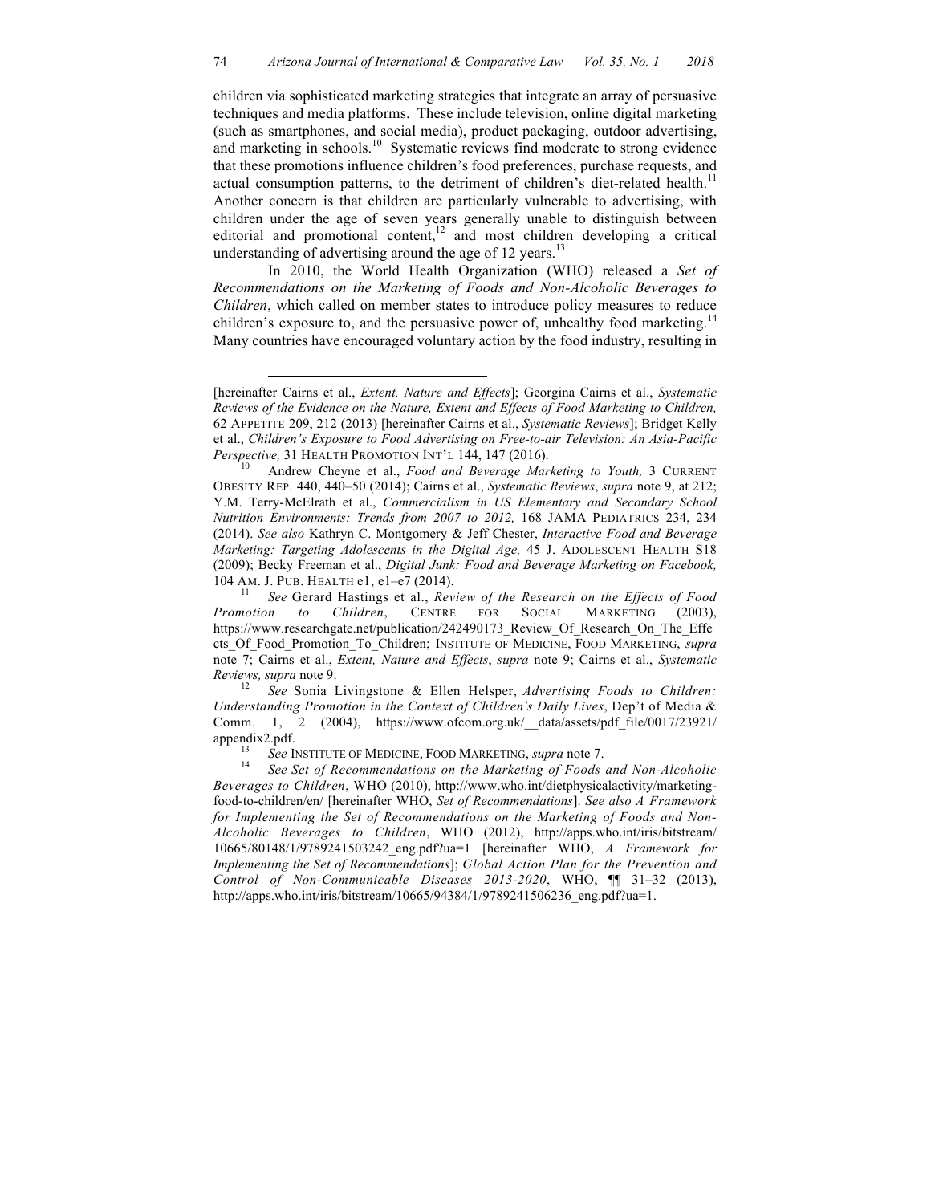children via sophisticated marketing strategies that integrate an array of persuasive techniques and media platforms. These include television, online digital marketing (such as smartphones, and social media), product packaging, outdoor advertising, and marketing in schools.[10] Systematic reviews find moderate to strong evidence that these promotions influence children's food preferences, purchase requests, and actual consumption patterns, to the detriment of children's diet-related health.[11] Another concern is that children are particularly vulnerable to advertising, with children under the age of seven years generally unable to distinguish between editorial and promotional content,[12] and most children developing a critical understanding of advertising around the age of 12 years.[13]

In 2010, the World Health Organization (WHO) released a *Set of Recommendations on the Marketing of Foods and Non-Alcoholic Beverages to Children*, which called on member states to introduce policy measures to reduce children's exposure to, and the persuasive power of, unhealthy food marketing.[14] Many countries have encouraged voluntary action by the food industry, resulting in

---

[hereinafter Cairns et al., *Extent, Nature and Effects*]; Georgina Cairns et al., *Systematic Reviews of the Evidence on the Nature, Extent and Effects of Food Marketing to Children,* 62 APPETITE 209, 212 (2013) [hereinafter Cairns et al., *Systematic Reviews*]; Bridget Kelly et al., *Children's Exposure to Food Advertising on Free-to-air Television: An Asia-Pacific Perspective,* 31 HEALTH PROMOTION INT'L 144, 147 (2016).

[10] Andrew Cheyne et al., *Food and Beverage Marketing to Youth,* 3 CURRENT OBESITY REP. 440, 440–50 (2014); Cairns et al., *Systematic Reviews*, *supra* note 9, at 212; Y.M. Terry-McElrath et al., *Commercialism in US Elementary and Secondary School Nutrition Environments: Trends from 2007 to 2012,* 168 JAMA PEDIATRICS 234, 234 (2014). *See also* Kathryn C. Montgomery & Jeff Chester, *Interactive Food and Beverage Marketing: Targeting Adolescents in the Digital Age,* 45 J. ADOLESCENT HEALTH S18 (2009); Becky Freeman et al., *Digital Junk: Food and Beverage Marketing on Facebook,* 104 AM. J. PUB. HEALTH e1, e1–e7 (2014).

[11] *See* Gerard Hastings et al., *Review of the Research on the Effects of Food Promotion to Children*, CENTRE FOR SOCIAL MARKETING (2003), https://www.researchgate.net/publication/242490173_Review_Of_Research_On_The_Effects_Of_Food_Promotion_To_Children; INSTITUTE OF MEDICINE, FOOD MARKETING, *supra* note 7; Cairns et al., *Extent, Nature and Effects*, *supra* note 9; Cairns et al., *Systematic Reviews, supra* note 9.

[12] *See* Sonia Livingstone & Ellen Helsper, *Advertising Foods to Children: Understanding Promotion in the Context of Children's Daily Lives*, Dep't of Media & Comm. 1, 2 (2004), https://www.ofcom.org.uk/__data/assets/pdf_file/0017/23921/appendix2.pdf.

[13] *See* INSTITUTE OF MEDICINE, FOOD MARKETING, *supra* note 7.

[14] *See Set of Recommendations on the Marketing of Foods and Non-Alcoholic Beverages to Children*, WHO (2010), http://www.who.int/dietphysicalactivity/marketing-food-to-children/en/ [hereinafter WHO, *Set of Recommendations*]. *See also A Framework for Implementing the Set of Recommendations on the Marketing of Foods and Non-Alcoholic Beverages to Children*, WHO (2012), http://apps.who.int/iris/bitstream/10665/80148/1/9789241503242_eng.pdf?ua=1 [hereinafter WHO, *A Framework for Implementing the Set of Recommendations*]; *Global Action Plan for the Prevention and Control of Non-Communicable Diseases 2013-2020*, WHO, ¶¶ 31–32 (2013), http://apps.who.int/iris/bitstream/10665/94384/1/9789241506236_eng.pdf?ua=1.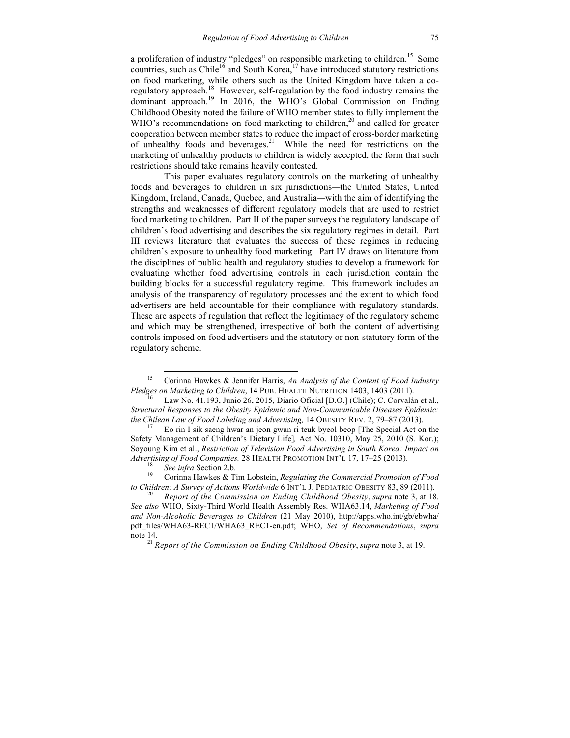a proliferation of industry "pledges" on responsible marketing to children.[15] Some countries, such as Chile[16] and South Korea,[17] have introduced statutory restrictions on food marketing, while others such as the United Kingdom have taken a co-regulatory approach.[18] However, self-regulation by the food industry remains the dominant approach.[19] In 2016, the WHO's Global Commission on Ending Childhood Obesity noted the failure of WHO member states to fully implement the WHO's recommendations on food marketing to children,[20] and called for greater cooperation between member states to reduce the impact of cross-border marketing of unhealthy foods and beverages.[21] While the need for restrictions on the marketing of unhealthy products to children is widely accepted, the form that such restrictions should take remains heavily contested.

This paper evaluates regulatory controls on the marketing of unhealthy foods and beverages to children in six jurisdictions—the United States, United Kingdom, Ireland, Canada, Quebec, and Australia—with the aim of identifying the strengths and weaknesses of different regulatory models that are used to restrict food marketing to children. Part II of the paper surveys the regulatory landscape of children's food advertising and describes the six regulatory regimes in detail. Part III reviews literature that evaluates the success of these regimes in reducing children's exposure to unhealthy food marketing. Part IV draws on literature from the disciplines of public health and regulatory studies to develop a framework for evaluating whether food advertising controls in each jurisdiction contain the building blocks for a successful regulatory regime. This framework includes an analysis of the transparency of regulatory processes and the extent to which food advertisers are held accountable for their compliance with regulatory standards. These are aspects of regulation that reflect the legitimacy of the regulatory scheme and which may be strengthened, irrespective of both the content of advertising controls imposed on food advertisers and the statutory or non-statutory form of the regulatory scheme.

---

[15] Corinna Hawkes & Jennifer Harris, *An Analysis of the Content of Food Industry Pledges on Marketing to Children*, 14 PUB. HEALTH NUTRITION 1403, 1403 (2011).

[16] Law No. 41.193, Junio 26, 2015, Diario Oficial [D.O.] (Chile); C. Corvalán et al., *Structural Responses to the Obesity Epidemic and Non-Communicable Diseases Epidemic: the Chilean Law of Food Labeling and Advertising,* 14 OBESITY REV. 2, 79–87 (2013).

[17] Eo rin I sik saeng hwar an jeon gwan ri teuk byeol beop [The Special Act on the Safety Management of Children's Dietary Life]*,* Act No. 10310, May 25, 2010 (S. Kor.); Soyoung Kim et al., *Restriction of Television Food Advertising in South Korea: Impact on Advertising of Food Companies,* 28 HEALTH PROMOTION INT'L 17, 17–25 (2013).

[18] *See infra* Section 2.b.

[19] Corinna Hawkes & Tim Lobstein, *Regulating the Commercial Promotion of Food to Children: A Survey of Actions Worldwide* 6 INT'L J. PEDIATRIC OBESITY 83, 89 (2011).

[20] *Report of the Commission on Ending Childhood Obesity*, *supra* note 3, at 18. *See also* WHO, Sixty-Third World Health Assembly Res. WHA63.14, *Marketing of Food and Non-Alcoholic Beverages to Children* (21 May 2010), http://apps.who.int/gb/ebwha/pdf_files/WHA63-REC1/WHA63_REC1-en.pdf; WHO, *Set of Recommendations*, *supra* note 14.

[21] *Report of the Commission on Ending Childhood Obesity*, *supra* note 3, at 19.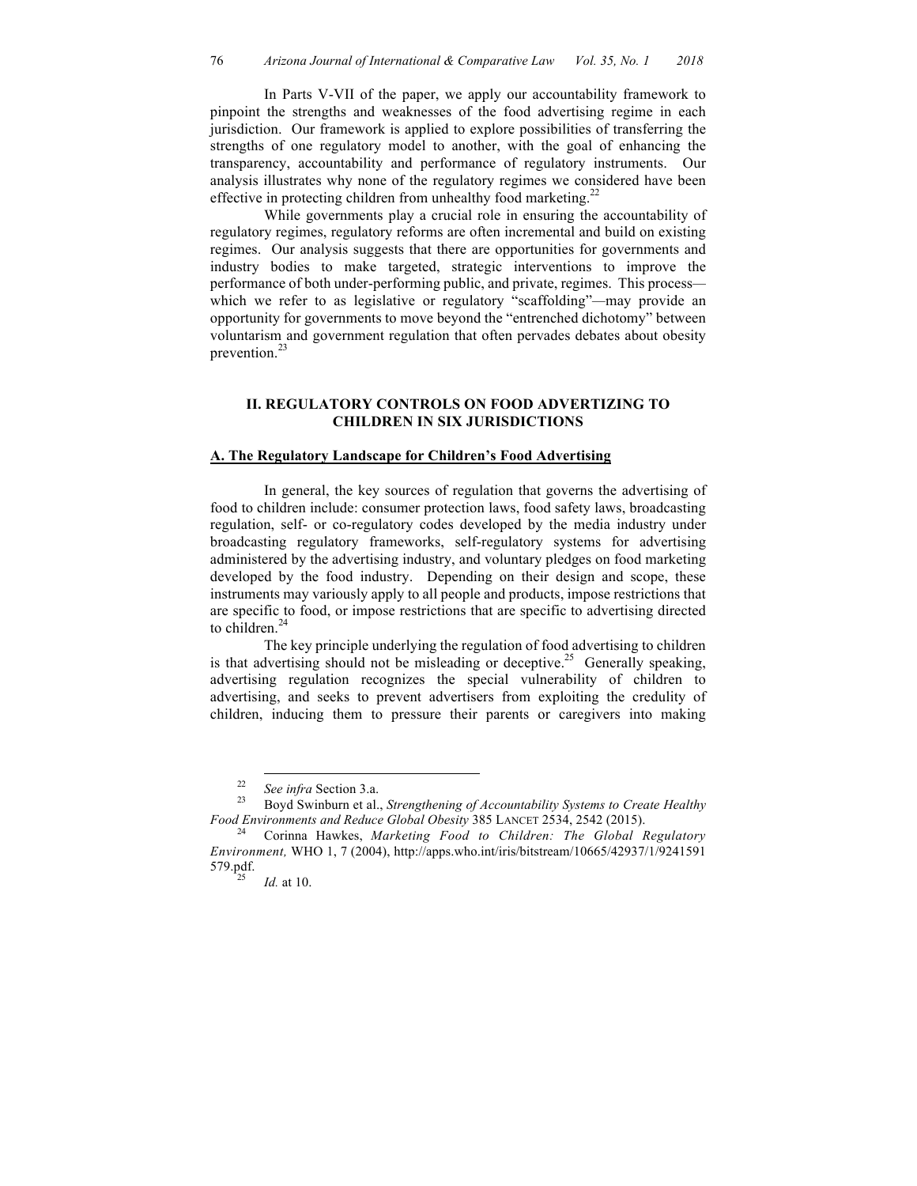In Parts V-VII of the paper, we apply our accountability framework to pinpoint the strengths and weaknesses of the food advertising regime in each jurisdiction. Our framework is applied to explore possibilities of transferring the strengths of one regulatory model to another, with the goal of enhancing the transparency, accountability and performance of regulatory instruments. Our analysis illustrates why none of the regulatory regimes we considered have been effective in protecting children from unhealthy food marketing.[22]

While governments play a crucial role in ensuring the accountability of regulatory regimes, regulatory reforms are often incremental and build on existing regimes. Our analysis suggests that there are opportunities for governments and industry bodies to make targeted, strategic interventions to improve the performance of both under-performing public, and private, regimes. This process—which we refer to as legislative or regulatory "scaffolding"—may provide an opportunity for governments to move beyond the "entrenched dichotomy" between voluntarism and government regulation that often pervades debates about obesity prevention.[23]

## II. REGULATORY CONTROLS ON FOOD ADVERTIZING TO CHILDREN IN SIX JURISDICTIONS

### A. The Regulatory Landscape for Children's Food Advertising

In general, the key sources of regulation that governs the advertising of food to children include: consumer protection laws, food safety laws, broadcasting regulation, self- or co-regulatory codes developed by the media industry under broadcasting regulatory frameworks, self-regulatory systems for advertising administered by the advertising industry, and voluntary pledges on food marketing developed by the food industry. Depending on their design and scope, these instruments may variously apply to all people and products, impose restrictions that are specific to food, or impose restrictions that are specific to advertising directed to children.[24]

The key principle underlying the regulation of food advertising to children is that advertising should not be misleading or deceptive.[25] Generally speaking, advertising regulation recognizes the special vulnerability of children to advertising, and seeks to prevent advertisers from exploiting the credulity of children, inducing them to pressure their parents or caregivers into making

---

[22] *See infra* Section 3.a.

[23] Boyd Swinburn et al., *Strengthening of Accountability Systems to Create Healthy Food Environments and Reduce Global Obesity* 385 LANCET 2534, 2542 (2015).

[24] Corinna Hawkes, *Marketing Food to Children: The Global Regulatory Environment,* WHO 1, 7 (2004), http://apps.who.int/iris/bitstream/10665/42937/1/9241591579.pdf.

[25] *Id.* at 10.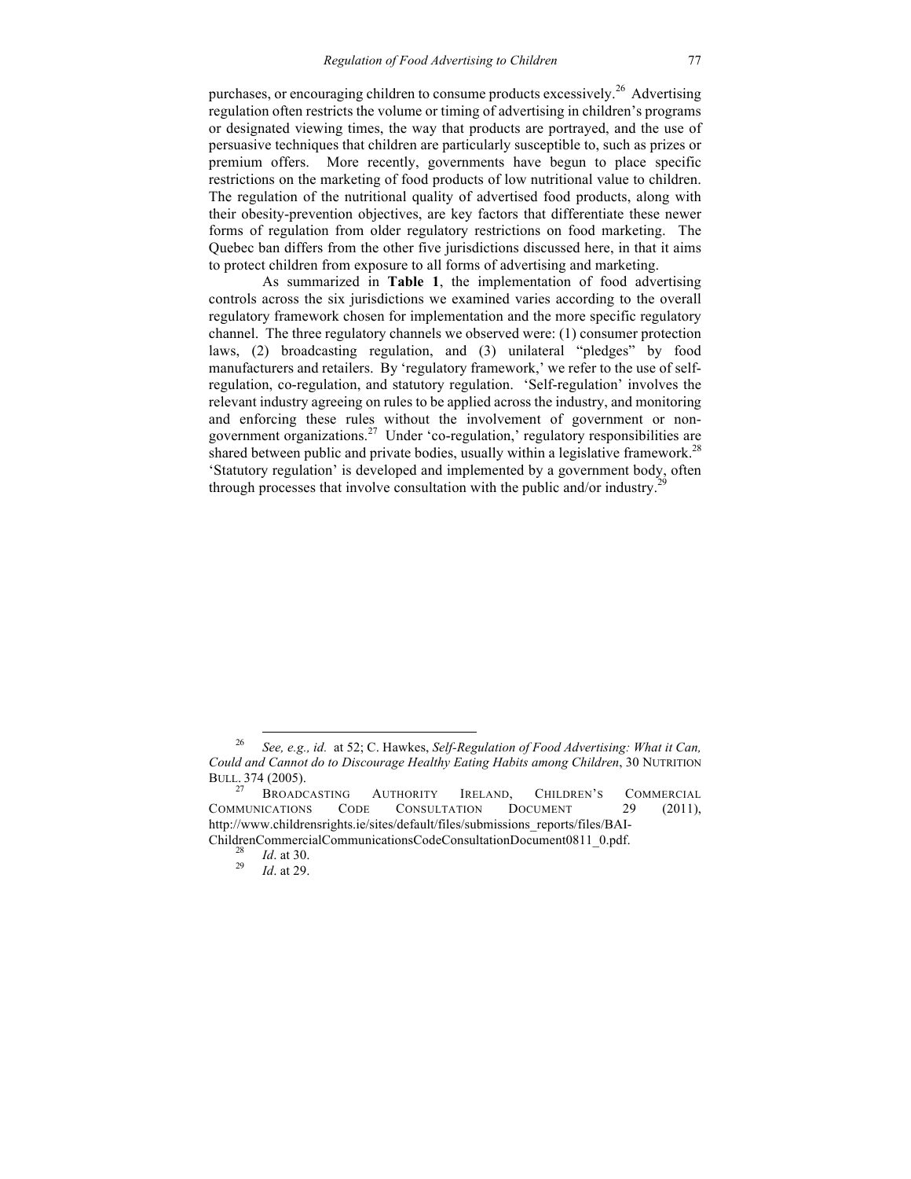purchases, or encouraging children to consume products excessively.[26] Advertising regulation often restricts the volume or timing of advertising in children's programs or designated viewing times, the way that products are portrayed, and the use of persuasive techniques that children are particularly susceptible to, such as prizes or premium offers. More recently, governments have begun to place specific restrictions on the marketing of food products of low nutritional value to children. The regulation of the nutritional quality of advertised food products, along with their obesity-prevention objectives, are key factors that differentiate these newer forms of regulation from older regulatory restrictions on food marketing. The Quebec ban differs from the other five jurisdictions discussed here, in that it aims to protect children from exposure to all forms of advertising and marketing.

As summarized in **Table 1**, the implementation of food advertising controls across the six jurisdictions we examined varies according to the overall regulatory framework chosen for implementation and the more specific regulatory channel. The three regulatory channels we observed were: (1) consumer protection laws, (2) broadcasting regulation, and (3) unilateral "pledges" by food manufacturers and retailers. By 'regulatory framework,' we refer to the use of self-regulation, co-regulation, and statutory regulation. 'Self-regulation' involves the relevant industry agreeing on rules to be applied across the industry, and monitoring and enforcing these rules without the involvement of government or non-government organizations.[27] Under 'co-regulation,' regulatory responsibilities are shared between public and private bodies, usually within a legislative framework.[28] 'Statutory regulation' is developed and implemented by a government body, often through processes that involve consultation with the public and/or industry.[29]

---

[26] *See, e.g., id.* at 52; C. Hawkes, *Self-Regulation of Food Advertising: What it Can, Could and Cannot do to Discourage Healthy Eating Habits among Children*, 30 NUTRITION BULL. 374 (2005).

[27] BROADCASTING AUTHORITY IRELAND, CHILDREN'S COMMERCIAL COMMUNICATIONS CODE CONSULTATION DOCUMENT 29 (2011), http://www.childrensrights.ie/sites/default/files/submissions_reports/files/BAI-ChildrenCommercialCommunicationsCodeConsultationDocument0811_0.pdf.

[28] *Id*. at 30.

[29] *Id*. at 29.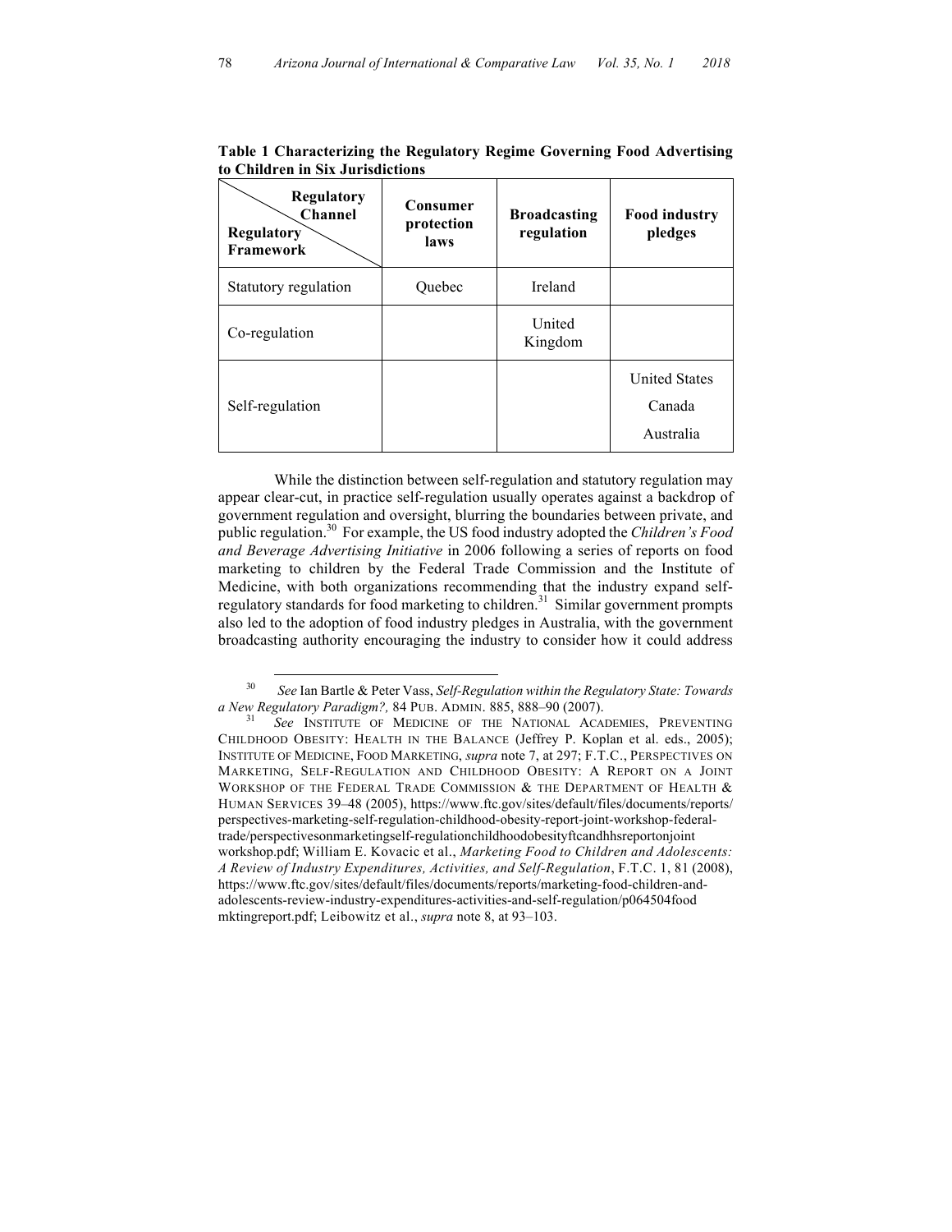**Table 1 Characterizing the Regulatory Regime Governing Food Advertising to Children in Six Jurisdictions**

| Regulatory Framework \ Regulatory Channel | Consumer protection laws | Broadcasting regulation | Food industry pledges |
|---|---|---|---|
| Statutory regulation | Quebec | Ireland | |
| Co-regulation | | United Kingdom | |
| Self-regulation | | | United States<br>Canada<br>Australia |

While the distinction between self-regulation and statutory regulation may appear clear-cut, in practice self-regulation usually operates against a backdrop of government regulation and oversight, blurring the boundaries between private, and public regulation.[30] For example, the US food industry adopted the *Children's Food and Beverage Advertising Initiative* in 2006 following a series of reports on food marketing to children by the Federal Trade Commission and the Institute of Medicine, with both organizations recommending that the industry expand self-regulatory standards for food marketing to children.[31] Similar government prompts also led to the adoption of food industry pledges in Australia, with the government broadcasting authority encouraging the industry to consider how it could address

---

[30] *See* Ian Bartle & Peter Vass, *Self-Regulation within the Regulatory State: Towards a New Regulatory Paradigm?,* 84 PUB. ADMIN. 885, 888–90 (2007).

[31] *See* INSTITUTE OF MEDICINE OF THE NATIONAL ACADEMIES, PREVENTING CHILDHOOD OBESITY: HEALTH IN THE BALANCE (Jeffrey P. Koplan et al. eds., 2005); INSTITUTE OF MEDICINE, FOOD MARKETING, *supra* note 7, at 297; F.T.C., PERSPECTIVES ON MARKETING, SELF-REGULATION AND CHILDHOOD OBESITY: A REPORT ON A JOINT WORKSHOP OF THE FEDERAL TRADE COMMISSION & THE DEPARTMENT OF HEALTH & HUMAN SERVICES 39–48 (2005), https://www.ftc.gov/sites/default/files/documents/reports/perspectives-marketing-self-regulation-childhood-obesity-report-joint-workshop-federal-trade/perspectivesonmarketingself-regulationchildhoodobesityftcandhhsreportonjointworkshop.pdf; William E. Kovacic et al., *Marketing Food to Children and Adolescents: A Review of Industry Expenditures, Activities, and Self-Regulation*, F.T.C. 1, 81 (2008), https://www.ftc.gov/sites/default/files/documents/reports/marketing-food-children-and-adolescents-review-industry-expenditures-activities-and-self-regulation/p064504foodmktingreport.pdf; Leibowitz et al., *supra* note 8, at 93–103.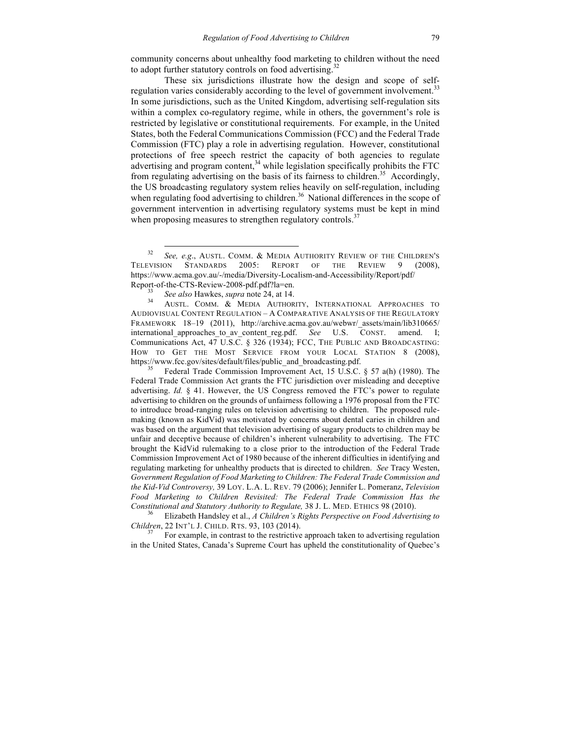community concerns about unhealthy food marketing to children without the need to adopt further statutory controls on food advertising.[32]

These six jurisdictions illustrate how the design and scope of self-regulation varies considerably according to the level of government involvement.[33] In some jurisdictions, such as the United Kingdom, advertising self-regulation sits within a complex co-regulatory regime, while in others, the government's role is restricted by legislative or constitutional requirements. For example, in the United States, both the Federal Communications Commission (FCC) and the Federal Trade Commission (FTC) play a role in advertising regulation. However, constitutional protections of free speech restrict the capacity of both agencies to regulate advertising and program content,[34] while legislation specifically prohibits the FTC from regulating advertising on the basis of its fairness to children.[35] Accordingly, the US broadcasting regulatory system relies heavily on self-regulation, including when regulating food advertising to children.[36] National differences in the scope of government intervention in advertising regulatory systems must be kept in mind when proposing measures to strengthen regulatory controls.[37]

---

[32] *See, e.g.*, AUSTL. COMM. & MEDIA AUTHORITY REVIEW OF THE CHILDREN'S TELEVISION STANDARDS 2005: REPORT OF THE REVIEW 9 (2008), https://www.acma.gov.au/-/media/Diversity-Localism-and-Accessibility/Report/pdf/Report-of-the-CTS-Review-2008-pdf.pdf?la=en.

[33] *See also* Hawkes, *supra* note 24, at 14.

[34] AUSTL. COMM. & MEDIA AUTHORITY, INTERNATIONAL APPROACHES TO AUDIOVISUAL CONTENT REGULATION – A COMPARATIVE ANALYSIS OF THE REGULATORY FRAMEWORK 18–19 (2011), http://archive.acma.gov.au/webwr/_assets/main/lib310665/international_approaches_to_av_content_reg.pdf. *See* U.S. CONST. amend. I; Communications Act, 47 U.S.C. § 326 (1934); FCC, THE PUBLIC AND BROADCASTING: HOW TO GET THE MOST SERVICE FROM YOUR LOCAL STATION 8 (2008), https://www.fcc.gov/sites/default/files/public_and_broadcasting.pdf.

[35] Federal Trade Commission Improvement Act, 15 U.S.C. § 57 a(h) (1980). The Federal Trade Commission Act grants the FTC jurisdiction over misleading and deceptive advertising. *Id.* § 41. However, the US Congress removed the FTC's power to regulate advertising to children on the grounds of unfairness following a 1976 proposal from the FTC to introduce broad-ranging rules on television advertising to children. The proposed rule-making (known as KidVid) was motivated by concerns about dental caries in children and was based on the argument that television advertising of sugary products to children may be unfair and deceptive because of children's inherent vulnerability to advertising. The FTC brought the KidVid rulemaking to a close prior to the introduction of the Federal Trade Commission Improvement Act of 1980 because of the inherent difficulties in identifying and regulating marketing for unhealthy products that is directed to children. *See* Tracy Westen, *Government Regulation of Food Marketing to Children: The Federal Trade Commission and the Kid-Vid Controversy,* 39 LOY. L.A. L. REV. 79 (2006); Jennifer L. Pomeranz, *Television Food Marketing to Children Revisited: The Federal Trade Commission Has the Constitutional and Statutory Authority to Regulate,* 38 J. L. MED. ETHICS 98 (2010).

[36] Elizabeth Handsley et al., *A Children's Rights Perspective on Food Advertising to Children*, 22 INT'L J. CHILD. RTS. 93, 103 (2014).

[37] For example, in contrast to the restrictive approach taken to advertising regulation in the United States, Canada's Supreme Court has upheld the constitutionality of Quebec's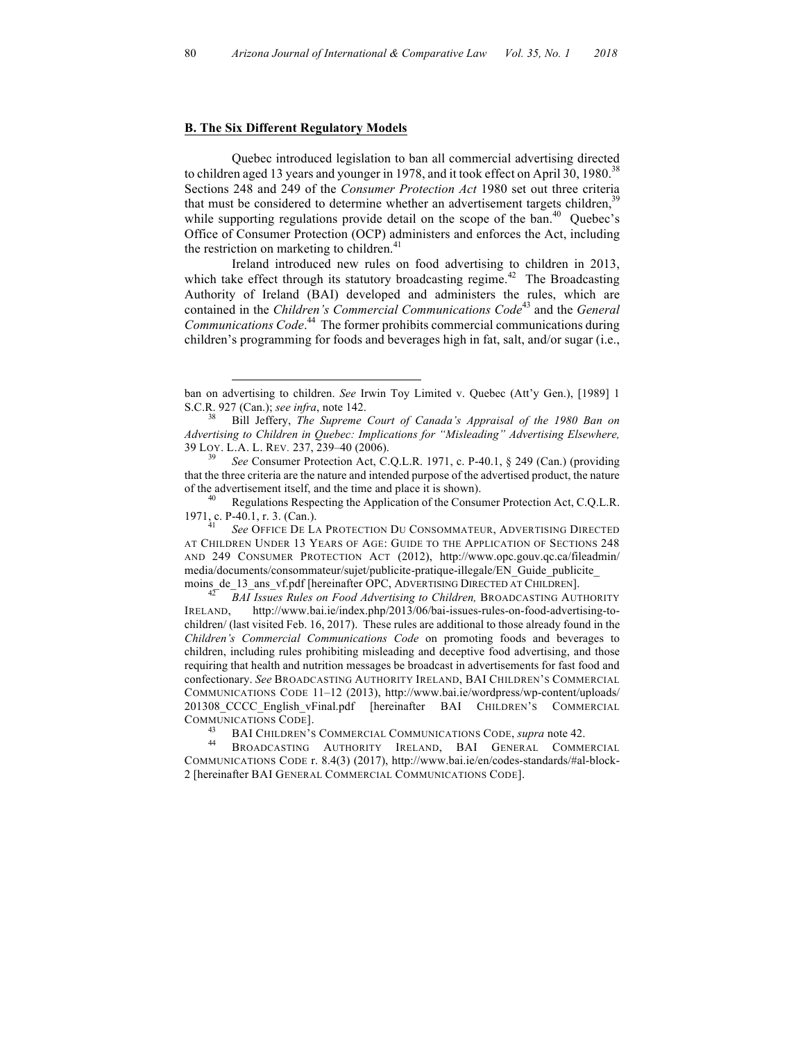**B. The Six Different Regulatory Models**

Quebec introduced legislation to ban all commercial advertising directed to children aged 13 years and younger in 1978, and it took effect on April 30, 1980.[38] Sections 248 and 249 of the *Consumer Protection Act* 1980 set out three criteria that must be considered to determine whether an advertisement targets children,[39] while supporting regulations provide detail on the scope of the ban.[40] Quebec's Office of Consumer Protection (OCP) administers and enforces the Act, including the restriction on marketing to children.[41]

Ireland introduced new rules on food advertising to children in 2013, which take effect through its statutory broadcasting regime.[42] The Broadcasting Authority of Ireland (BAI) developed and administers the rules, which are contained in the *Children's Commercial Communications Code*[43] and the *General Communications Code*.[44] The former prohibits commercial communications during children's programming for foods and beverages high in fat, salt, and/or sugar (i.e.,

---

ban on advertising to children. *See* Irwin Toy Limited v. Quebec (Att'y Gen.), [1989] 1 S.C.R. 927 (Can.); *see infra*, note 142.

[38] Bill Jeffery, *The Supreme Court of Canada's Appraisal of the 1980 Ban on Advertising to Children in Quebec: Implications for "Misleading" Advertising Elsewhere,* 39 LOY. L.A. L. REV. 237, 239–40 (2006).

[39] *See* Consumer Protection Act, C.Q.L.R. 1971, c. P-40.1, § 249 (Can.) (providing that the three criteria are the nature and intended purpose of the advertised product, the nature of the advertisement itself, and the time and place it is shown).

[40] Regulations Respecting the Application of the Consumer Protection Act, C.Q.L.R. 1971, c. P-40.1, r. 3. (Can.).

[41] *See* OFFICE DE LA PROTECTION DU CONSOMMATEUR, ADVERTISING DIRECTED AT CHILDREN UNDER 13 YEARS OF AGE: GUIDE TO THE APPLICATION OF SECTIONS 248 AND 249 CONSUMER PROTECTION ACT (2012), http://www.opc.gouv.qc.ca/fileadmin/media/documents/consommateur/sujet/publicite-pratique-illegale/EN_Guide_publicite_moins_de_13_ans_vf.pdf [hereinafter OPC, ADVERTISING DIRECTED AT CHILDREN].

[42] *BAI Issues Rules on Food Advertising to Children,* BROADCASTING AUTHORITY IRELAND, http://www.bai.ie/index.php/2013/06/bai-issues-rules-on-food-advertising-to-children/ (last visited Feb. 16, 2017). These rules are additional to those already found in the *Children's Commercial Communications Code* on promoting foods and beverages to children, including rules prohibiting misleading and deceptive food advertising, and those requiring that health and nutrition messages be broadcast in advertisements for fast food and confectionary. *See* BROADCASTING AUTHORITY IRELAND, BAI CHILDREN'S COMMERCIAL COMMUNICATIONS CODE 11–12 (2013), http://www.bai.ie/wordpress/wp-content/uploads/201308_CCCC_English_vFinal.pdf [hereinafter BAI CHILDREN'S COMMERCIAL COMMUNICATIONS CODE].

[43] BAI CHILDREN'S COMMERCIAL COMMUNICATIONS CODE, *supra* note 42.

[44] BROADCASTING AUTHORITY IRELAND, BAI GENERAL COMMERCIAL COMMUNICATIONS CODE r. 8.4(3) (2017), http://www.bai.ie/en/codes-standards/#al-block-2 [hereinafter BAI GENERAL COMMERCIAL COMMUNICATIONS CODE].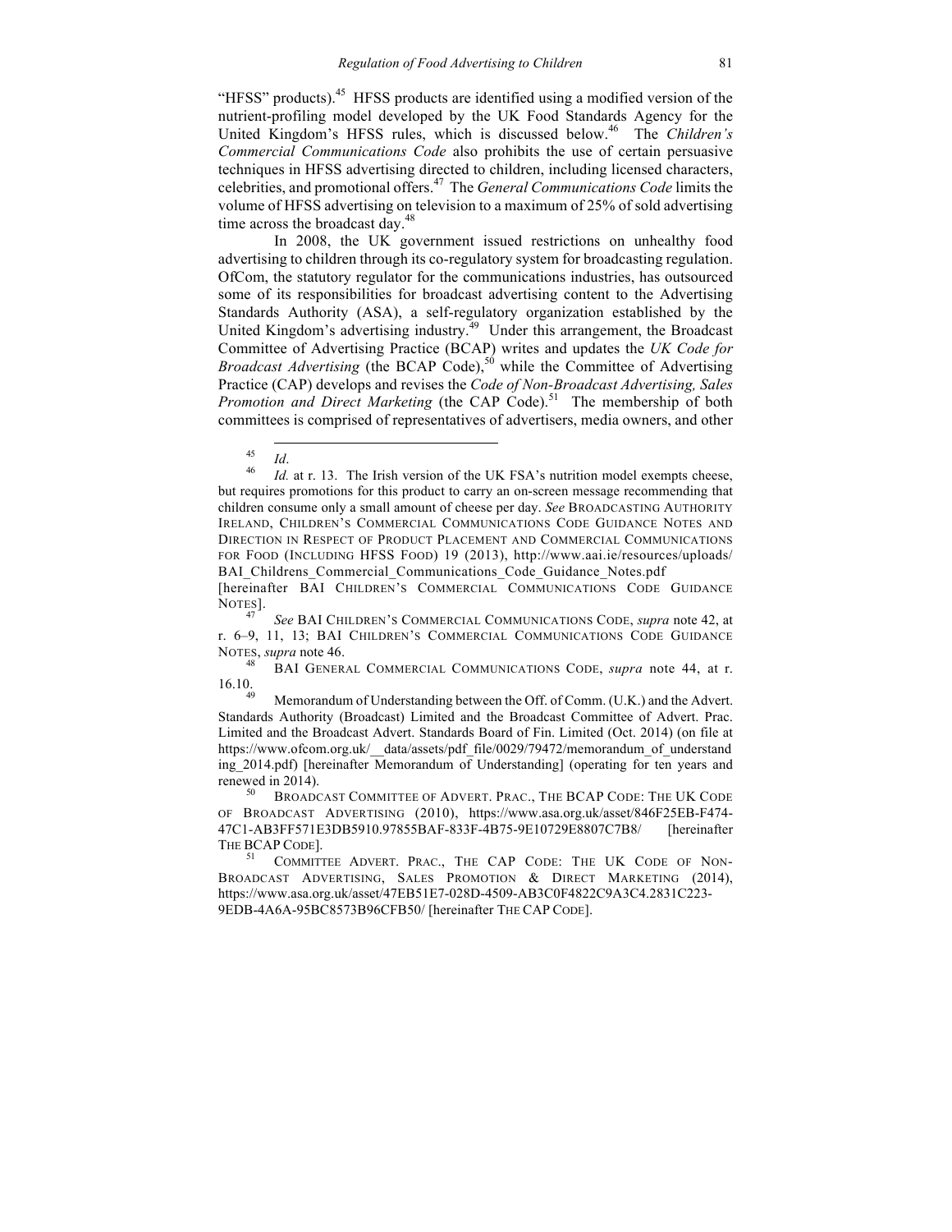"HFSS" products).[45] HFSS products are identified using a modified version of the nutrient-profiling model developed by the UK Food Standards Agency for the United Kingdom's HFSS rules, which is discussed below.[46] The *Children's Commercial Communications Code* also prohibits the use of certain persuasive techniques in HFSS advertising directed to children, including licensed characters, celebrities, and promotional offers.[47] The *General Communications Code* limits the volume of HFSS advertising on television to a maximum of 25% of sold advertising time across the broadcast day.[48]

In 2008, the UK government issued restrictions on unhealthy food advertising to children through its co-regulatory system for broadcasting regulation. OfCom, the statutory regulator for the communications industries, has outsourced some of its responsibilities for broadcast advertising content to the Advertising Standards Authority (ASA), a self-regulatory organization established by the United Kingdom's advertising industry.[49] Under this arrangement, the Broadcast Committee of Advertising Practice (BCAP) writes and updates the *UK Code for Broadcast Advertising* (the BCAP Code),[50] while the Committee of Advertising Practice (CAP) develops and revises the *Code of Non-Broadcast Advertising, Sales Promotion and Direct Marketing* (the CAP Code).[51] The membership of both committees is comprised of representatives of advertisers, media owners, and other

---

[45] *Id*.

[46] *Id.* at r. 13. The Irish version of the UK FSA's nutrition model exempts cheese, but requires promotions for this product to carry an on-screen message recommending that children consume only a small amount of cheese per day. *See* BROADCASTING AUTHORITY IRELAND, CHILDREN'S COMMERCIAL COMMUNICATIONS CODE GUIDANCE NOTES AND DIRECTION IN RESPECT OF PRODUCT PLACEMENT AND COMMERCIAL COMMUNICATIONS FOR FOOD (INCLUDING HFSS FOOD) 19 (2013), http://www.aai.ie/resources/uploads/BAI_Childrens_Commercial_Communications_Code_Guidance_Notes.pdf [hereinafter BAI CHILDREN'S COMMERCIAL COMMUNICATIONS CODE GUIDANCE NOTES].

[47] *See* BAI CHILDREN'S COMMERCIAL COMMUNICATIONS CODE, *supra* note 42, at r. 6–9, 11, 13; BAI CHILDREN'S COMMERCIAL COMMUNICATIONS CODE GUIDANCE NOTES, *supra* note 46.

[48] BAI GENERAL COMMERCIAL COMMUNICATIONS CODE, *supra* note 44, at r. 16.10.

[49] Memorandum of Understanding between the Off. of Comm. (U.K.) and the Advert. Standards Authority (Broadcast) Limited and the Broadcast Committee of Advert. Prac. Limited and the Broadcast Advert. Standards Board of Fin. Limited (Oct. 2014) (on file at https://www.ofcom.org.uk/__data/assets/pdf_file/0029/79472/memorandum_of_understanding_2014.pdf) [hereinafter Memorandum of Understanding] (operating for ten years and renewed in 2014).

[50] BROADCAST COMMITTEE OF ADVERT. PRAC., THE BCAP CODE: THE UK CODE OF BROADCAST ADVERTISING (2010), https://www.asa.org.uk/asset/846F25EB-F474-47C1-AB3FF571E3DB5910.97855BAF-833F-4B75-9E10729E8807C7B8/ [hereinafter THE BCAP CODE].

[51] COMMITTEE ADVERT. PRAC., THE CAP CODE: THE UK CODE OF NON-BROADCAST ADVERTISING, SALES PROMOTION & DIRECT MARKETING (2014), https://www.asa.org.uk/asset/47EB51E7-028D-4509-AB3C0F4822C9A3C4.2831C223-9EDB-4A6A-95BC8573B96CFB50/ [hereinafter THE CAP CODE].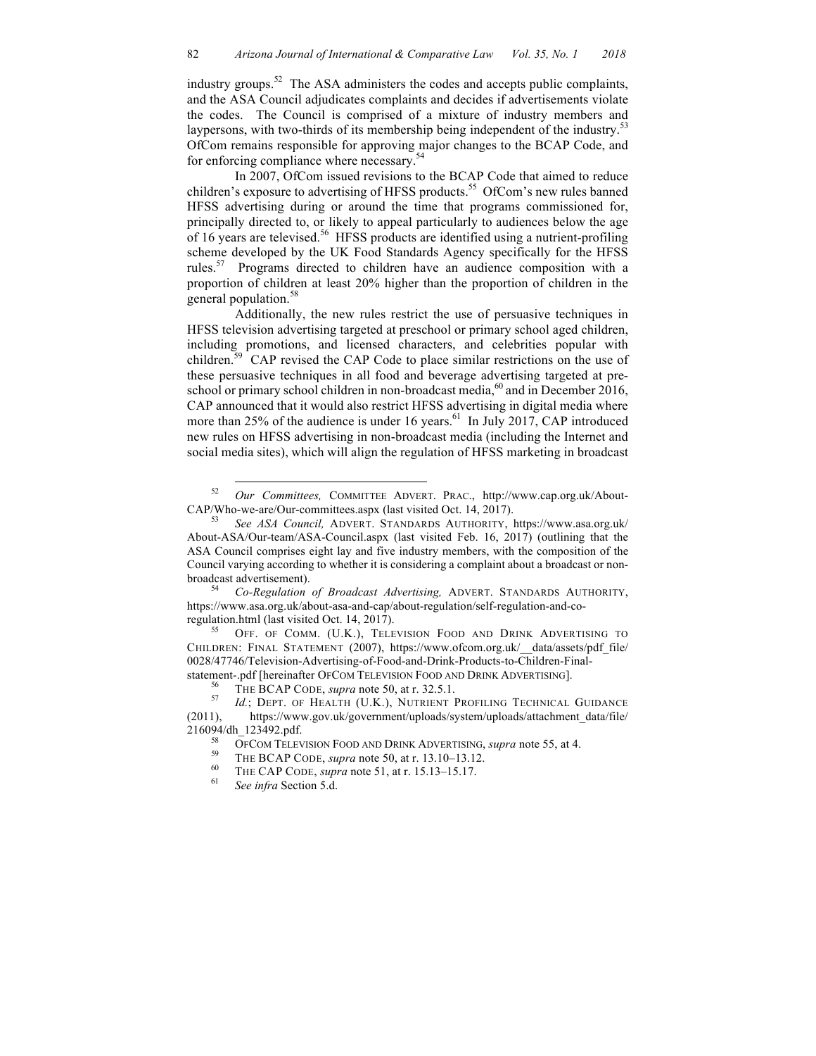industry groups.[52] The ASA administers the codes and accepts public complaints, and the ASA Council adjudicates complaints and decides if advertisements violate the codes. The Council is comprised of a mixture of industry members and laypersons, with two-thirds of its membership being independent of the industry.[53] OfCom remains responsible for approving major changes to the BCAP Code, and for enforcing compliance where necessary.[54]

In 2007, OfCom issued revisions to the BCAP Code that aimed to reduce children's exposure to advertising of HFSS products.[55] OfCom's new rules banned HFSS advertising during or around the time that programs commissioned for, principally directed to, or likely to appeal particularly to audiences below the age of 16 years are televised.[56] HFSS products are identified using a nutrient-profiling scheme developed by the UK Food Standards Agency specifically for the HFSS rules.[57] Programs directed to children have an audience composition with a proportion of children at least 20% higher than the proportion of children in the general population.[58]

Additionally, the new rules restrict the use of persuasive techniques in HFSS television advertising targeted at preschool or primary school aged children, including promotions, and licensed characters, and celebrities popular with children.[59] CAP revised the CAP Code to place similar restrictions on the use of these persuasive techniques in all food and beverage advertising targeted at pre-school or primary school children in non-broadcast media,[60] and in December 2016, CAP announced that it would also restrict HFSS advertising in digital media where more than 25% of the audience is under 16 years.[61] In July 2017, CAP introduced new rules on HFSS advertising in non-broadcast media (including the Internet and social media sites), which will align the regulation of HFSS marketing in broadcast

---

[52] *Our Committees,* COMMITTEE ADVERT. PRAC., http://www.cap.org.uk/About-CAP/Who-we-are/Our-committees.aspx (last visited Oct. 14, 2017).

[53] *See ASA Council,* ADVERT. STANDARDS AUTHORITY, https://www.asa.org.uk/About-ASA/Our-team/ASA-Council.aspx (last visited Feb. 16, 2017) (outlining that the ASA Council comprises eight lay and five industry members, with the composition of the Council varying according to whether it is considering a complaint about a broadcast or non-broadcast advertisement).

[54] *Co-Regulation of Broadcast Advertising,* ADVERT. STANDARDS AUTHORITY, https://www.asa.org.uk/about-asa-and-cap/about-regulation/self-regulation-and-co-regulation.html (last visited Oct. 14, 2017).

[55] OFF. OF COMM. (U.K.), TELEVISION FOOD AND DRINK ADVERTISING TO CHILDREN: FINAL STATEMENT (2007), https://www.ofcom.org.uk/__data/assets/pdf_file/0028/47746/Television-Advertising-of-Food-and-Drink-Products-to-Children-Final-statement-.pdf [hereinafter OFCOM TELEVISION FOOD AND DRINK ADVERTISING].

[56] THE BCAP CODE, *supra* note 50, at r. 32.5.1.

[57] *Id.*; DEPT. OF HEALTH (U.K.), NUTRIENT PROFILING TECHNICAL GUIDANCE (2011), https://www.gov.uk/government/uploads/system/uploads/attachment_data/file/216094/dh_123492.pdf.

[58] OFCOM TELEVISION FOOD AND DRINK ADVERTISING, *supra* note 55, at 4.

[59] THE BCAP CODE, *supra* note 50, at r. 13.10–13.12.

[60] THE CAP CODE, *supra* note 51, at r. 15.13–15.17.

[61] *See infra* Section 5.d.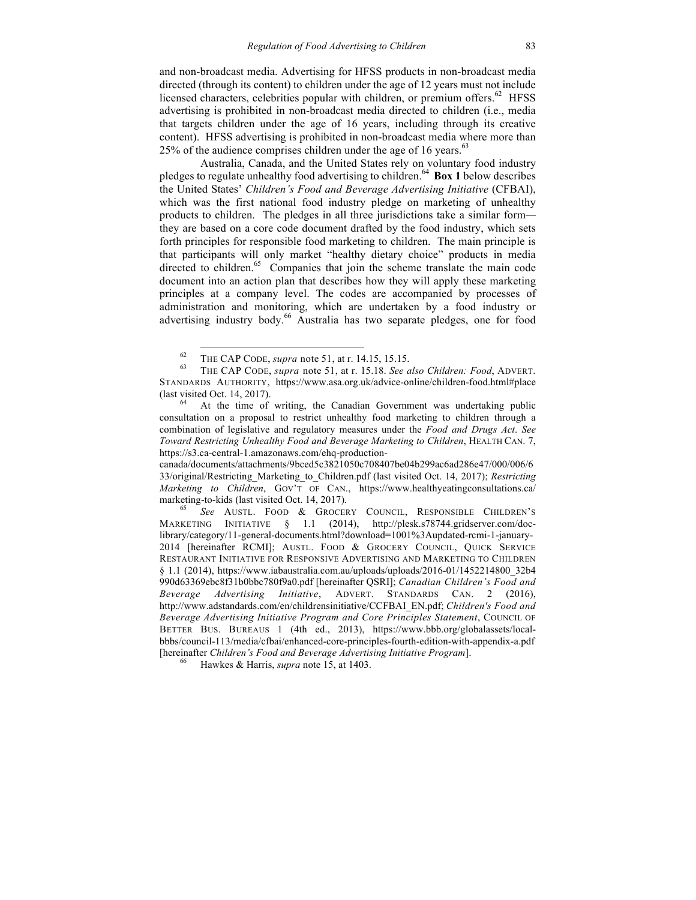and non-broadcast media. Advertising for HFSS products in non-broadcast media directed (through its content) to children under the age of 12 years must not include licensed characters, celebrities popular with children, or premium offers.[62] HFSS advertising is prohibited in non-broadcast media directed to children (i.e., media that targets children under the age of 16 years, including through its creative content). HFSS advertising is prohibited in non-broadcast media where more than 25% of the audience comprises children under the age of 16 years.[63]

Australia, Canada, and the United States rely on voluntary food industry pledges to regulate unhealthy food advertising to children.[64] **Box 1** below describes the United States' *Children's Food and Beverage Advertising Initiative* (CFBAI), which was the first national food industry pledge on marketing of unhealthy products to children. The pledges in all three jurisdictions take a similar form—they are based on a core code document drafted by the food industry, which sets forth principles for responsible food marketing to children. The main principle is that participants will only market "healthy dietary choice" products in media directed to children.[65] Companies that join the scheme translate the main code document into an action plan that describes how they will apply these marketing principles at a company level. The codes are accompanied by processes of administration and monitoring, which are undertaken by a food industry or advertising industry body.[66] Australia has two separate pledges, one for food

---

[62] THE CAP CODE, *supra* note 51, at r. 14.15, 15.15.

[63] THE CAP CODE, *supra* note 51, at r. 15.18. *See also Children: Food*, ADVERT. STANDARDS AUTHORITY, https://www.asa.org.uk/advice-online/children-food.html#place (last visited Oct. 14, 2017).

[64] At the time of writing, the Canadian Government was undertaking public consultation on a proposal to restrict unhealthy food marketing to children through a combination of legislative and regulatory measures under the *Food and Drugs Act*. *See Toward Restricting Unhealthy Food and Beverage Marketing to Children*, HEALTH CAN. 7, https://s3.ca-central-1.amazonaws.com/ehq-production-canada/documents/attachments/9bced5c3821050c708407be04b299ac6ad286e47/000/006/633/original/Restricting_Marketing_to_Children.pdf (last visited Oct. 14, 2017); *Restricting Marketing to Children*, GOV'T OF CAN., https://www.healthyeatingconsultations.ca/marketing-to-kids (last visited Oct. 14, 2017).

[65] *See* AUSTL. FOOD & GROCERY COUNCIL, RESPONSIBLE CHILDREN'S MARKETING INITIATIVE § 1.1 (2014), http://plesk.s78744.gridserver.com/doc-library/category/11-general-documents.html?download=1001%3Aupdated-rcmi-1-january-2014 [hereinafter RCMI]; AUSTL. FOOD & GROCERY COUNCIL, QUICK SERVICE RESTAURANT INITIATIVE FOR RESPONSIVE ADVERTISING AND MARKETING TO CHILDREN § 1.1 (2014), https://www.iabaustralia.com.au/uploads/uploads/2016-01/1452214800_32b4990d63369ebc8f31b0bbc780f9a0.pdf [hereinafter QSRI]; *Canadian Children's Food and Beverage Advertising Initiative*, ADVERT. STANDARDS CAN. 2 (2016), http://www.adstandards.com/en/childrensinitiative/CCFBAI_EN.pdf; *Children's Food and Beverage Advertising Initiative Program and Core Principles Statement*, COUNCIL OF BETTER BUS. BUREAUS 1 (4th ed., 2013), https://www.bbb.org/globalassets/local-bbbs/council-113/media/cfbai/enhanced-core-principles-fourth-edition-with-appendix-a.pdf [hereinafter *Children's Food and Beverage Advertising Initiative Program*].

[66] Hawkes & Harris, *supra* note 15, at 1403.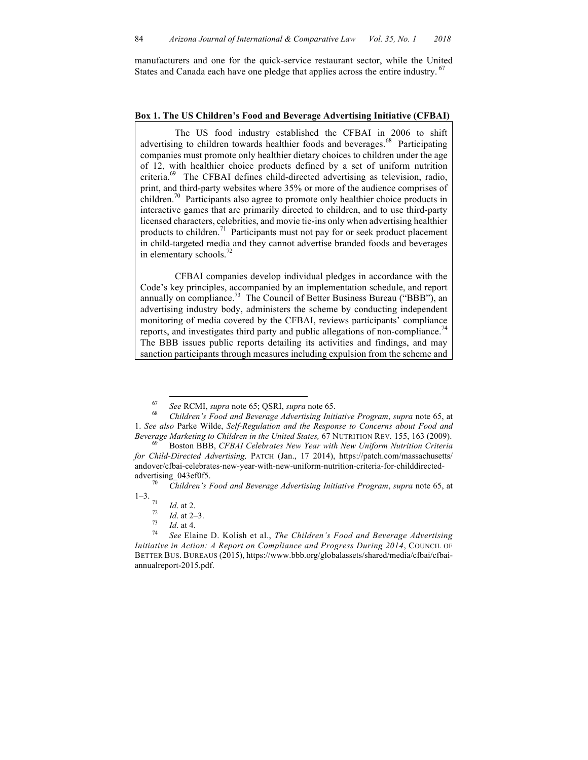manufacturers and one for the quick-service restaurant sector, while the United States and Canada each have one pledge that applies across the entire industry.[67]

**Box 1. The US Children's Food and Beverage Advertising Initiative (CFBAI)**

The US food industry established the CFBAI in 2006 to shift advertising to children towards healthier foods and beverages.[68] Participating companies must promote only healthier dietary choices to children under the age of 12, with healthier choice products defined by a set of uniform nutrition criteria.[69] The CFBAI defines child-directed advertising as television, radio, print, and third-party websites where 35% or more of the audience comprises of children.[70] Participants also agree to promote only healthier choice products in interactive games that are primarily directed to children, and to use third-party licensed characters, celebrities, and movie tie-ins only when advertising healthier products to children.[71] Participants must not pay for or seek product placement in child-targeted media and they cannot advertise branded foods and beverages in elementary schools.[72]

CFBAI companies develop individual pledges in accordance with the Code's key principles, accompanied by an implementation schedule, and report annually on compliance.[73] The Council of Better Business Bureau ("BBB"), an advertising industry body, administers the scheme by conducting independent monitoring of media covered by the CFBAI, reviews participants' compliance reports, and investigates third party and public allegations of non-compliance.[74] The BBB issues public reports detailing its activities and findings, and may sanction participants through measures including expulsion from the scheme and

---

[67] *See* RCMI, *supra* note 65; QSRI, *supra* note 65.

[68] *Children's Food and Beverage Advertising Initiative Program*, *supra* note 65, at 1. *See also* Parke Wilde, *Self-Regulation and the Response to Concerns about Food and Beverage Marketing to Children in the United States,* 67 NUTRITION REV. 155, 163 (2009).

[69] Boston BBB, *CFBAI Celebrates New Year with New Uniform Nutrition Criteria for Child-Directed Advertising,* PATCH (Jan., 17 2014), https://patch.com/massachusetts/andover/cfbai-celebrates-new-year-with-new-uniform-nutrition-criteria-for-childdirected-advertising_043ef0f5.

[70] *Children's Food and Beverage Advertising Initiative Program*, *supra* note 65, at 1–3.

[71] *Id*. at 2.

[72] *Id*. at 2–3.

[73] *Id*. at 4.

[74] *See* Elaine D. Kolish et al., *The Children's Food and Beverage Advertising Initiative in Action: A Report on Compliance and Progress During 2014*, COUNCIL OF BETTER BUS. BUREAUS (2015), https://www.bbb.org/globalassets/shared/media/cfbai/cfbai-annualreport-2015.pdf.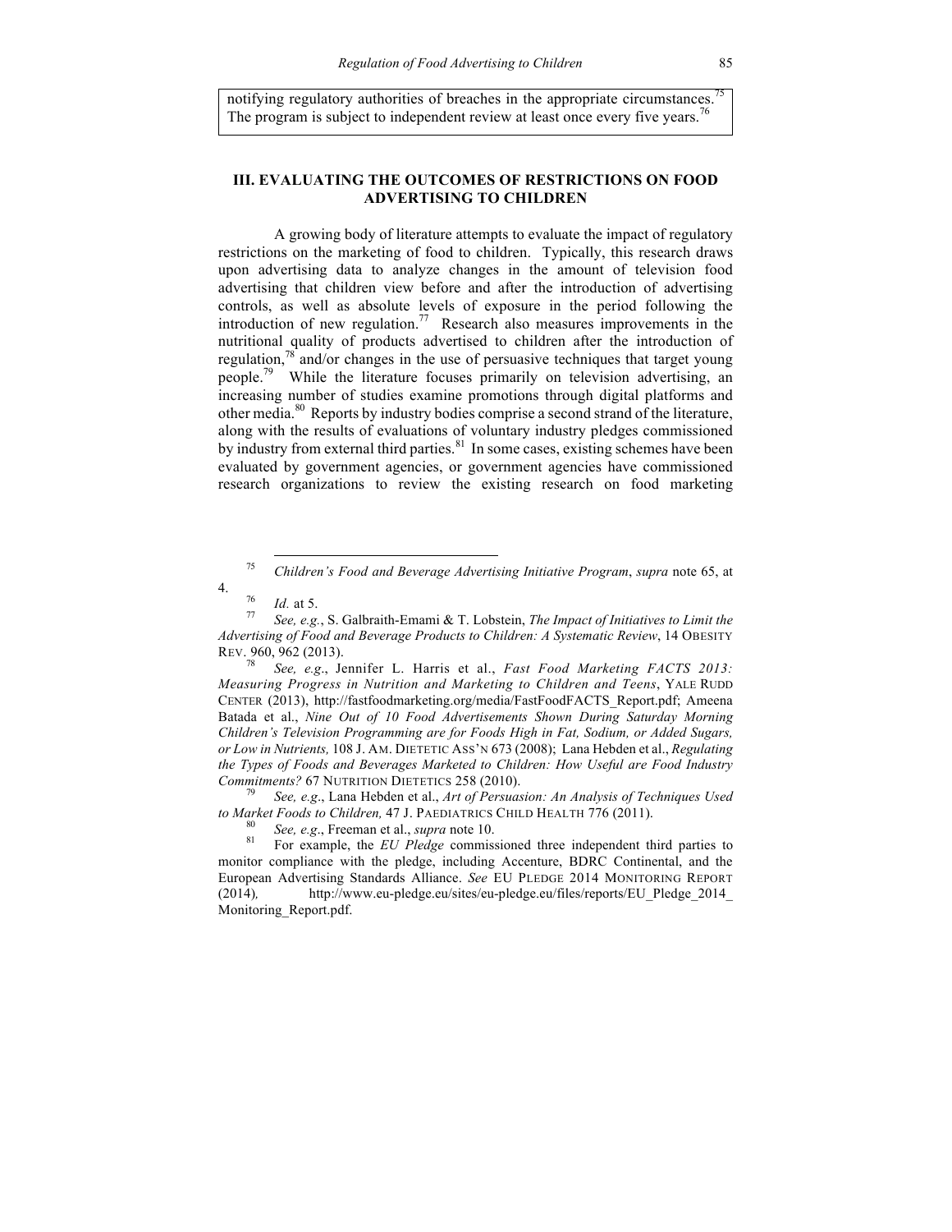notifying regulatory authorities of breaches in the appropriate circumstances.[75] The program is subject to independent review at least once every five years.[76]

## III. EVALUATING THE OUTCOMES OF RESTRICTIONS ON FOOD ADVERTISING TO CHILDREN

A growing body of literature attempts to evaluate the impact of regulatory restrictions on the marketing of food to children. Typically, this research draws upon advertising data to analyze changes in the amount of television food advertising that children view before and after the introduction of advertising controls, as well as absolute levels of exposure in the period following the introduction of new regulation.[77] Research also measures improvements in the nutritional quality of products advertised to children after the introduction of regulation,[78] and/or changes in the use of persuasive techniques that target young people.[79] While the literature focuses primarily on television advertising, an increasing number of studies examine promotions through digital platforms and other media.[80] Reports by industry bodies comprise a second strand of the literature, along with the results of evaluations of voluntary industry pledges commissioned by industry from external third parties.[81] In some cases, existing schemes have been evaluated by government agencies, or government agencies have commissioned research organizations to review the existing research on food marketing

---

[75] *Children's Food and Beverage Advertising Initiative Program*, *supra* note 65, at 4.

[76] *Id.* at 5.

[77] *See, e.g.*, S. Galbraith-Emami & T. Lobstein, *The Impact of Initiatives to Limit the Advertising of Food and Beverage Products to Children: A Systematic Review*, 14 OBESITY REV. 960, 962 (2013).

[78] *See, e.g.*, Jennifer L. Harris et al., *Fast Food Marketing FACTS 2013: Measuring Progress in Nutrition and Marketing to Children and Teens*, YALE RUDD CENTER (2013), http://fastfoodmarketing.org/media/FastFoodFACTS_Report.pdf; Ameena Batada et al., *Nine Out of 10 Food Advertisements Shown During Saturday Morning Children's Television Programming are for Foods High in Fat, Sodium, or Added Sugars, or Low in Nutrients,* 108 J. AM. DIETETIC ASS'N 673 (2008); Lana Hebden et al., *Regulating the Types of Foods and Beverages Marketed to Children: How Useful are Food Industry Commitments?* 67 NUTRITION DIETETICS 258 (2010).

[79] *See, e.g.*, Lana Hebden et al., *Art of Persuasion: An Analysis of Techniques Used to Market Foods to Children,* 47 J. PAEDIATRICS CHILD HEALTH 776 (2011).

[80] *See, e.g.*, Freeman et al., *supra* note 10.

[81] For example, the *EU Pledge* commissioned three independent third parties to monitor compliance with the pledge, including Accenture, BDRC Continental, and the European Advertising Standards Alliance. *See* EU PLEDGE 2014 MONITORING REPORT (2014), http://www.eu-pledge.eu/sites/eu-pledge.eu/files/reports/EU_Pledge_2014_Monitoring_Report.pdf.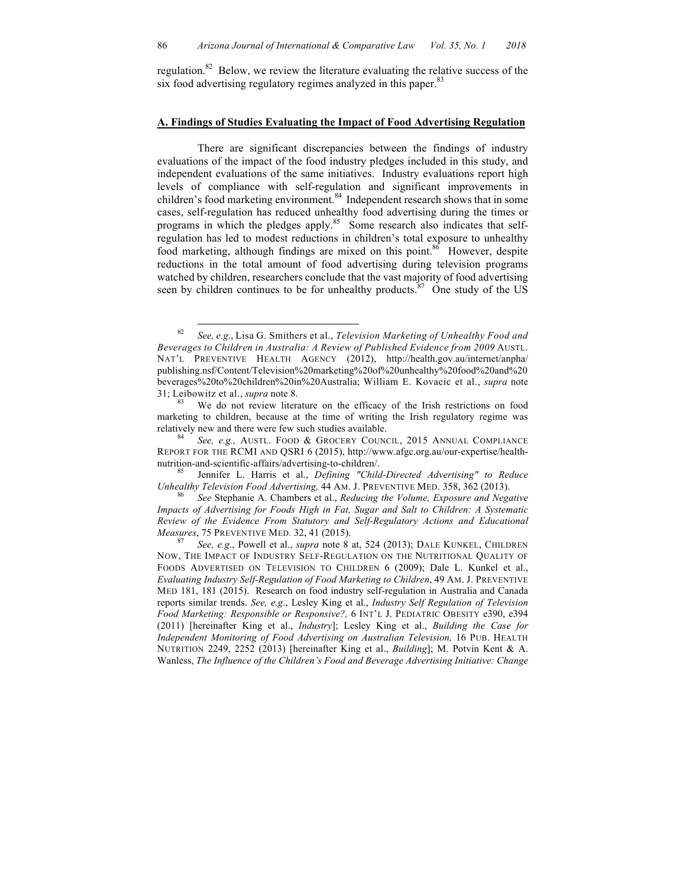regulation.[82] Below, we review the literature evaluating the relative success of the six food advertising regulatory regimes analyzed in this paper.[83]

## A. Findings of Studies Evaluating the Impact of Food Advertising Regulation

There are significant discrepancies between the findings of industry evaluations of the impact of the food industry pledges included in this study, and independent evaluations of the same initiatives. Industry evaluations report high levels of compliance with self-regulation and significant improvements in children's food marketing environment.[84] Independent research shows that in some cases, self-regulation has reduced unhealthy food advertising during the times or programs in which the pledges apply.[85] Some research also indicates that self-regulation has led to modest reductions in children's total exposure to unhealthy food marketing, although findings are mixed on this point.[86] However, despite reductions in the total amount of food advertising during television programs watched by children, researchers conclude that the vast majority of food advertising seen by children continues to be for unhealthy products.[87] One study of the US

---

[82] *See, e.g.*, Lisa G. Smithers et al., *Television Marketing of Unhealthy Food and Beverages to Children in Australia: A Review of Published Evidence from 2009* AUSTL. NAT'L PREVENTIVE HEALTH AGENCY (2012), http://health.gov.au/internet/anpha/publishing.nsf/Content/Television%20marketing%20of%20unhealthy%20food%20and%20beverages%20to%20children%20in%20Australia; William E. Kovacic et al., *supra* note 31; Leibowitz et al., *supra* note 8.

[83] We do not review literature on the efficacy of the Irish restrictions on food marketing to children, because at the time of writing the Irish regulatory regime was relatively new and there were few such studies available.

[84] *See, e.g.,* AUSTL. FOOD & GROCERY COUNCIL, 2015 ANNUAL COMPLIANCE REPORT FOR THE RCMI AND QSRI 6 (2015), http://www.afgc.org.au/our-expertise/health-nutrition-and-scientific-affairs/advertising-to-children/.

[85] Jennifer L. Harris et al., *Defining "Child-Directed Advertising" to Reduce Unhealthy Television Food Advertising,* 44 AM. J. PREVENTIVE MED. 358, 362 (2013).

[86] *See* Stephanie A. Chambers et al., *Reducing the Volume, Exposure and Negative Impacts of Advertising for Foods High in Fat, Sugar and Salt to Children: A Systematic Review of the Evidence From Statutory and Self-Regulatory Actions and Educational Measures*, 75 PREVENTIVE MED. 32, 41 (2015).

[87] *See, e.g*., Powell et al., *supra* note 8 at, 524 (2013); DALE KUNKEL, CHILDREN NOW, THE IMPACT OF INDUSTRY SELF-REGULATION ON THE NUTRITIONAL QUALITY OF FOODS ADVERTISED ON TELEVISION TO CHILDREN 6 (2009); Dale L. Kunkel et al., *Evaluating Industry Self-Regulation of Food Marketing to Children*, 49 AM. J. PREVENTIVE MED 181, 181 (2015). Research on food industry self-regulation in Australia and Canada reports similar trends. *See, e.g*., Lesley King et al., *Industry Self Regulation of Television Food Marketing: Responsible or Responsive?,* 6 INT'L J. PEDIATRIC OBESITY e390, e394 (2011) [hereinafter King et al., *Industry*]; Lesley King et al., *Building the Case for Independent Monitoring of Food Advertising on Australian Television,* 16 PUB. HEALTH NUTRITION 2249, 2252 (2013) [hereinafter King et al., *Building*]; M. Potvin Kent & A. Wanless, *The Influence of the Children's Food and Beverage Advertising Initiative: Change*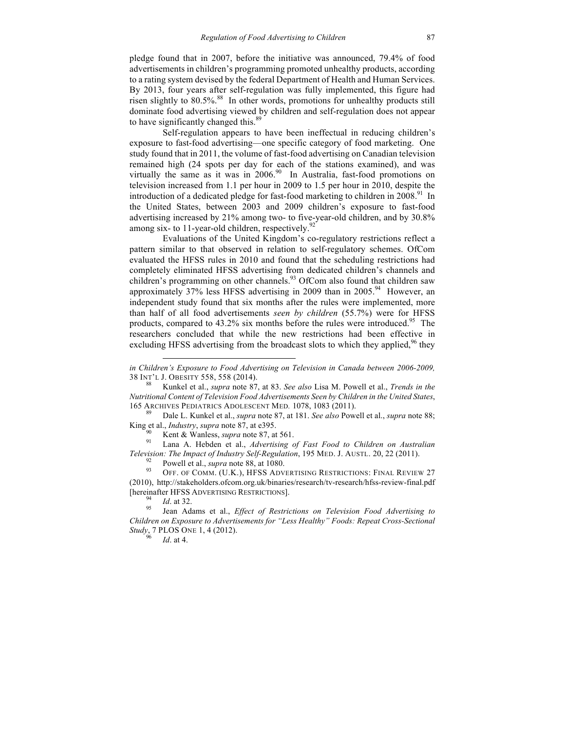pledge found that in 2007, before the initiative was announced, 79.4% of food advertisements in children's programming promoted unhealthy products, according to a rating system devised by the federal Department of Health and Human Services. By 2013, four years after self-regulation was fully implemented, this figure had risen slightly to 80.5%.[88] In other words, promotions for unhealthy products still dominate food advertising viewed by children and self-regulation does not appear to have significantly changed this.[89]

Self-regulation appears to have been ineffectual in reducing children's exposure to fast-food advertising—one specific category of food marketing. One study found that in 2011, the volume of fast-food advertising on Canadian television remained high (24 spots per day for each of the stations examined), and was virtually the same as it was in 2006.[90] In Australia, fast-food promotions on television increased from 1.1 per hour in 2009 to 1.5 per hour in 2010, despite the introduction of a dedicated pledge for fast-food marketing to children in 2008.[91] In the United States, between 2003 and 2009 children's exposure to fast-food advertising increased by 21% among two- to five-year-old children, and by 30.8% among six- to 11-year-old children, respectively.[92]

Evaluations of the United Kingdom's co-regulatory restrictions reflect a pattern similar to that observed in relation to self-regulatory schemes. OfCom evaluated the HFSS rules in 2010 and found that the scheduling restrictions had completely eliminated HFSS advertising from dedicated children's channels and children's programming on other channels.[93] OfCom also found that children saw approximately 37% less HFSS advertising in 2009 than in 2005.[94] However, an independent study found that six months after the rules were implemented, more than half of all food advertisements *seen by children* (55.7%) were for HFSS products, compared to 43.2% six months before the rules were introduced.[95] The researchers concluded that while the new restrictions had been effective in excluding HFSS advertising from the broadcast slots to which they applied,[96] they

---

*in Children's Exposure to Food Advertising on Television in Canada between 2006-2009,* 38 INT'L J. OBESITY 558, 558 (2014).

[88] Kunkel et al., *supra* note 87, at 83. *See also* Lisa M. Powell et al., *Trends in the Nutritional Content of Television Food Advertisements Seen by Children in the United States*, 165 ARCHIVES PEDIATRICS ADOLESCENT MED. 1078, 1083 (2011).

[89] Dale L. Kunkel et al., *supra* note 87, at 181. *See also* Powell et al., *supra* note 88; King et al., *Industry*, *supra* note 87, at e395.

[90] Kent & Wanless, *supra* note 87, at 561.

[91] Lana A. Hebden et al., *Advertising of Fast Food to Children on Australian Television: The Impact of Industry Self-Regulation*, 195 MED. J. AUSTL. 20, 22 (2011).

[92] Powell et al., *supra* note 88, at 1080.

[93] OFF. OF COMM. (U.K.), HFSS ADVERTISING RESTRICTIONS: FINAL REVIEW 27 (2010), http://stakeholders.ofcom.org.uk/binaries/research/tv-research/hfss-review-final.pdf [hereinafter HFSS ADVERTISING RESTRICTIONS].

[94] *Id*. at 32.

[95] Jean Adams et al., *Effect of Restrictions on Television Food Advertising to Children on Exposure to Advertisements for "Less Healthy" Foods: Repeat Cross-Sectional Study*, 7 PLOS ONE 1, 4 (2012).

[96] *Id*. at 4.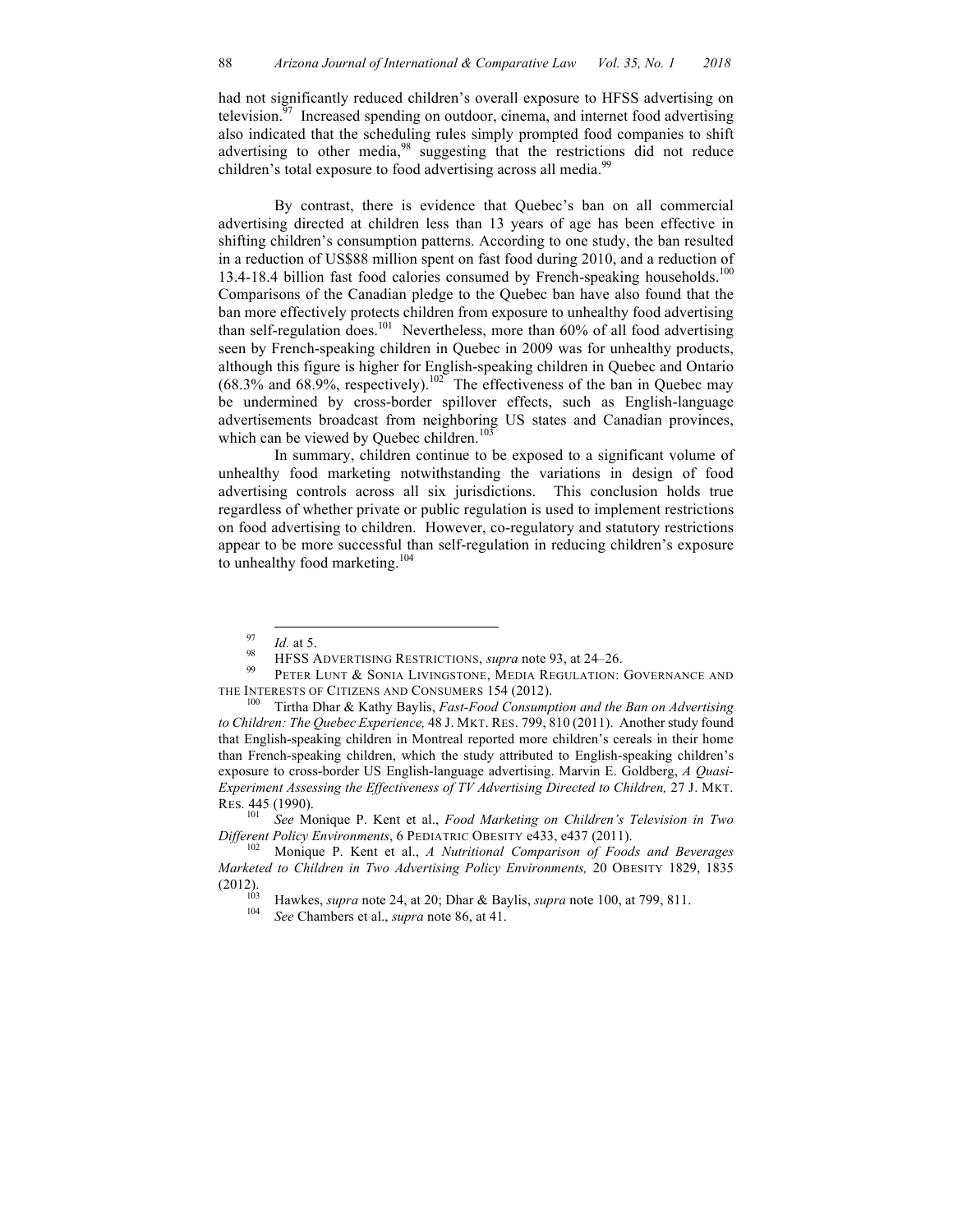had not significantly reduced children's overall exposure to HFSS advertising on television.[97] Increased spending on outdoor, cinema, and internet food advertising also indicated that the scheduling rules simply prompted food companies to shift advertising to other media,[98] suggesting that the restrictions did not reduce children's total exposure to food advertising across all media.[99]

By contrast, there is evidence that Quebec's ban on all commercial advertising directed at children less than 13 years of age has been effective in shifting children's consumption patterns. According to one study, the ban resulted in a reduction of US$88 million spent on fast food during 2010, and a reduction of 13.4-18.4 billion fast food calories consumed by French-speaking households.[100] Comparisons of the Canadian pledge to the Quebec ban have also found that the ban more effectively protects children from exposure to unhealthy food advertising than self-regulation does.[101] Nevertheless, more than 60% of all food advertising seen by French-speaking children in Quebec in 2009 was for unhealthy products, although this figure is higher for English-speaking children in Quebec and Ontario (68.3% and 68.9%, respectively).[102] The effectiveness of the ban in Quebec may be undermined by cross-border spillover effects, such as English-language advertisements broadcast from neighboring US states and Canadian provinces, which can be viewed by Quebec children.[103]

In summary, children continue to be exposed to a significant volume of unhealthy food marketing notwithstanding the variations in design of food advertising controls across all six jurisdictions. This conclusion holds true regardless of whether private or public regulation is used to implement restrictions on food advertising to children. However, co-regulatory and statutory restrictions appear to be more successful than self-regulation in reducing children's exposure to unhealthy food marketing.[104]

---

[97] *Id.* at 5.

[98] HFSS ADVERTISING RESTRICTIONS, *supra* note 93, at 24–26.

[99] PETER LUNT & SONIA LIVINGSTONE, MEDIA REGULATION: GOVERNANCE AND THE INTERESTS OF CITIZENS AND CONSUMERS 154 (2012).

[100] Tirtha Dhar & Kathy Baylis, *Fast-Food Consumption and the Ban on Advertising to Children: The Quebec Experience,* 48 J. MKT. RES. 799, 810 (2011). Another study found that English-speaking children in Montreal reported more children's cereals in their home than French-speaking children, which the study attributed to English-speaking children's exposure to cross-border US English-language advertising. Marvin E. Goldberg, *A Quasi-Experiment Assessing the Effectiveness of TV Advertising Directed to Children,* 27 J. MKT. RES. 445 (1990).

[101] *See* Monique P. Kent et al., *Food Marketing on Children's Television in Two Different Policy Environments*, 6 PEDIATRIC OBESITY e433, e437 (2011).

[102] Monique P. Kent et al., *A Nutritional Comparison of Foods and Beverages Marketed to Children in Two Advertising Policy Environments,* 20 OBESITY 1829, 1835 (2012).

[103] Hawkes, *supra* note 24, at 20; Dhar & Baylis, *supra* note 100, at 799, 811.

[104] *See* Chambers et al., *supra* note 86, at 41.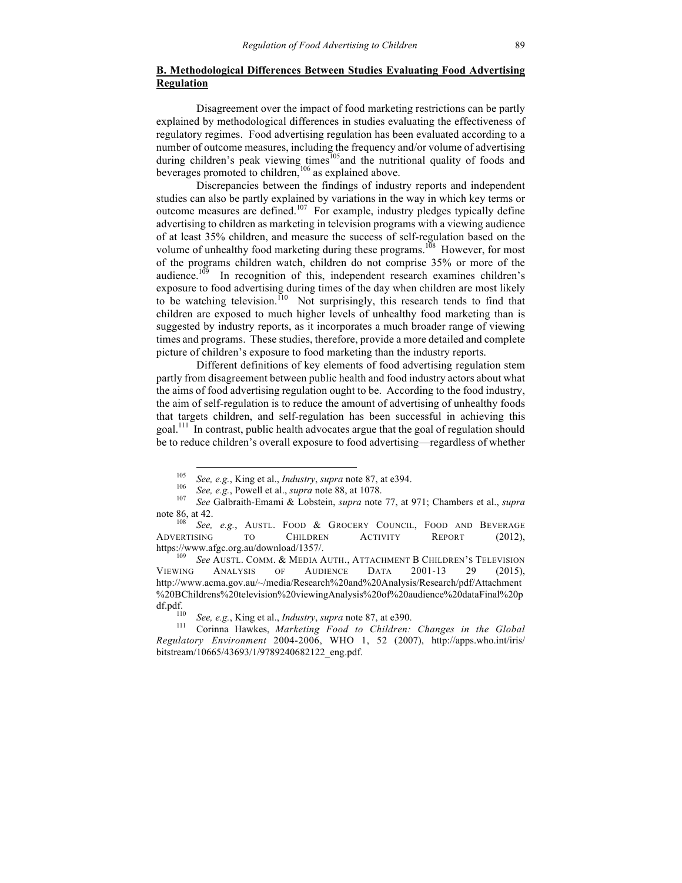## **B. Methodological Differences Between Studies Evaluating Food Advertising Regulation**

Disagreement over the impact of food marketing restrictions can be partly explained by methodological differences in studies evaluating the effectiveness of regulatory regimes. Food advertising regulation has been evaluated according to a number of outcome measures, including the frequency and/or volume of advertising during children's peak viewing times[105] and the nutritional quality of foods and beverages promoted to children,[106] as explained above.

Discrepancies between the findings of industry reports and independent studies can also be partly explained by variations in the way in which key terms or outcome measures are defined.[107] For example, industry pledges typically define advertising to children as marketing in television programs with a viewing audience of at least 35% children, and measure the success of self-regulation based on the volume of unhealthy food marketing during these programs.[108] However, for most of the programs children watch, children do not comprise 35% or more of the audience.[109] In recognition of this, independent research examines children's exposure to food advertising during times of the day when children are most likely to be watching television.[110] Not surprisingly, this research tends to find that children are exposed to much higher levels of unhealthy food marketing than is suggested by industry reports, as it incorporates a much broader range of viewing times and programs. These studies, therefore, provide a more detailed and complete picture of children's exposure to food marketing than the industry reports.

Different definitions of key elements of food advertising regulation stem partly from disagreement between public health and food industry actors about what the aims of food advertising regulation ought to be. According to the food industry, the aim of self-regulation is to reduce the amount of advertising of unhealthy foods that targets children, and self-regulation has been successful in achieving this goal.[111] In contrast, public health advocates argue that the goal of regulation should be to reduce children's overall exposure to food advertising—regardless of whether

---

[105] *See, e.g.*, King et al., *Industry*, *supra* note 87, at e394.

[106] *See, e.g.*, Powell et al., *supra* note 88, at 1078.

[107] *See* Galbraith-Emami & Lobstein, *supra* note 77, at 971; Chambers et al., *supra* note 86, at 42.

[108] *See, e.g.*, AUSTL. FOOD & GROCERY COUNCIL, FOOD AND BEVERAGE ADVERTISING TO CHILDREN ACTIVITY REPORT (2012), https://www.afgc.org.au/download/1357/.

[109] *See* AUSTL. COMM. & MEDIA AUTH., ATTACHMENT B CHILDREN'S TELEVISION VIEWING ANALYSIS OF AUDIENCE DATA 2001-13 29 (2015), http://www.acma.gov.au/~/media/Research%20and%20Analysis/Research/pdf/Attachment%20BChildrens%20television%20viewingAnalysis%20of%20audience%20dataFinal%20pdf.pdf.

[110] *See, e.g.*, King et al., *Industry*, *supra* note 87, at e390.

[111] Corinna Hawkes, *Marketing Food to Children: Changes in the Global Regulatory Environment* 2004-2006, WHO 1, 52 (2007), http://apps.who.int/iris/bitstream/10665/43693/1/9789240682122_eng.pdf.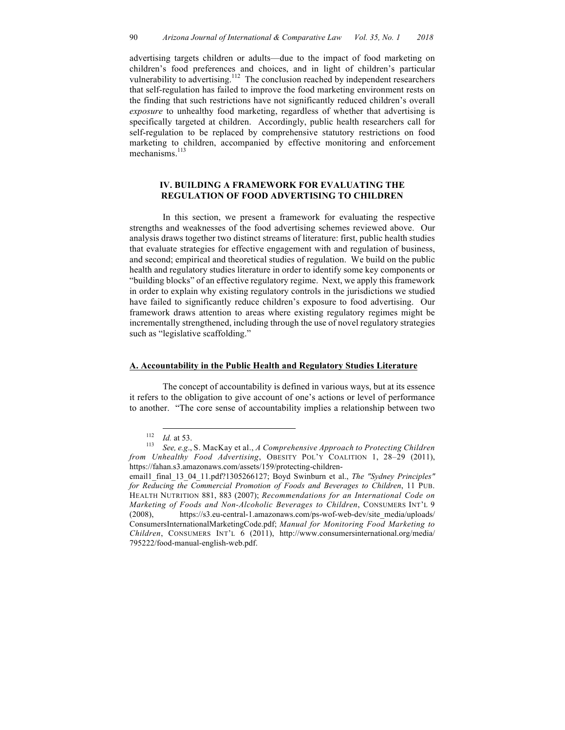advertising targets children or adults—due to the impact of food marketing on children's food preferences and choices, and in light of children's particular vulnerability to advertising.[112] The conclusion reached by independent researchers that self-regulation has failed to improve the food marketing environment rests on the finding that such restrictions have not significantly reduced children's overall *exposure* to unhealthy food marketing, regardless of whether that advertising is specifically targeted at children. Accordingly, public health researchers call for self-regulation to be replaced by comprehensive statutory restrictions on food marketing to children, accompanied by effective monitoring and enforcement mechanisms.[113]

## IV. BUILDING A FRAMEWORK FOR EVALUATING THE REGULATION OF FOOD ADVERTISING TO CHILDREN

In this section, we present a framework for evaluating the respective strengths and weaknesses of the food advertising schemes reviewed above. Our analysis draws together two distinct streams of literature: first, public health studies that evaluate strategies for effective engagement with and regulation of business, and second; empirical and theoretical studies of regulation. We build on the public health and regulatory studies literature in order to identify some key components or "building blocks" of an effective regulatory regime. Next, we apply this framework in order to explain why existing regulatory controls in the jurisdictions we studied have failed to significantly reduce children's exposure to food advertising. Our framework draws attention to areas where existing regulatory regimes might be incrementally strengthened, including through the use of novel regulatory strategies such as "legislative scaffolding."

### A. Accountability in the Public Health and Regulatory Studies Literature

The concept of accountability is defined in various ways, but at its essence it refers to the obligation to give account of one's actions or level of performance to another. "The core sense of accountability implies a relationship between two

---

[112] *Id.* at 53.

[113] *See, e.g.*, S. MacKay et al., *A Comprehensive Approach to Protecting Children from Unhealthy Food Advertising*, OBESITY POL'Y COALITION 1, 28–29 (2011), https://fahan.s3.amazonaws.com/assets/159/protecting-children-email1_final_13_04_11.pdf?1305266127; Boyd Swinburn et al., *The "Sydney Principles" for Reducing the Commercial Promotion of Foods and Beverages to Children*, 11 PUB. HEALTH NUTRITION 881, 883 (2007); *Recommendations for an International Code on Marketing of Foods and Non-Alcoholic Beverages to Children*, CONSUMERS INT'L 9 (2008), https://s3.eu-central-1.amazonaws.com/ps-wof-web-dev/site_media/uploads/ConsumersInternationalMarketingCode.pdf; *Manual for Monitoring Food Marketing to Children*, CONSUMERS INT'L 6 (2011), http://www.consumersinternational.org/media/795222/food-manual-english-web.pdf.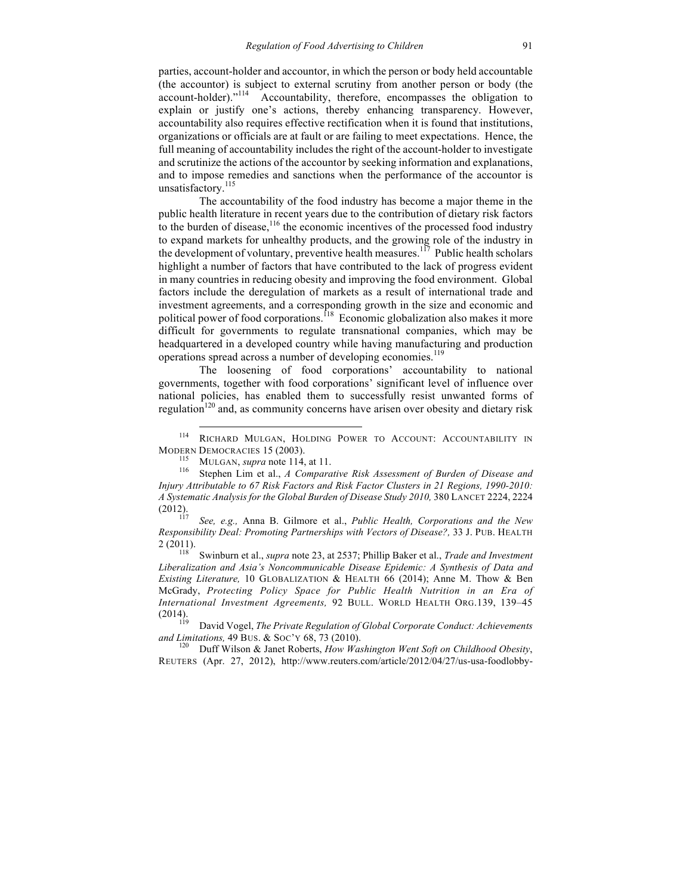parties, account-holder and accountor, in which the person or body held accountable (the accountor) is subject to external scrutiny from another person or body (the account-holder)."[114] Accountability, therefore, encompasses the obligation to explain or justify one's actions, thereby enhancing transparency. However, accountability also requires effective rectification when it is found that institutions, organizations or officials are at fault or are failing to meet expectations. Hence, the full meaning of accountability includes the right of the account-holder to investigate and scrutinize the actions of the accountor by seeking information and explanations, and to impose remedies and sanctions when the performance of the accountor is unsatisfactory.[115]

The accountability of the food industry has become a major theme in the public health literature in recent years due to the contribution of dietary risk factors to the burden of disease,[116] the economic incentives of the processed food industry to expand markets for unhealthy products, and the growing role of the industry in the development of voluntary, preventive health measures.[117] Public health scholars highlight a number of factors that have contributed to the lack of progress evident in many countries in reducing obesity and improving the food environment. Global factors include the deregulation of markets as a result of international trade and investment agreements, and a corresponding growth in the size and economic and political power of food corporations.[118] Economic globalization also makes it more difficult for governments to regulate transnational companies, which may be headquartered in a developed country while having manufacturing and production operations spread across a number of developing economies.[119]

The loosening of food corporations' accountability to national governments, together with food corporations' significant level of influence over national policies, has enabled them to successfully resist unwanted forms of regulation[120] and, as community concerns have arisen over obesity and dietary risk

---

[114] RICHARD MULGAN, HOLDING POWER TO ACCOUNT: ACCOUNTABILITY IN MODERN DEMOCRACIES 15 (2003).

[115] MULGAN, *supra* note 114, at 11.

[116] Stephen Lim et al., *A Comparative Risk Assessment of Burden of Disease and Injury Attributable to 67 Risk Factors and Risk Factor Clusters in 21 Regions, 1990-2010: A Systematic Analysis for the Global Burden of Disease Study 2010,* 380 LANCET 2224, 2224 (2012).

[117] *See, e.g.,* Anna B. Gilmore et al., *Public Health, Corporations and the New Responsibility Deal: Promoting Partnerships with Vectors of Disease?,* 33 J. PUB. HEALTH 2 (2011).

[118] Swinburn et al., *supra* note 23, at 2537; Phillip Baker et al., *Trade and Investment Liberalization and Asia's Noncommunicable Disease Epidemic: A Synthesis of Data and Existing Literature,* 10 GLOBALIZATION & HEALTH 66 (2014); Anne M. Thow & Ben McGrady, *Protecting Policy Space for Public Health Nutrition in an Era of International Investment Agreements,* 92 BULL. WORLD HEALTH ORG.139, 139–45 (2014).

[119] David Vogel, *The Private Regulation of Global Corporate Conduct: Achievements and Limitations,* 49 BUS. & SOC'Y 68, 73 (2010).

[120] Duff Wilson & Janet Roberts, *How Washington Went Soft on Childhood Obesity*, REUTERS (Apr. 27, 2012), http://www.reuters.com/article/2012/04/27/us-usa-foodlobby-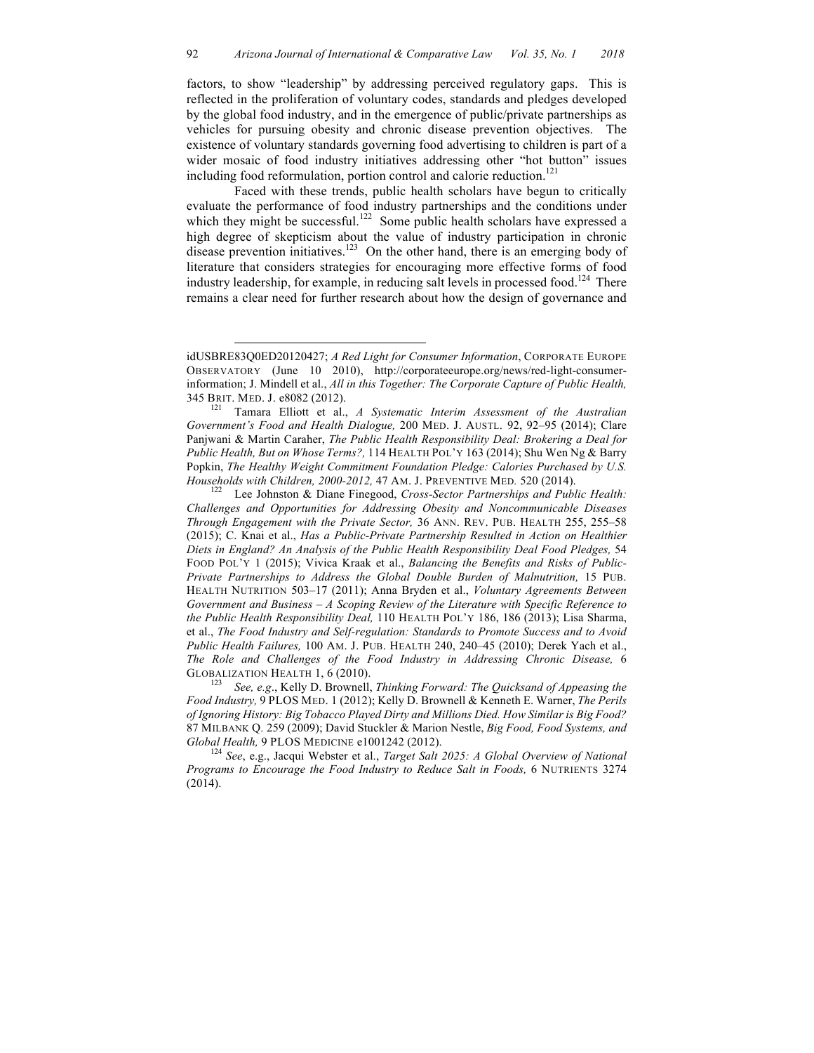factors, to show "leadership" by addressing perceived regulatory gaps. This is reflected in the proliferation of voluntary codes, standards and pledges developed by the global food industry, and in the emergence of public/private partnerships as vehicles for pursuing obesity and chronic disease prevention objectives. The existence of voluntary standards governing food advertising to children is part of a wider mosaic of food industry initiatives addressing other "hot button" issues including food reformulation, portion control and calorie reduction.[121]

Faced with these trends, public health scholars have begun to critically evaluate the performance of food industry partnerships and the conditions under which they might be successful.[122] Some public health scholars have expressed a high degree of skepticism about the value of industry participation in chronic disease prevention initiatives.[123] On the other hand, there is an emerging body of literature that considers strategies for encouraging more effective forms of food industry leadership, for example, in reducing salt levels in processed food.[124] There remains a clear need for further research about how the design of governance and

---

idUSBRE83Q0ED20120427; *A Red Light for Consumer Information*, CORPORATE EUROPE OBSERVATORY (June 10 2010), http://corporateeurope.org/news/red-light-consumer-information; J. Mindell et al., *All in this Together: The Corporate Capture of Public Health,* 345 BRIT. MED. J. e8082 (2012).

[121] Tamara Elliott et al., *A Systematic Interim Assessment of the Australian Government's Food and Health Dialogue,* 200 MED. J. AUSTL. 92, 92–95 (2014); Clare Panjwani & Martin Caraher, *The Public Health Responsibility Deal: Brokering a Deal for Public Health, But on Whose Terms?,* 114 HEALTH POL'Y 163 (2014); Shu Wen Ng & Barry Popkin, *The Healthy Weight Commitment Foundation Pledge: Calories Purchased by U.S. Households with Children, 2000-2012,* 47 AM. J. PREVENTIVE MED. 520 (2014).

[122] Lee Johnston & Diane Finegood, *Cross-Sector Partnerships and Public Health: Challenges and Opportunities for Addressing Obesity and Noncommunicable Diseases Through Engagement with the Private Sector,* 36 ANN. REV. PUB. HEALTH 255, 255–58 (2015); C. Knai et al., *Has a Public-Private Partnership Resulted in Action on Healthier Diets in England? An Analysis of the Public Health Responsibility Deal Food Pledges,* 54 FOOD POL'Y 1 (2015); Vivica Kraak et al., *Balancing the Benefits and Risks of Public-Private Partnerships to Address the Global Double Burden of Malnutrition,* 15 PUB. HEALTH NUTRITION 503–17 (2011); Anna Bryden et al., *Voluntary Agreements Between Government and Business – A Scoping Review of the Literature with Specific Reference to the Public Health Responsibility Deal,* 110 HEALTH POL'Y 186, 186 (2013); Lisa Sharma, et al., *The Food Industry and Self-regulation: Standards to Promote Success and to Avoid Public Health Failures,* 100 AM. J. PUB. HEALTH 240, 240–45 (2010); Derek Yach et al., *The Role and Challenges of the Food Industry in Addressing Chronic Disease,* 6 GLOBALIZATION HEALTH 1, 6 (2010).

[123] *See, e.g*., Kelly D. Brownell, *Thinking Forward: The Quicksand of Appeasing the Food Industry,* 9 PLOS MED. 1 (2012); Kelly D. Brownell & Kenneth E. Warner, *The Perils of Ignoring History: Big Tobacco Played Dirty and Millions Died. How Similar is Big Food?* 87 MILBANK Q. 259 (2009); David Stuckler & Marion Nestle, *Big Food, Food Systems, and Global Health,* 9 PLOS MEDICINE e1001242 (2012).

[124] *See*, e.g., Jacqui Webster et al., *Target Salt 2025: A Global Overview of National Programs to Encourage the Food Industry to Reduce Salt in Foods,* 6 NUTRIENTS 3274 (2014).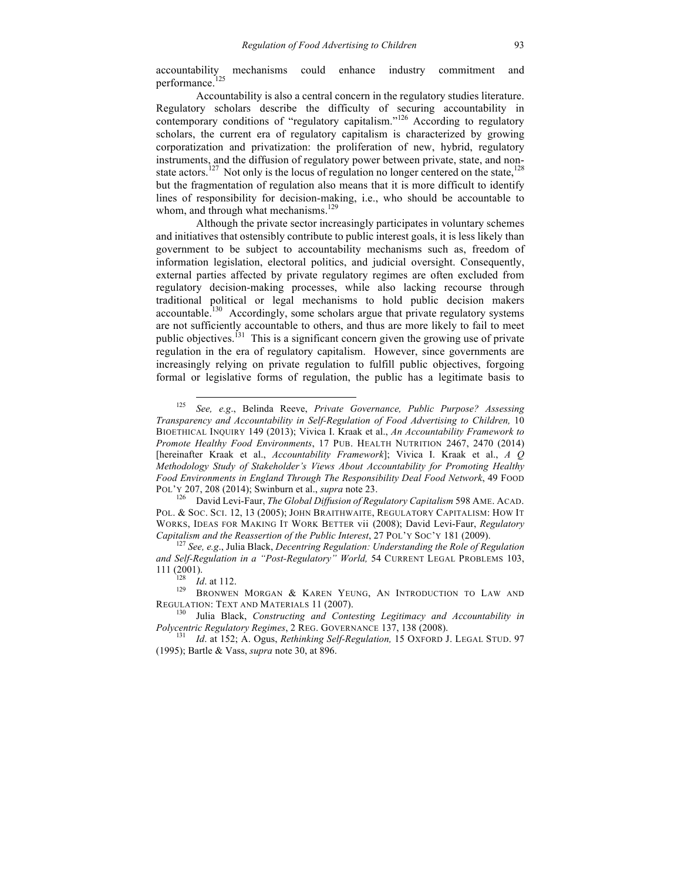accountability mechanisms could enhance industry commitment and performance.[125]

Accountability is also a central concern in the regulatory studies literature. Regulatory scholars describe the difficulty of securing accountability in contemporary conditions of "regulatory capitalism."[126] According to regulatory scholars, the current era of regulatory capitalism is characterized by growing corporatization and privatization: the proliferation of new, hybrid, regulatory instruments, and the diffusion of regulatory power between private, state, and non-state actors.[127] Not only is the locus of regulation no longer centered on the state,[128] but the fragmentation of regulation also means that it is more difficult to identify lines of responsibility for decision-making, i.e., who should be accountable to whom, and through what mechanisms.[129]

Although the private sector increasingly participates in voluntary schemes and initiatives that ostensibly contribute to public interest goals, it is less likely than government to be subject to accountability mechanisms such as, freedom of information legislation, electoral politics, and judicial oversight. Consequently, external parties affected by private regulatory regimes are often excluded from regulatory decision-making processes, while also lacking recourse through traditional political or legal mechanisms to hold public decision makers accountable.[130] Accordingly, some scholars argue that private regulatory systems are not sufficiently accountable to others, and thus are more likely to fail to meet public objectives.[131] This is a significant concern given the growing use of private regulation in the era of regulatory capitalism. However, since governments are increasingly relying on private regulation to fulfill public objectives, forgoing formal or legislative forms of regulation, the public has a legitimate basis to

---

[125] *See, e.g.*, Belinda Reeve, *Private Governance, Public Purpose? Assessing Transparency and Accountability in Self-Regulation of Food Advertising to Children,* 10 BIOETHICAL INQUIRY 149 (2013); Vivica I. Kraak et al., *An Accountability Framework to Promote Healthy Food Environments*, 17 PUB. HEALTH NUTRITION 2467, 2470 (2014) [hereinafter Kraak et al., *Accountability Framework*]; Vivica I. Kraak et al., *A Q Methodology Study of Stakeholder's Views About Accountability for Promoting Healthy Food Environments in England Through The Responsibility Deal Food Network*, 49 FOOD POL'Y 207, 208 (2014); Swinburn et al., *supra* note 23.

[126] David Levi-Faur, *The Global Diffusion of Regulatory Capitalism* 598 AME. ACAD. POL. & SOC. SCI. 12, 13 (2005); JOHN BRAITHWAITE, REGULATORY CAPITALISM: HOW IT WORKS, IDEAS FOR MAKING IT WORK BETTER vii (2008); David Levi-Faur, *Regulatory Capitalism and the Reassertion of the Public Interest*, 27 POL'Y SOC'Y 181 (2009).

[127] *See, e.g.*, Julia Black, *Decentring Regulation: Understanding the Role of Regulation and Self-Regulation in a "Post-Regulatory" World,* 54 CURRENT LEGAL PROBLEMS 103, 111 (2001).

[128] *Id*. at 112.

[129] BRONWEN MORGAN & KAREN YEUNG, AN INTRODUCTION TO LAW AND REGULATION: TEXT AND MATERIALS 11 (2007).

[130] Julia Black, *Constructing and Contesting Legitimacy and Accountability in Polycentric Regulatory Regimes*, 2 REG. GOVERNANCE 137, 138 (2008).

[131] *Id*. at 152; A. Ogus, *Rethinking Self-Regulation,* 15 OXFORD J. LEGAL STUD. 97 (1995); Bartle & Vass, *supra* note 30, at 896.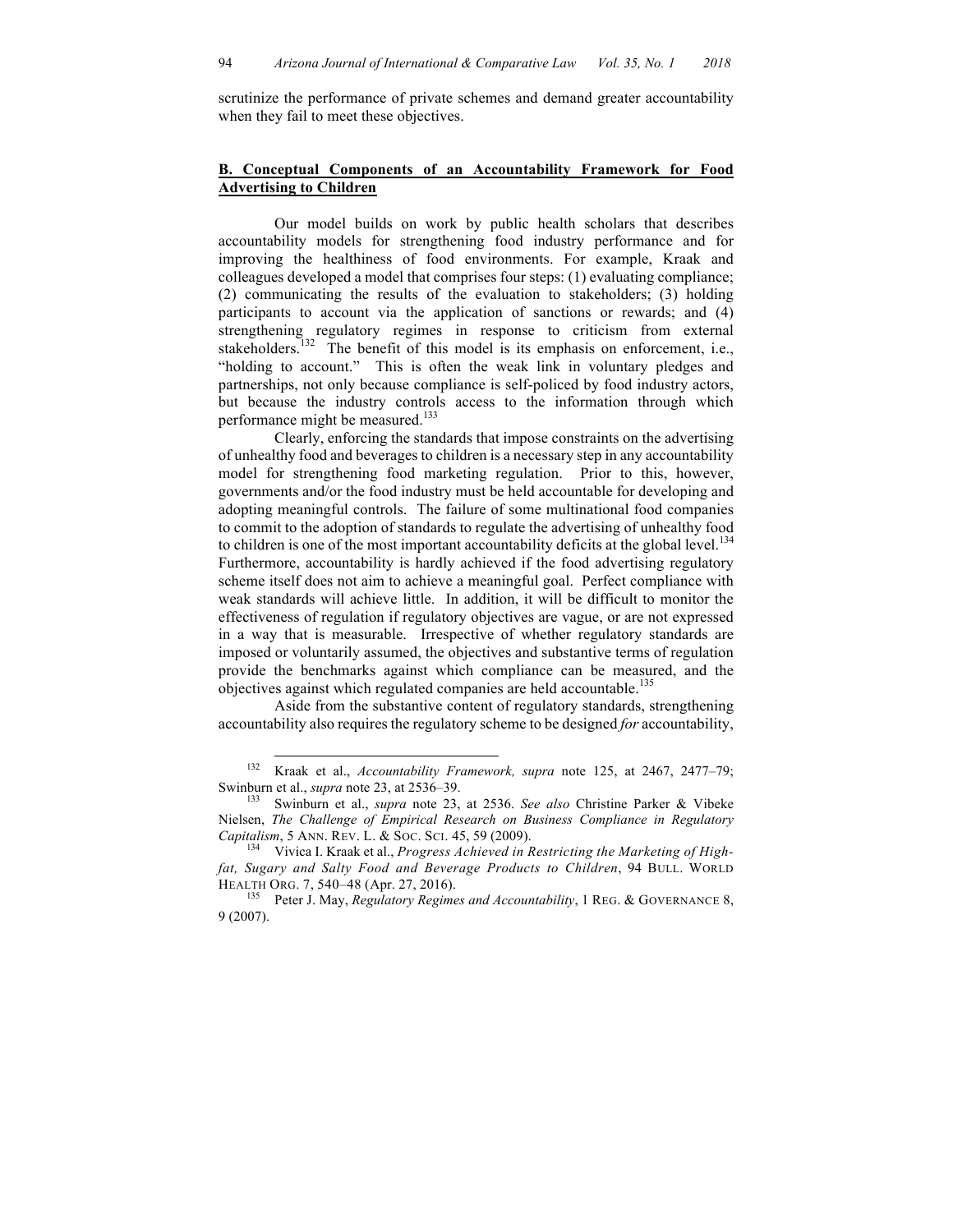scrutinize the performance of private schemes and demand greater accountability when they fail to meet these objectives.

## B. Conceptual Components of an Accountability Framework for Food Advertising to Children

Our model builds on work by public health scholars that describes accountability models for strengthening food industry performance and for improving the healthiness of food environments. For example, Kraak and colleagues developed a model that comprises four steps: (1) evaluating compliance; (2) communicating the results of the evaluation to stakeholders; (3) holding participants to account via the application of sanctions or rewards; and (4) strengthening regulatory regimes in response to criticism from external stakeholders.[132] The benefit of this model is its emphasis on enforcement, i.e., "holding to account." This is often the weak link in voluntary pledges and partnerships, not only because compliance is self-policed by food industry actors, but because the industry controls access to the information through which performance might be measured.[133]

Clearly, enforcing the standards that impose constraints on the advertising of unhealthy food and beverages to children is a necessary step in any accountability model for strengthening food marketing regulation. Prior to this, however, governments and/or the food industry must be held accountable for developing and adopting meaningful controls. The failure of some multinational food companies to commit to the adoption of standards to regulate the advertising of unhealthy food to children is one of the most important accountability deficits at the global level.[134] Furthermore, accountability is hardly achieved if the food advertising regulatory scheme itself does not aim to achieve a meaningful goal. Perfect compliance with weak standards will achieve little. In addition, it will be difficult to monitor the effectiveness of regulation if regulatory objectives are vague, or are not expressed in a way that is measurable. Irrespective of whether regulatory standards are imposed or voluntarily assumed, the objectives and substantive terms of regulation provide the benchmarks against which compliance can be measured, and the objectives against which regulated companies are held accountable.[135]

Aside from the substantive content of regulatory standards, strengthening accountability also requires the regulatory scheme to be designed *for* accountability,

---

[132] Kraak et al., *Accountability Framework, supra* note 125, at 2467, 2477–79; Swinburn et al., *supra* note 23, at 2536–39.

[133] Swinburn et al., *supra* note 23, at 2536. *See also* Christine Parker & Vibeke Nielsen, *The Challenge of Empirical Research on Business Compliance in Regulatory Capitalism*, 5 ANN. REV. L. & SOC. SCI. 45, 59 (2009).

[134] Vivica I. Kraak et al., *Progress Achieved in Restricting the Marketing of High-fat, Sugary and Salty Food and Beverage Products to Children*, 94 BULL. WORLD HEALTH ORG. 7, 540–48 (Apr. 27, 2016).

[135] Peter J. May, *Regulatory Regimes and Accountability*, 1 REG. & GOVERNANCE 8, 9 (2007).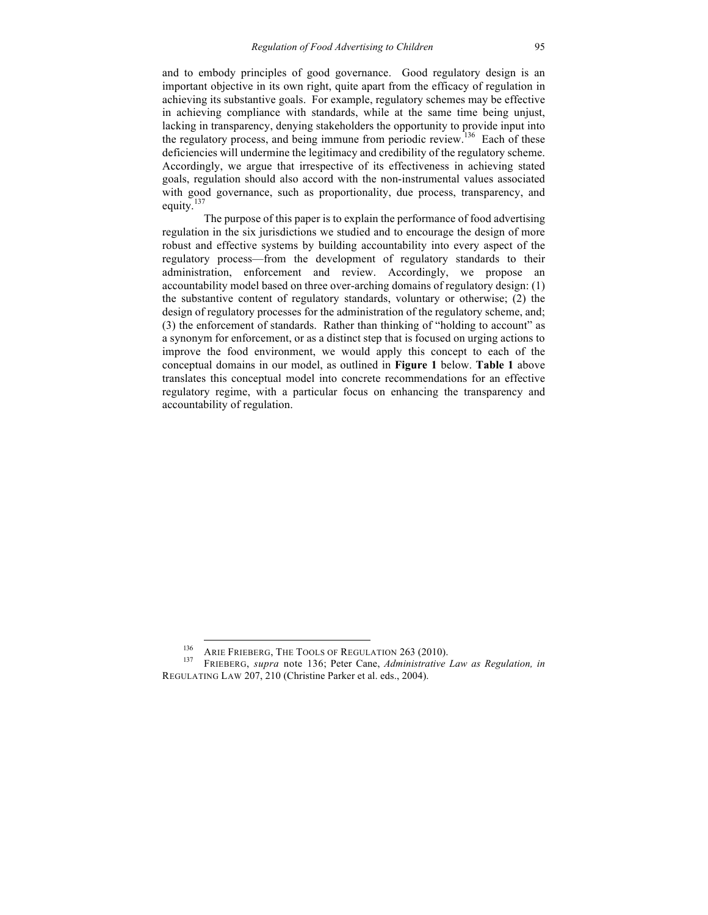and to embody principles of good governance. Good regulatory design is an important objective in its own right, quite apart from the efficacy of regulation in achieving its substantive goals. For example, regulatory schemes may be effective in achieving compliance with standards, while at the same time being unjust, lacking in transparency, denying stakeholders the opportunity to provide input into the regulatory process, and being immune from periodic review.[136] Each of these deficiencies will undermine the legitimacy and credibility of the regulatory scheme. Accordingly, we argue that irrespective of its effectiveness in achieving stated goals, regulation should also accord with the non-instrumental values associated with good governance, such as proportionality, due process, transparency, and equity.[137]

The purpose of this paper is to explain the performance of food advertising regulation in the six jurisdictions we studied and to encourage the design of more robust and effective systems by building accountability into every aspect of the regulatory process—from the development of regulatory standards to their administration, enforcement and review. Accordingly, we propose an accountability model based on three over-arching domains of regulatory design: (1) the substantive content of regulatory standards, voluntary or otherwise; (2) the design of regulatory processes for the administration of the regulatory scheme, and; (3) the enforcement of standards. Rather than thinking of "holding to account" as a synonym for enforcement, or as a distinct step that is focused on urging actions to improve the food environment, we would apply this concept to each of the conceptual domains in our model, as outlined in **Figure 1** below. **Table 1** above translates this conceptual model into concrete recommendations for an effective regulatory regime, with a particular focus on enhancing the transparency and accountability of regulation.

---

[136] ARIE FRIEBERG, THE TOOLS OF REGULATION 263 (2010).

[137] FRIEBERG, *supra* note 136; Peter Cane, *Administrative Law as Regulation, in* REGULATING LAW 207, 210 (Christine Parker et al. eds., 2004).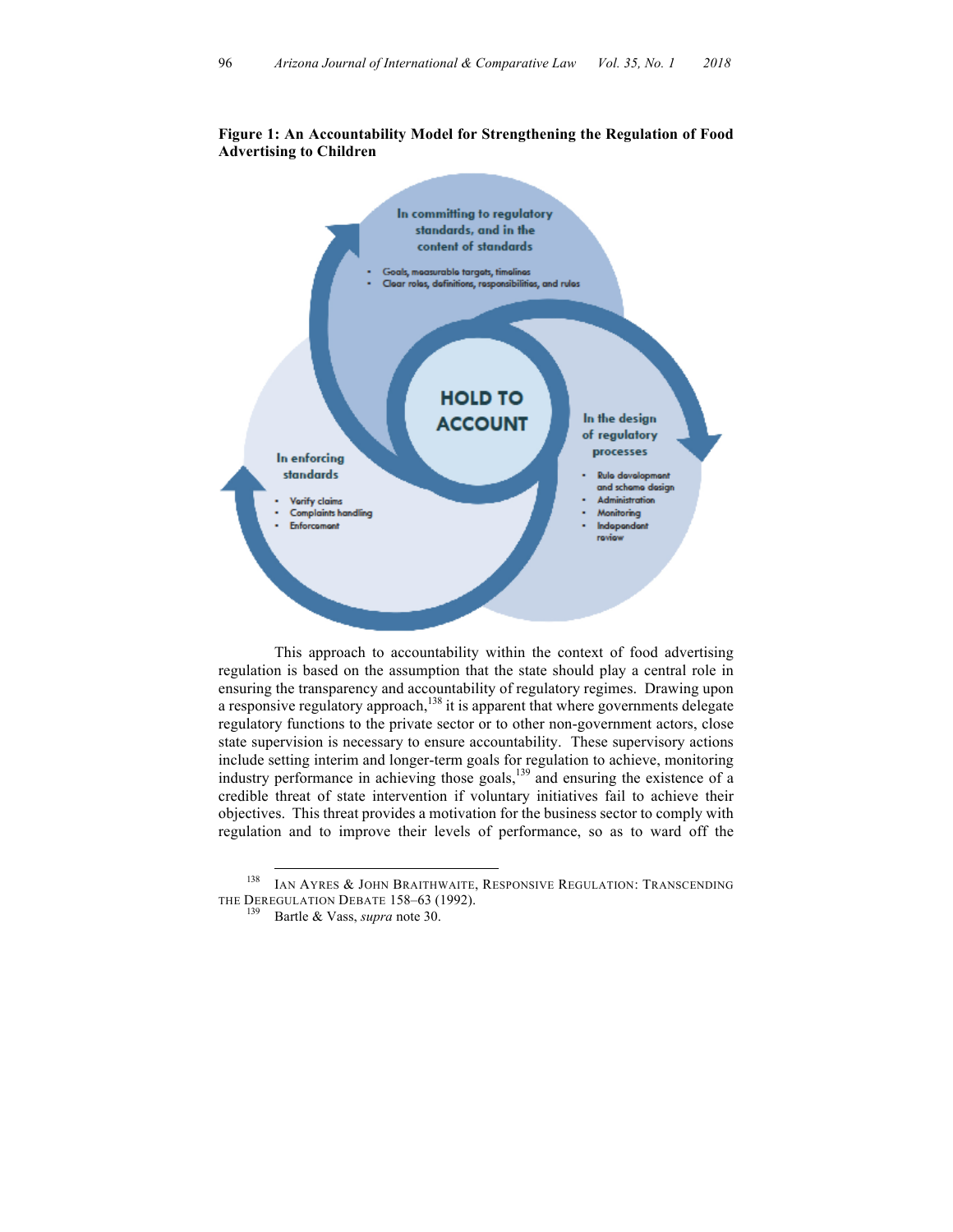**Figure 1: An Accountability Model for Strengthening the Regulation of Food Advertising to Children**

HOLD TO ACCOUNT

In committing to regulatory standards, and in the content of standards

- Goals, measurable targets, timelines
- Clear roles, definitions, responsibilities, and rules

In the design of regulatory processes

- Rule development and scheme design
- Administration
- Monitoring
- Independent review

In enforcing standards

- Verify claims
- Complaints handling
- Enforcement

This approach to accountability within the context of food advertising regulation is based on the assumption that the state should play a central role in ensuring the transparency and accountability of regulatory regimes. Drawing upon a responsive regulatory approach,[138] it is apparent that where governments delegate regulatory functions to the private sector or to other non-government actors, close state supervision is necessary to ensure accountability. These supervisory actions include setting interim and longer-term goals for regulation to achieve, monitoring industry performance in achieving those goals,[139] and ensuring the existence of a credible threat of state intervention if voluntary initiatives fail to achieve their objectives. This threat provides a motivation for the business sector to comply with regulation and to improve their levels of performance, so as to ward off the

---

[138] Ian Ayres & John Braithwaite, Responsive Regulation: Transcending the Deregulation Debate 158–63 (1992).

[139] Bartle & Vass, *supra* note 30.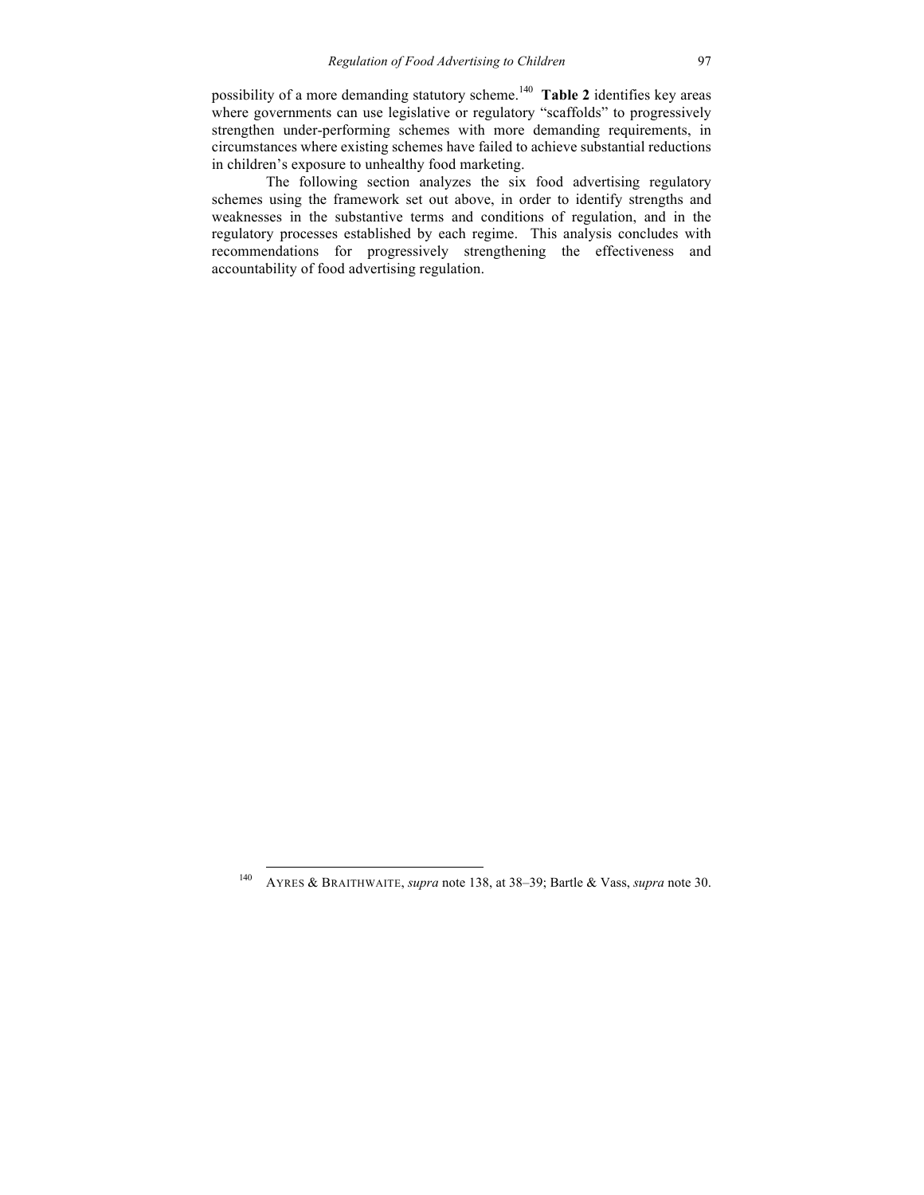possibility of a more demanding statutory scheme.[140] **Table 2** identifies key areas where governments can use legislative or regulatory "scaffolds" to progressively strengthen under-performing schemes with more demanding requirements, in circumstances where existing schemes have failed to achieve substantial reductions in children's exposure to unhealthy food marketing.

The following section analyzes the six food advertising regulatory schemes using the framework set out above, in order to identify strengths and weaknesses in the substantive terms and conditions of regulation, and in the regulatory processes established by each regime. This analysis concludes with recommendations for progressively strengthening the effectiveness and accountability of food advertising regulation.

---

[140] AYRES & BRAITHWAITE, *supra* note 138, at 38–39; Bartle & Vass, *supra* note 30.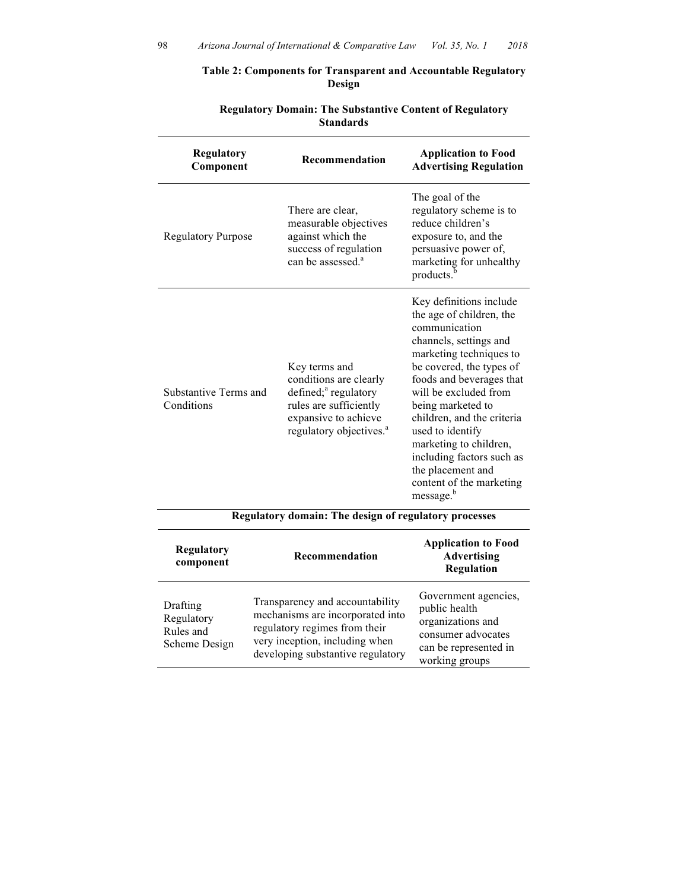**Table 2: Components for Transparent and Accountable Regulatory Design**

**Regulatory Domain: The Substantive Content of Regulatory Standards**

| Regulatory Component | Recommendation | Application to Food Advertising Regulation |
|---|---|---|
| Regulatory Purpose | There are clear, measurable objectives against which the success of regulation can be assessed.[a] | The goal of the regulatory scheme is to reduce children's exposure to, and the persuasive power of, marketing for unhealthy products.[b] |
| Substantive Terms and Conditions | Key terms and conditions are clearly defined;[a] regulatory rules are sufficiently expansive to achieve regulatory objectives.[a] | Key definitions include the age of children, the communication channels, settings and marketing techniques to be covered, the types of foods and beverages that will be excluded from being marketed to children, and the criteria used to identify marketing to children, including factors such as the placement and content of the marketing message.[b] |

**Regulatory domain: The design of regulatory processes**

| Regulatory component | Recommendation | Application to Food Advertising Regulation |
|---|---|---|
| Drafting Regulatory Rules and Scheme Design | Transparency and accountability mechanisms are incorporated into regulatory regimes from their very inception, including when developing substantive regulatory | Government agencies, public health organizations and consumer advocates can be represented in working groups |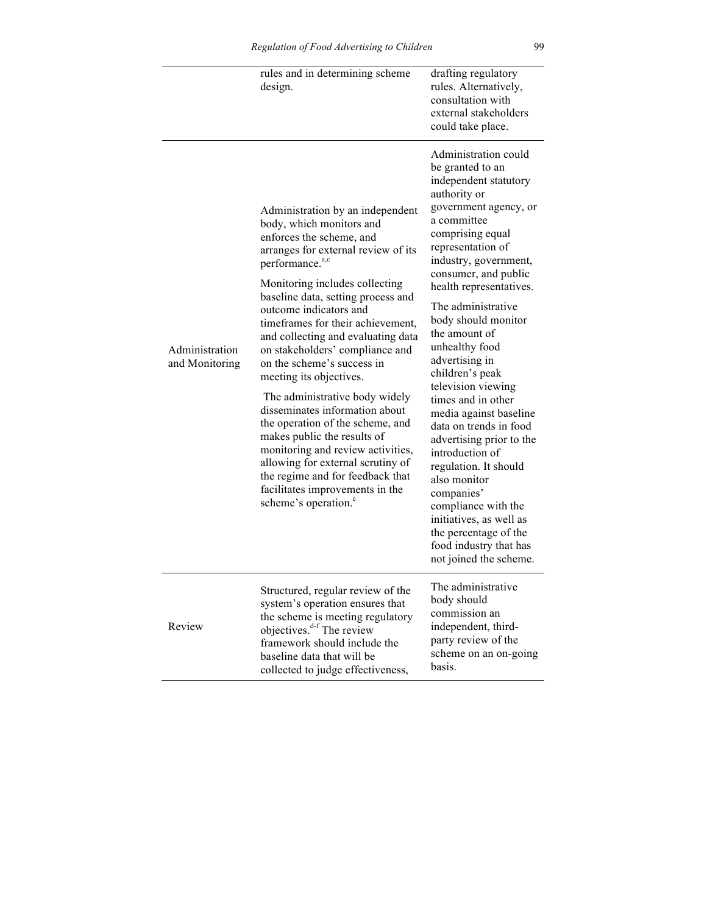| | | |
|---|---|---|
| | rules and in determining scheme design. | drafting regulatory rules. Alternatively, consultation with external stakeholders could take place. |
| Administration and Monitoring | Administration by an independent body, which monitors and enforces the scheme, and arranges for external review of its performance.[a,c] Monitoring includes collecting baseline data, setting process and outcome indicators and timeframes for their achievement, and collecting and evaluating data on stakeholders' compliance and on the scheme's success in meeting its objectives. The administrative body widely disseminates information about the operation of the scheme, and makes public the results of monitoring and review activities, allowing for external scrutiny of the regime and for feedback that facilitates improvements in the scheme's operation.[c] | Administration could be granted to an independent statutory authority or government agency, or a committee comprising equal representation of industry, government, consumer, and public health representatives. The administrative body should monitor the amount of unhealthy food advertising in children's peak television viewing times and in other media against baseline data on trends in food advertising prior to the introduction of regulation. It should also monitor companies' compliance with the initiatives, as well as the percentage of the food industry that has not joined the scheme. |
| Review | Structured, regular review of the system's operation ensures that the scheme is meeting regulatory objectives.[d-f] The review framework should include the baseline data that will be collected to judge effectiveness, | The administrative body should commission an independent, third-party review of the scheme on an on-going basis. |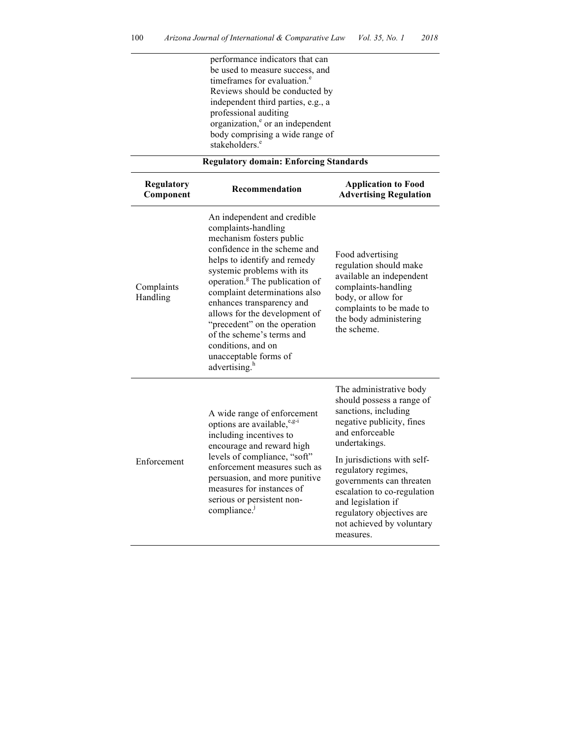| | | |
|---|---|---|
| | performance indicators that can be used to measure success, and timeframes for evaluation.[e] Reviews should be conducted by independent third parties, e.g., a professional auditing organization,[e] or an independent body comprising a wide range of stakeholders.[e] | |

**Regulatory domain: Enforcing Standards**

| Regulatory Component | Recommendation | Application to Food Advertising Regulation |
|---|---|---|
| Complaints Handling | An independent and credible complaints-handling mechanism fosters public confidence in the scheme and helps to identify and remedy systemic problems with its operation.[g] The publication of complaint determinations also enhances transparency and allows for the development of "precedent" on the operation of the scheme's terms and conditions, and on unacceptable forms of advertising.[h] | Food advertising regulation should make available an independent complaints-handling body, or allow for complaints to be made to the body administering the scheme. |
| Enforcement | A wide range of enforcement options are available,[e,g-i] including incentives to encourage and reward high levels of compliance, "soft" enforcement measures such as persuasion, and more punitive measures for instances of serious or persistent non-compliance.[j] | The administrative body should possess a range of sanctions, including negative publicity, fines and enforceable undertakings. <br><br> In jurisdictions with self-regulatory regimes, governments can threaten escalation to co-regulation and legislation if regulatory objectives are not achieved by voluntary measures. |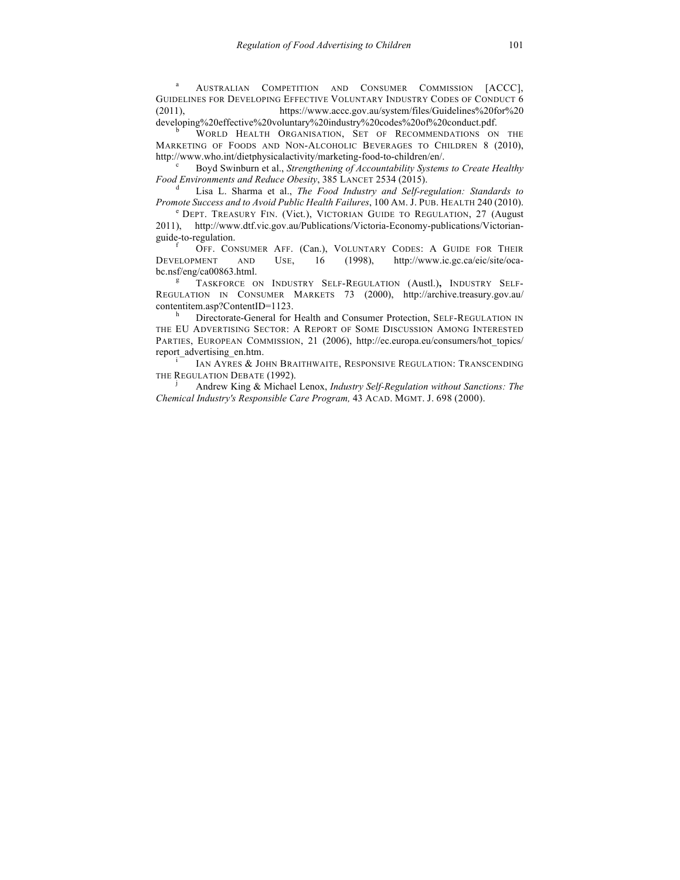[a] AUSTRALIAN COMPETITION AND CONSUMER COMMISSION [ACCC], GUIDELINES FOR DEVELOPING EFFECTIVE VOLUNTARY INDUSTRY CODES OF CONDUCT 6 (2011), https://www.accc.gov.au/system/files/Guidelines%20for%20developing%20effective%20voluntary%20industry%20codes%20of%20conduct.pdf.

[b] WORLD HEALTH ORGANISATION, SET OF RECOMMENDATIONS ON THE MARKETING OF FOODS AND NON-ALCOHOLIC BEVERAGES TO CHILDREN 8 (2010), http://www.who.int/dietphysicalactivity/marketing-food-to-children/en/.

[c] Boyd Swinburn et al., *Strengthening of Accountability Systems to Create Healthy Food Environments and Reduce Obesity*, 385 LANCET 2534 (2015).

[d] Lisa L. Sharma et al., *The Food Industry and Self-regulation: Standards to Promote Success and to Avoid Public Health Failures*, 100 AM. J. PUB. HEALTH 240 (2010).

[e] DEPT. TREASURY FIN. (Vict.), VICTORIAN GUIDE TO REGULATION, 27 (August 2011), http://www.dtf.vic.gov.au/Publications/Victoria-Economy-publications/Victorian-guide-to-regulation.

[f] OFF. CONSUMER AFF. (Can.), VOLUNTARY CODES: A GUIDE FOR THEIR DEVELOPMENT AND USE, 16 (1998), http://www.ic.gc.ca/eic/site/oca-bc.nsf/eng/ca00863.html.

[g] TASKFORCE ON INDUSTRY SELF-REGULATION (Austl.), INDUSTRY SELF-REGULATION IN CONSUMER MARKETS 73 (2000), http://archive.treasury.gov.au/contentitem.asp?ContentID=1123.

[h] Directorate-General for Health and Consumer Protection, SELF-REGULATION IN THE EU ADVERTISING SECTOR: A REPORT OF SOME DISCUSSION AMONG INTERESTED PARTIES, EUROPEAN COMMISSION, 21 (2006), http://ec.europa.eu/consumers/hot_topics/report_advertising_en.htm.

[i] IAN AYRES & JOHN BRAITHWAITE, RESPONSIVE REGULATION: TRANSCENDING THE REGULATION DEBATE (1992).

[j] Andrew King & Michael Lenox, *Industry Self-Regulation without Sanctions: The Chemical Industry's Responsible Care Program,* 43 ACAD. MGMT. J. 698 (2000).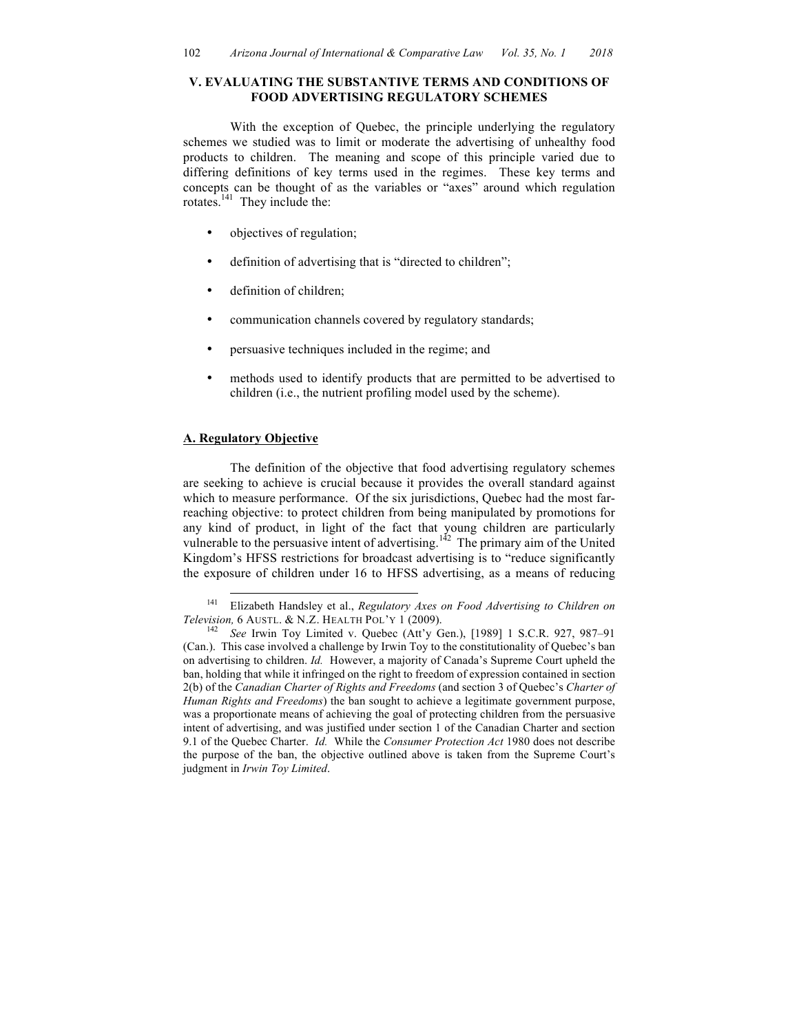## V. EVALUATING THE SUBSTANTIVE TERMS AND CONDITIONS OF FOOD ADVERTISING REGULATORY SCHEMES

With the exception of Quebec, the principle underlying the regulatory schemes we studied was to limit or moderate the advertising of unhealthy food products to children. The meaning and scope of this principle varied due to differing definitions of key terms used in the regimes. These key terms and concepts can be thought of as the variables or "axes" around which regulation rotates.[141] They include the:

- objectives of regulation;
- definition of advertising that is "directed to children";
- definition of children;
- communication channels covered by regulatory standards;
- persuasive techniques included in the regime; and
- methods used to identify products that are permitted to be advertised to children (i.e., the nutrient profiling model used by the scheme).

### A. Regulatory Objective

The definition of the objective that food advertising regulatory schemes are seeking to achieve is crucial because it provides the overall standard against which to measure performance. Of the six jurisdictions, Quebec had the most far-reaching objective: to protect children from being manipulated by promotions for any kind of product, in light of the fact that young children are particularly vulnerable to the persuasive intent of advertising.[142] The primary aim of the United Kingdom's HFSS restrictions for broadcast advertising is to "reduce significantly the exposure of children under 16 to HFSS advertising, as a means of reducing

---

[141] Elizabeth Handsley et al., *Regulatory Axes on Food Advertising to Children on Television,* 6 AUSTL. & N.Z. HEALTH POL'Y 1 (2009).

[142] *See* Irwin Toy Limited v. Quebec (Att'y Gen.), [1989] 1 S.C.R. 927, 987–91 (Can.). This case involved a challenge by Irwin Toy to the constitutionality of Quebec's ban on advertising to children. *Id.* However, a majority of Canada's Supreme Court upheld the ban, holding that while it infringed on the right to freedom of expression contained in section 2(b) of the *Canadian Charter of Rights and Freedoms* (and section 3 of Quebec's *Charter of Human Rights and Freedoms*) the ban sought to achieve a legitimate government purpose, was a proportionate means of achieving the goal of protecting children from the persuasive intent of advertising, and was justified under section 1 of the Canadian Charter and section 9.1 of the Quebec Charter. *Id.* While the *Consumer Protection Act* 1980 does not describe the purpose of the ban, the objective outlined above is taken from the Supreme Court's judgment in *Irwin Toy Limited*.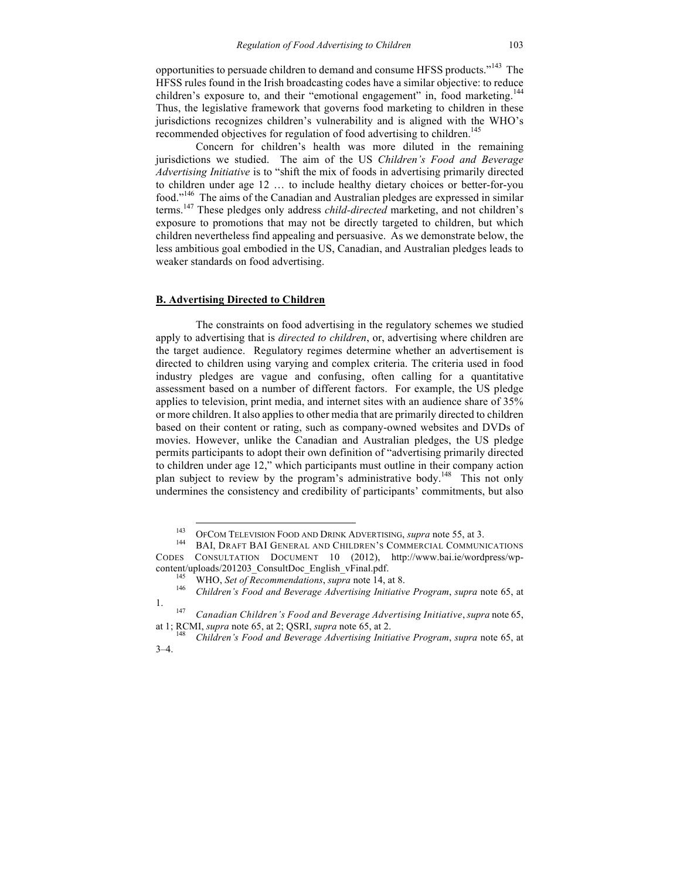opportunities to persuade children to demand and consume HFSS products."[143] The HFSS rules found in the Irish broadcasting codes have a similar objective: to reduce children's exposure to, and their "emotional engagement" in, food marketing.[144] Thus, the legislative framework that governs food marketing to children in these jurisdictions recognizes children's vulnerability and is aligned with the WHO's recommended objectives for regulation of food advertising to children.[145]

Concern for children's health was more diluted in the remaining jurisdictions we studied. The aim of the US *Children's Food and Beverage Advertising Initiative* is to "shift the mix of foods in advertising primarily directed to children under age 12 … to include healthy dietary choices or better-for-you food."[146] The aims of the Canadian and Australian pledges are expressed in similar terms.[147] These pledges only address *child-directed* marketing, and not children's exposure to promotions that may not be directly targeted to children, but which children nevertheless find appealing and persuasive. As we demonstrate below, the less ambitious goal embodied in the US, Canadian, and Australian pledges leads to weaker standards on food advertising.

## B. Advertising Directed to Children

The constraints on food advertising in the regulatory schemes we studied apply to advertising that is *directed to children*, or, advertising where children are the target audience. Regulatory regimes determine whether an advertisement is directed to children using varying and complex criteria. The criteria used in food industry pledges are vague and confusing, often calling for a quantitative assessment based on a number of different factors. For example, the US pledge applies to television, print media, and internet sites with an audience share of 35% or more children. It also applies to other media that are primarily directed to children based on their content or rating, such as company-owned websites and DVDs of movies. However, unlike the Canadian and Australian pledges, the US pledge permits participants to adopt their own definition of "advertising primarily directed to children under age 12," which participants must outline in their company action plan subject to review by the program's administrative body.[148] This not only undermines the consistency and credibility of participants' commitments, but also

---

[143] OFCOM TELEVISION FOOD AND DRINK ADVERTISING, *supra* note 55, at 3.

[144] BAI, DRAFT BAI GENERAL AND CHILDREN'S COMMERCIAL COMMUNICATIONS CODES CONSULTATION DOCUMENT 10 (2012), http://www.bai.ie/wordpress/wp-content/uploads/201203_ConsultDoc_English_vFinal.pdf.

[145] WHO, *Set of Recommendations*, *supra* note 14, at 8.

[146] *Children's Food and Beverage Advertising Initiative Program*, *supra* note 65, at 1.

[147] *Canadian Children's Food and Beverage Advertising Initiative*, *supra* note 65, at 1; RCMI, *supra* note 65, at 2; QSRI, *supra* note 65, at 2.

[148] *Children's Food and Beverage Advertising Initiative Program*, *supra* note 65, at 3–4.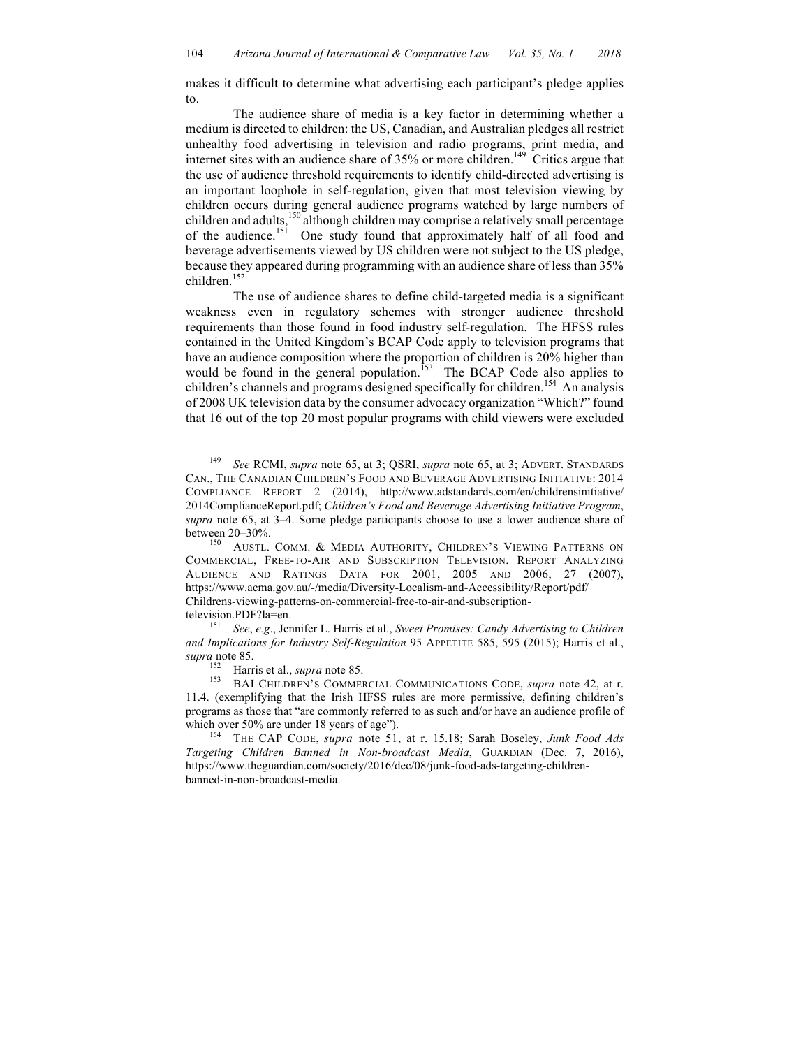makes it difficult to determine what advertising each participant's pledge applies to.

The audience share of media is a key factor in determining whether a medium is directed to children: the US, Canadian, and Australian pledges all restrict unhealthy food advertising in television and radio programs, print media, and internet sites with an audience share of 35% or more children.[149] Critics argue that the use of audience threshold requirements to identify child-directed advertising is an important loophole in self-regulation, given that most television viewing by children occurs during general audience programs watched by large numbers of children and adults,[150] although children may comprise a relatively small percentage of the audience.[151] One study found that approximately half of all food and beverage advertisements viewed by US children were not subject to the US pledge, because they appeared during programming with an audience share of less than 35% children.[152]

The use of audience shares to define child-targeted media is a significant weakness even in regulatory schemes with stronger audience threshold requirements than those found in food industry self-regulation. The HFSS rules contained in the United Kingdom's BCAP Code apply to television programs that have an audience composition where the proportion of children is 20% higher than would be found in the general population.[153] The BCAP Code also applies to children's channels and programs designed specifically for children.[154] An analysis of 2008 UK television data by the consumer advocacy organization "Which?" found that 16 out of the top 20 most popular programs with child viewers were excluded

---

[149] *See* RCMI, *supra* note 65, at 3; QSRI, *supra* note 65, at 3; ADVERT. STANDARDS CAN., THE CANADIAN CHILDREN'S FOOD AND BEVERAGE ADVERTISING INITIATIVE: 2014 COMPLIANCE REPORT 2 (2014), http://www.adstandards.com/en/childrensinitiative/2014ComplianceReport.pdf; *Children's Food and Beverage Advertising Initiative Program*, *supra* note 65, at 3–4. Some pledge participants choose to use a lower audience share of between 20–30%.

[150] AUSTL. COMM. & MEDIA AUTHORITY, CHILDREN'S VIEWING PATTERNS ON COMMERCIAL, FREE-TO-AIR AND SUBSCRIPTION TELEVISION. REPORT ANALYZING AUDIENCE AND RATINGS DATA FOR 2001, 2005 AND 2006, 27 (2007), https://www.acma.gov.au/-/media/Diversity-Localism-and-Accessibility/Report/pdf/Childrens-viewing-patterns-on-commercial-free-to-air-and-subscription-television.PDF?la=en.

[151] *See*, *e.g*., Jennifer L. Harris et al., *Sweet Promises: Candy Advertising to Children and Implications for Industry Self-Regulation* 95 APPETITE 585, 595 (2015); Harris et al., *supra* note 85.

[152] Harris et al., *supra* note 85.

[153] BAI CHILDREN'S COMMERCIAL COMMUNICATIONS CODE, *supra* note 42, at r. 11.4. (exemplifying that the Irish HFSS rules are more permissive, defining children's programs as those that "are commonly referred to as such and/or have an audience profile of which over 50% are under 18 years of age").

[154] THE CAP CODE, *supra* note 51, at r. 15.18; Sarah Boseley, *Junk Food Ads Targeting Children Banned in Non-broadcast Media*, GUARDIAN (Dec. 7, 2016), https://www.theguardian.com/society/2016/dec/08/junk-food-ads-targeting-children-banned-in-non-broadcast-media.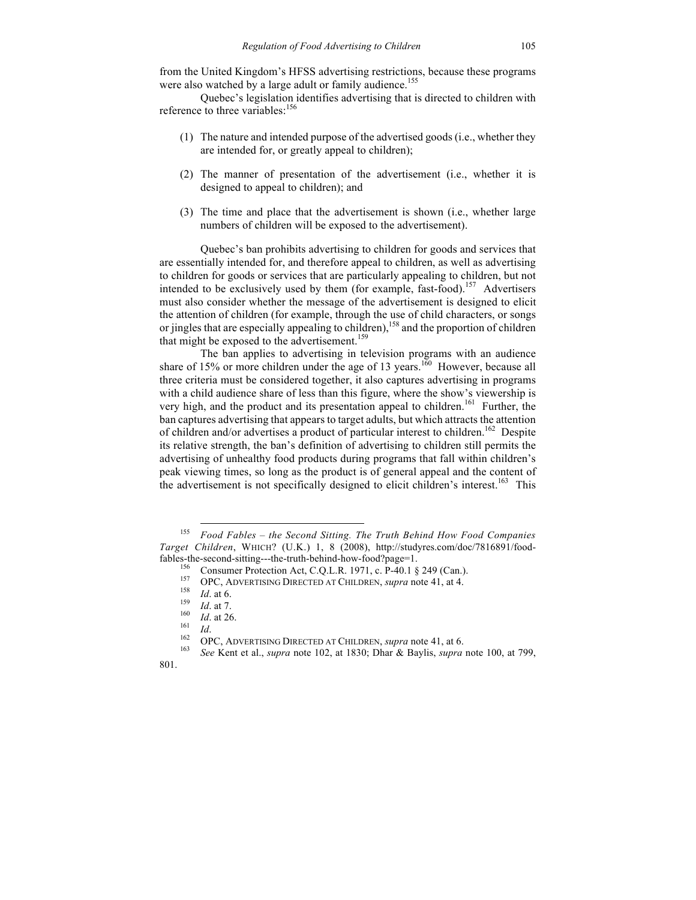from the United Kingdom's HFSS advertising restrictions, because these programs were also watched by a large adult or family audience.[155]

Quebec's legislation identifies advertising that is directed to children with reference to three variables:[156]

(1) The nature and intended purpose of the advertised goods (i.e., whether they are intended for, or greatly appeal to children);

(2) The manner of presentation of the advertisement (i.e., whether it is designed to appeal to children); and

(3) The time and place that the advertisement is shown (i.e., whether large numbers of children will be exposed to the advertisement).

Quebec's ban prohibits advertising to children for goods and services that are essentially intended for, and therefore appeal to children, as well as advertising to children for goods or services that are particularly appealing to children, but not intended to be exclusively used by them (for example, fast-food).[157] Advertisers must also consider whether the message of the advertisement is designed to elicit the attention of children (for example, through the use of child characters, or songs or jingles that are especially appealing to children),[158] and the proportion of children that might be exposed to the advertisement.[159]

The ban applies to advertising in television programs with an audience share of 15% or more children under the age of 13 years.[160] However, because all three criteria must be considered together, it also captures advertising in programs with a child audience share of less than this figure, where the show's viewership is very high, and the product and its presentation appeal to children.[161] Further, the ban captures advertising that appears to target adults, but which attracts the attention of children and/or advertises a product of particular interest to children.[162] Despite its relative strength, the ban's definition of advertising to children still permits the advertising of unhealthy food products during programs that fall within children's peak viewing times, so long as the product is of general appeal and the content of the advertisement is not specifically designed to elicit children's interest.[163] This

---

[155] *Food Fables – the Second Sitting. The Truth Behind How Food Companies Target Children*, WHICH? (U.K.) 1, 8 (2008), http://studyres.com/doc/7816891/food-fables-the-second-sitting---the-truth-behind-how-food?page=1.

[156] Consumer Protection Act, C.Q.L.R. 1971, c. P-40.1 § 249 (Can.).

[157] OPC, ADVERTISING DIRECTED AT CHILDREN, *supra* note 41, at 4.

[158] *Id*. at 6.

[159] *Id*. at 7.

[160] *Id*. at 26.

[161] *Id*.

[162] OPC, ADVERTISING DIRECTED AT CHILDREN, *supra* note 41, at 6.

[163] *See* Kent et al., *supra* note 102, at 1830; Dhar & Baylis, *supra* note 100, at 799, 801.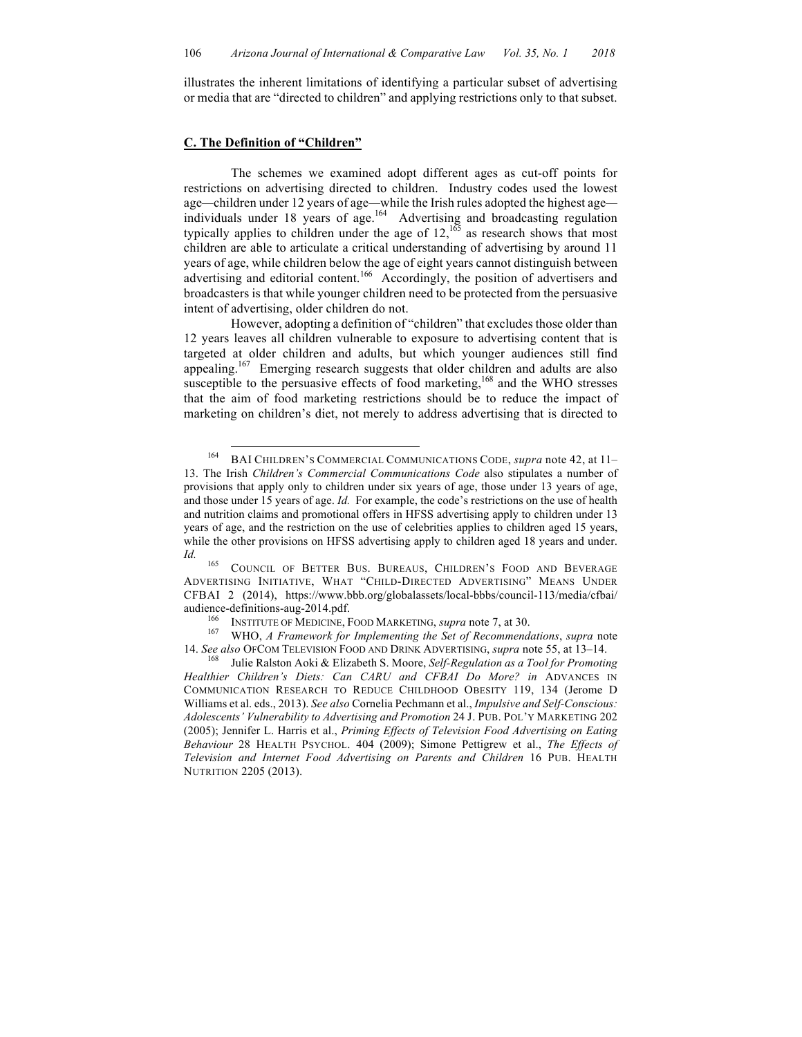illustrates the inherent limitations of identifying a particular subset of advertising or media that are "directed to children" and applying restrictions only to that subset.

## C. The Definition of "Children"

The schemes we examined adopt different ages as cut-off points for restrictions on advertising directed to children. Industry codes used the lowest age—children under 12 years of age—while the Irish rules adopted the highest age—individuals under 18 years of age.[164] Advertising and broadcasting regulation typically applies to children under the age of 12,[165] as research shows that most children are able to articulate a critical understanding of advertising by around 11 years of age, while children below the age of eight years cannot distinguish between advertising and editorial content.[166] Accordingly, the position of advertisers and broadcasters is that while younger children need to be protected from the persuasive intent of advertising, older children do not.

However, adopting a definition of "children" that excludes those older than 12 years leaves all children vulnerable to exposure to advertising content that is targeted at older children and adults, but which younger audiences still find appealing.[167] Emerging research suggests that older children and adults are also susceptible to the persuasive effects of food marketing,[168] and the WHO stresses that the aim of food marketing restrictions should be to reduce the impact of marketing on children's diet, not merely to address advertising that is directed to

---

[164] BAI CHILDREN'S COMMERCIAL COMMUNICATIONS CODE, *supra* note 42, at 11–13. The Irish *Children's Commercial Communications Code* also stipulates a number of provisions that apply only to children under six years of age, those under 13 years of age, and those under 15 years of age. *Id.* For example, the code's restrictions on the use of health and nutrition claims and promotional offers in HFSS advertising apply to children under 13 years of age, and the restriction on the use of celebrities applies to children aged 15 years, while the other provisions on HFSS advertising apply to children aged 18 years and under. *Id.*

[165] COUNCIL OF BETTER BUS. BUREAUS, CHILDREN'S FOOD AND BEVERAGE ADVERTISING INITIATIVE, WHAT "CHILD-DIRECTED ADVERTISING" MEANS UNDER CFBAI 2 (2014), https://www.bbb.org/globalassets/local-bbbs/council-113/media/cfbai/audience-definitions-aug-2014.pdf.

[166] INSTITUTE OF MEDICINE, FOOD MARKETING, *supra* note 7, at 30.

[167] WHO, *A Framework for Implementing the Set of Recommendations*, *supra* note 14. *See also* OFCOM TELEVISION FOOD AND DRINK ADVERTISING, *supra* note 55, at 13–14.

[168] Julie Ralston Aoki & Elizabeth S. Moore, *Self-Regulation as a Tool for Promoting Healthier Children's Diets: Can CARU and CFBAI Do More? in* ADVANCES IN COMMUNICATION RESEARCH TO REDUCE CHILDHOOD OBESITY 119, 134 (Jerome D Williams et al. eds., 2013). *See also* Cornelia Pechmann et al., *Impulsive and Self-Conscious: Adolescents' Vulnerability to Advertising and Promotion* 24 J. PUB. POL'Y MARKETING 202 (2005); Jennifer L. Harris et al., *Priming Effects of Television Food Advertising on Eating Behaviour* 28 HEALTH PSYCHOL. 404 (2009); Simone Pettigrew et al., *The Effects of Television and Internet Food Advertising on Parents and Children* 16 PUB. HEALTH NUTRITION 2205 (2013).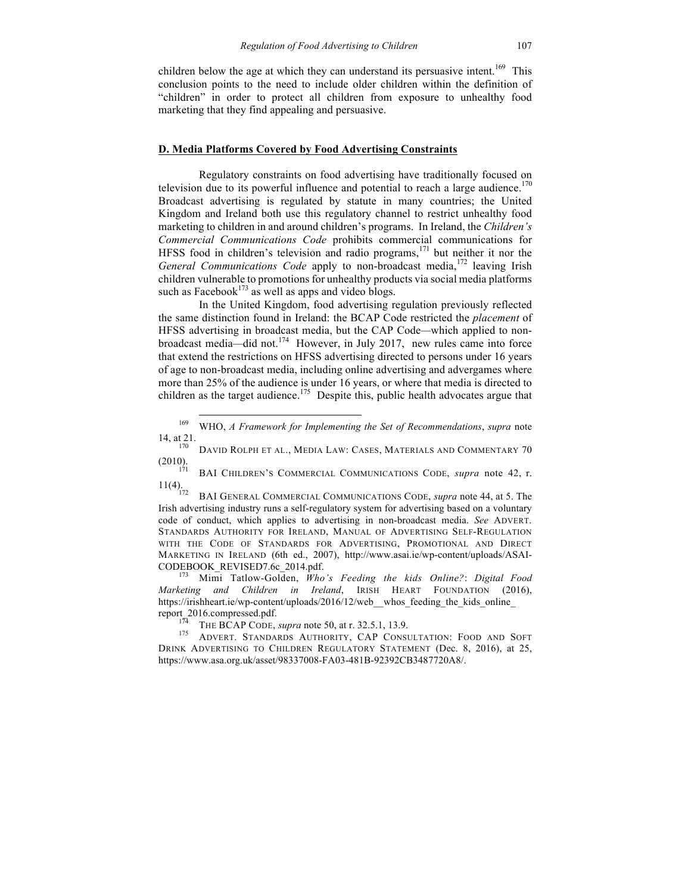children below the age at which they can understand its persuasive intent.[169] This conclusion points to the need to include older children within the definition of "children" in order to protect all children from exposure to unhealthy food marketing that they find appealing and persuasive.

### D. Media Platforms Covered by Food Advertising Constraints

Regulatory constraints on food advertising have traditionally focused on television due to its powerful influence and potential to reach a large audience.[170] Broadcast advertising is regulated by statute in many countries; the United Kingdom and Ireland both use this regulatory channel to restrict unhealthy food marketing to children in and around children's programs. In Ireland, the *Children's Commercial Communications Code* prohibits commercial communications for HFSS food in children's television and radio programs,[171] but neither it nor the *General Communications Code* apply to non-broadcast media,[172] leaving Irish children vulnerable to promotions for unhealthy products via social media platforms such as Facebook[173] as well as apps and video blogs.

In the United Kingdom, food advertising regulation previously reflected the same distinction found in Ireland: the BCAP Code restricted the *placement* of HFSS advertising in broadcast media, but the CAP Code—which applied to non-broadcast media—did not.[174] However, in July 2017, new rules came into force that extend the restrictions on HFSS advertising directed to persons under 16 years of age to non-broadcast media, including online advertising and advergames where more than 25% of the audience is under 16 years, or where that media is directed to children as the target audience.[175] Despite this, public health advocates argue that

---

[169] WHO, *A Framework for Implementing the Set of Recommendations*, *supra* note 14, at 21.

[170] DAVID ROLPH ET AL., MEDIA LAW: CASES, MATERIALS AND COMMENTARY 70 (2010).

[171] BAI CHILDREN'S COMMERCIAL COMMUNICATIONS CODE, *supra* note 42, r. 11(4).

[172] BAI GENERAL COMMERCIAL COMMUNICATIONS CODE, *supra* note 44, at 5. The Irish advertising industry runs a self-regulatory system for advertising based on a voluntary code of conduct, which applies to advertising in non-broadcast media. *See* ADVERT. STANDARDS AUTHORITY FOR IRELAND, MANUAL OF ADVERTISING SELF-REGULATION WITH THE CODE OF STANDARDS FOR ADVERTISING, PROMOTIONAL AND DIRECT MARKETING IN IRELAND (6th ed., 2007), http://www.asai.ie/wp-content/uploads/ASAI-CODEBOOK_REVISED7.6c_2014.pdf.

[173] Mimi Tatlow-Golden, *Who's Feeding the kids Online?*: *Digital Food Marketing and Children in Ireland*, IRISH HEART FOUNDATION (2016), https://irishheart.ie/wp-content/uploads/2016/12/web__whos_feeding_the_kids_online_report_2016.compressed.pdf.

[174] THE BCAP CODE, *supra* note 50, at r. 32.5.1, 13.9.

[175] ADVERT. STANDARDS AUTHORITY, CAP CONSULTATION: FOOD AND SOFT DRINK ADVERTISING TO CHILDREN REGULATORY STATEMENT (Dec. 8, 2016), at 25, https://www.asa.org.uk/asset/98337008-FA03-481B-92392CB3487720A8/.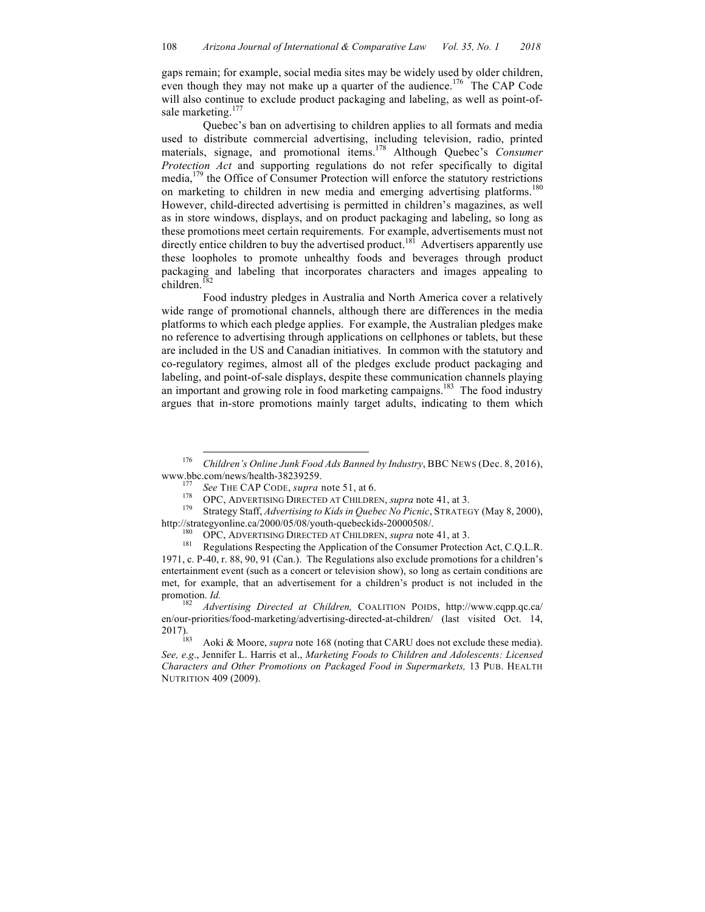gaps remain; for example, social media sites may be widely used by older children, even though they may not make up a quarter of the audience.[176] The CAP Code will also continue to exclude product packaging and labeling, as well as point-of-sale marketing.[177]

Quebec's ban on advertising to children applies to all formats and media used to distribute commercial advertising, including television, radio, printed materials, signage, and promotional items.[178] Although Quebec's *Consumer Protection Act* and supporting regulations do not refer specifically to digital media,[179] the Office of Consumer Protection will enforce the statutory restrictions on marketing to children in new media and emerging advertising platforms.[180] However, child-directed advertising is permitted in children's magazines, as well as in store windows, displays, and on product packaging and labeling, so long as these promotions meet certain requirements. For example, advertisements must not directly entice children to buy the advertised product.[181] Advertisers apparently use these loopholes to promote unhealthy foods and beverages through product packaging and labeling that incorporates characters and images appealing to children.[182]

Food industry pledges in Australia and North America cover a relatively wide range of promotional channels, although there are differences in the media platforms to which each pledge applies. For example, the Australian pledges make no reference to advertising through applications on cellphones or tablets, but these are included in the US and Canadian initiatives. In common with the statutory and co-regulatory regimes, almost all of the pledges exclude product packaging and labeling, and point-of-sale displays, despite these communication channels playing an important and growing role in food marketing campaigns.[183] The food industry argues that in-store promotions mainly target adults, indicating to them which

---

[176] *Children's Online Junk Food Ads Banned by Industry*, BBC NEWS (Dec. 8, 2016), www.bbc.com/news/health-38239259.

[177] *See* THE CAP CODE, *supra* note 51, at 6.

[178] OPC, ADVERTISING DIRECTED AT CHILDREN, *supra* note 41, at 3.

[179] Strategy Staff, *Advertising to Kids in Quebec No Picnic*, STRATEGY (May 8, 2000), http://strategyonline.ca/2000/05/08/youth-quebeckids-20000508/.

[180] OPC, ADVERTISING DIRECTED AT CHILDREN, *supra* note 41, at 3.

[181] Regulations Respecting the Application of the Consumer Protection Act, C.Q.L.R. 1971, c. P-40, r. 88, 90, 91 (Can.). The Regulations also exclude promotions for a children's entertainment event (such as a concert or television show), so long as certain conditions are met, for example, that an advertisement for a children's product is not included in the promotion. *Id.*

[182] *Advertising Directed at Children,* COALITION POIDS, http://www.cqpp.qc.ca/en/our-priorities/food-marketing/advertising-directed-at-children/ (last visited Oct. 14, 2017).

[183] Aoki & Moore, *supra* note 168 (noting that CARU does not exclude these media). *See, e.g*., Jennifer L. Harris et al., *Marketing Foods to Children and Adolescents: Licensed Characters and Other Promotions on Packaged Food in Supermarkets,* 13 PUB. HEALTH NUTRITION 409 (2009).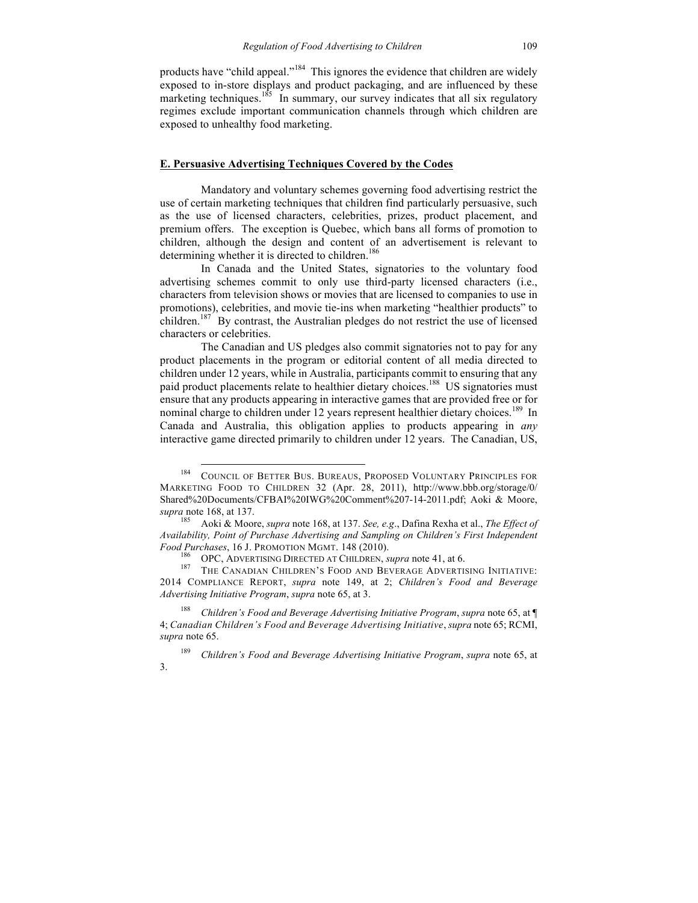products have "child appeal."[184] This ignores the evidence that children are widely exposed to in-store displays and product packaging, and are influenced by these marketing techniques.[185] In summary, our survey indicates that all six regulatory regimes exclude important communication channels through which children are exposed to unhealthy food marketing.

## E. Persuasive Advertising Techniques Covered by the Codes

Mandatory and voluntary schemes governing food advertising restrict the use of certain marketing techniques that children find particularly persuasive, such as the use of licensed characters, celebrities, prizes, product placement, and premium offers. The exception is Quebec, which bans all forms of promotion to children, although the design and content of an advertisement is relevant to determining whether it is directed to children.[186]

In Canada and the United States, signatories to the voluntary food advertising schemes commit to only use third-party licensed characters (i.e., characters from television shows or movies that are licensed to companies to use in promotions), celebrities, and movie tie-ins when marketing "healthier products" to children.[187] By contrast, the Australian pledges do not restrict the use of licensed characters or celebrities.

The Canadian and US pledges also commit signatories not to pay for any product placements in the program or editorial content of all media directed to children under 12 years, while in Australia, participants commit to ensuring that any paid product placements relate to healthier dietary choices.[188] US signatories must ensure that any products appearing in interactive games that are provided free or for nominal charge to children under 12 years represent healthier dietary choices.[189] In Canada and Australia, this obligation applies to products appearing in *any* interactive game directed primarily to children under 12 years. The Canadian, US,

---

[184] Council of Better Bus. Bureaus, Proposed Voluntary Principles for Marketing Food to Children 32 (Apr. 28, 2011), http://www.bbb.org/storage/0/Shared%20Documents/CFBAI%20IWG%20Comment%207-14-2011.pdf; Aoki & Moore, *supra* note 168, at 137.

[185] Aoki & Moore, *supra* note 168, at 137. *See, e.g*., Dafina Rexha et al., *The Effect of Availability, Point of Purchase Advertising and Sampling on Children's First Independent Food Purchases*, 16 J. Promotion Mgmt. 148 (2010).

[186] OPC, Advertising Directed at Children, *supra* note 41, at 6.

[187] The Canadian Children's Food and Beverage Advertising Initiative: 2014 Compliance Report, *supra* note 149, at 2; *Children's Food and Beverage Advertising Initiative Program*, *supra* note 65, at 3.

[188] *Children's Food and Beverage Advertising Initiative Program*, *supra* note 65, at ¶ 4; *Canadian Children's Food and Beverage Advertising Initiative*, *supra* note 65; RCMI, *supra* note 65.

[189] *Children's Food and Beverage Advertising Initiative Program*, *supra* note 65, at 3.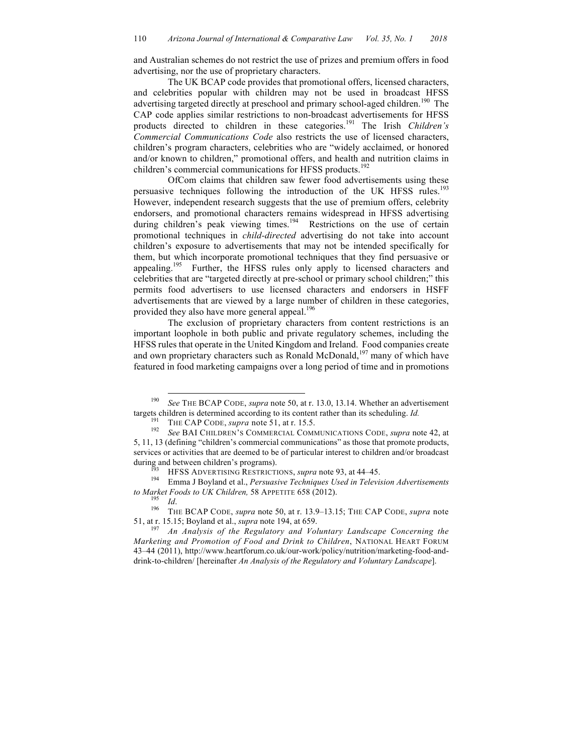and Australian schemes do not restrict the use of prizes and premium offers in food advertising, nor the use of proprietary characters.

The UK BCAP code provides that promotional offers, licensed characters, and celebrities popular with children may not be used in broadcast HFSS advertising targeted directly at preschool and primary school-aged children.[190] The CAP code applies similar restrictions to non-broadcast advertisements for HFSS products directed to children in these categories.[191] The Irish *Children's Commercial Communications Code* also restricts the use of licensed characters, children's program characters, celebrities who are "widely acclaimed, or honored and/or known to children," promotional offers, and health and nutrition claims in children's commercial communications for HFSS products.[192]

OfCom claims that children saw fewer food advertisements using these persuasive techniques following the introduction of the UK HFSS rules.[193] However, independent research suggests that the use of premium offers, celebrity endorsers, and promotional characters remains widespread in HFSS advertising during children's peak viewing times.[194] Restrictions on the use of certain promotional techniques in *child-directed* advertising do not take into account children's exposure to advertisements that may not be intended specifically for them, but which incorporate promotional techniques that they find persuasive or appealing.[195] Further, the HFSS rules only apply to licensed characters and celebrities that are "targeted directly at pre-school or primary school children;" this permits food advertisers to use licensed characters and endorsers in HSFF advertisements that are viewed by a large number of children in these categories, provided they also have more general appeal.[196]

The exclusion of proprietary characters from content restrictions is an important loophole in both public and private regulatory schemes, including the HFSS rules that operate in the United Kingdom and Ireland. Food companies create and own proprietary characters such as Ronald McDonald,[197] many of which have featured in food marketing campaigns over a long period of time and in promotions

---

[190] *See* THE BCAP CODE, *supra* note 50, at r. 13.0, 13.14. Whether an advertisement targets children is determined according to its content rather than its scheduling. *Id.*

[191] THE CAP CODE, *supra* note 51, at r. 15.5.

[192] *See* BAI CHILDREN'S COMMERCIAL COMMUNICATIONS CODE, *supra* note 42, at 5, 11, 13 (defining "children's commercial communications" as those that promote products, services or activities that are deemed to be of particular interest to children and/or broadcast during and between children's programs).

[193] HFSS ADVERTISING RESTRICTIONS, *supra* note 93, at 44–45.

[194] Emma J Boyland et al., *Persuasive Techniques Used in Television Advertisements to Market Foods to UK Children,* 58 APPETITE 658 (2012).

[195] *Id*.

[196] THE BCAP CODE, *supra* note 50, at r. 13.9–13.15; THE CAP CODE, *supra* note 51, at r. 15.15; Boyland et al., *supra* note 194, at 659.

[197] *An Analysis of the Regulatory and Voluntary Landscape Concerning the Marketing and Promotion of Food and Drink to Children*, NATIONAL HEART FORUM 43–44 (2011), http://www.heartforum.co.uk/our-work/policy/nutrition/marketing-food-and-drink-to-children/ [hereinafter *An Analysis of the Regulatory and Voluntary Landscape*].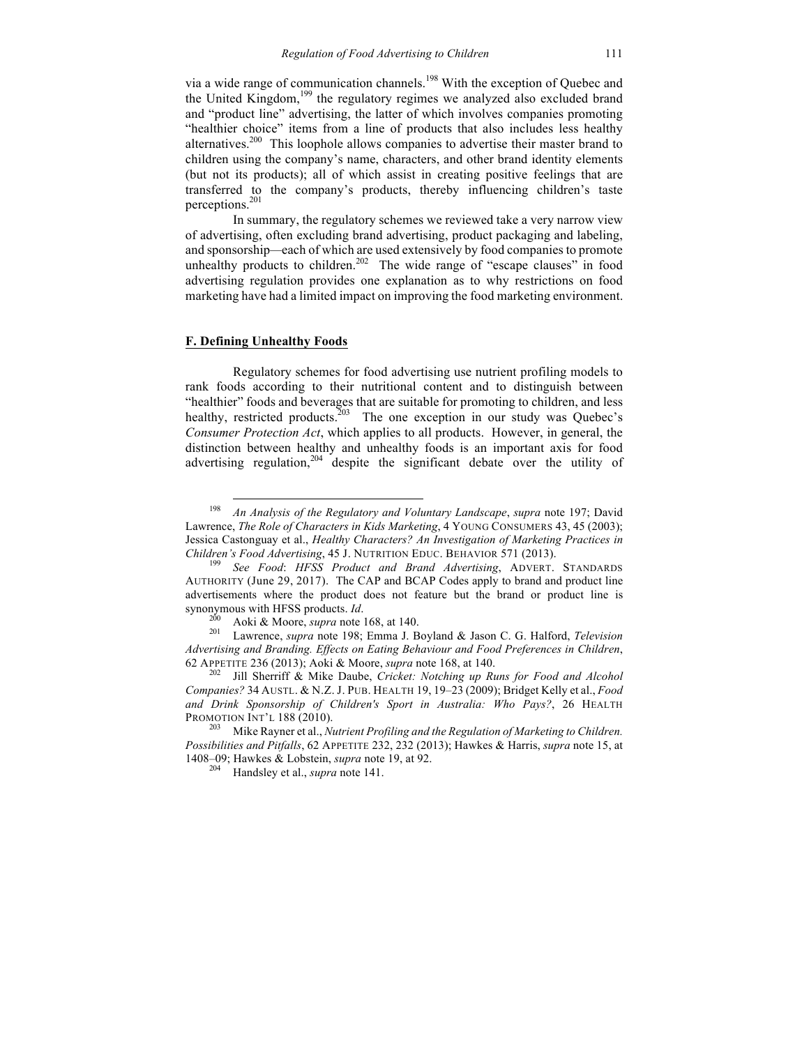via a wide range of communication channels.[198] With the exception of Quebec and the United Kingdom,[199] the regulatory regimes we analyzed also excluded brand and "product line" advertising, the latter of which involves companies promoting "healthier choice" items from a line of products that also includes less healthy alternatives.[200] This loophole allows companies to advertise their master brand to children using the company's name, characters, and other brand identity elements (but not its products); all of which assist in creating positive feelings that are transferred to the company's products, thereby influencing children's taste perceptions.[201]

In summary, the regulatory schemes we reviewed take a very narrow view of advertising, often excluding brand advertising, product packaging and labeling, and sponsorship—each of which are used extensively by food companies to promote unhealthy products to children.[202] The wide range of "escape clauses" in food advertising regulation provides one explanation as to why restrictions on food marketing have had a limited impact on improving the food marketing environment.

## F. Defining Unhealthy Foods

Regulatory schemes for food advertising use nutrient profiling models to rank foods according to their nutritional content and to distinguish between "healthier" foods and beverages that are suitable for promoting to children, and less healthy, restricted products.[203] The one exception in our study was Quebec's *Consumer Protection Act*, which applies to all products. However, in general, the distinction between healthy and unhealthy foods is an important axis for food advertising regulation,[204] despite the significant debate over the utility of

---

[198] *An Analysis of the Regulatory and Voluntary Landscape*, *supra* note 197; David Lawrence, *The Role of Characters in Kids Marketing*, 4 YOUNG CONSUMERS 43, 45 (2003); Jessica Castonguay et al., *Healthy Characters? An Investigation of Marketing Practices in Children's Food Advertising*, 45 J. NUTRITION EDUC. BEHAVIOR 571 (2013).

[199] *See Food*: *HFSS Product and Brand Advertising*, ADVERT. STANDARDS AUTHORITY (June 29, 2017). The CAP and BCAP Codes apply to brand and product line advertisements where the product does not feature but the brand or product line is synonymous with HFSS products. *Id*.

[200] Aoki & Moore, *supra* note 168, at 140.

[201] Lawrence, *supra* note 198; Emma J. Boyland & Jason C. G. Halford, *Television Advertising and Branding. Effects on Eating Behaviour and Food Preferences in Children*, 62 APPETITE 236 (2013); Aoki & Moore, *supra* note 168, at 140.

[202] Jill Sherriff & Mike Daube, *Cricket: Notching up Runs for Food and Alcohol Companies?* 34 AUSTL. & N.Z. J. PUB. HEALTH 19, 19–23 (2009); Bridget Kelly et al., *Food and Drink Sponsorship of Children's Sport in Australia: Who Pays?*, 26 HEALTH PROMOTION INT'L 188 (2010).

[203] Mike Rayner et al., *Nutrient Profiling and the Regulation of Marketing to Children. Possibilities and Pitfalls*, 62 APPETITE 232, 232 (2013); Hawkes & Harris, *supra* note 15, at 1408–09; Hawkes & Lobstein, *supra* note 19, at 92.

[204] Handsley et al., *supra* note 141.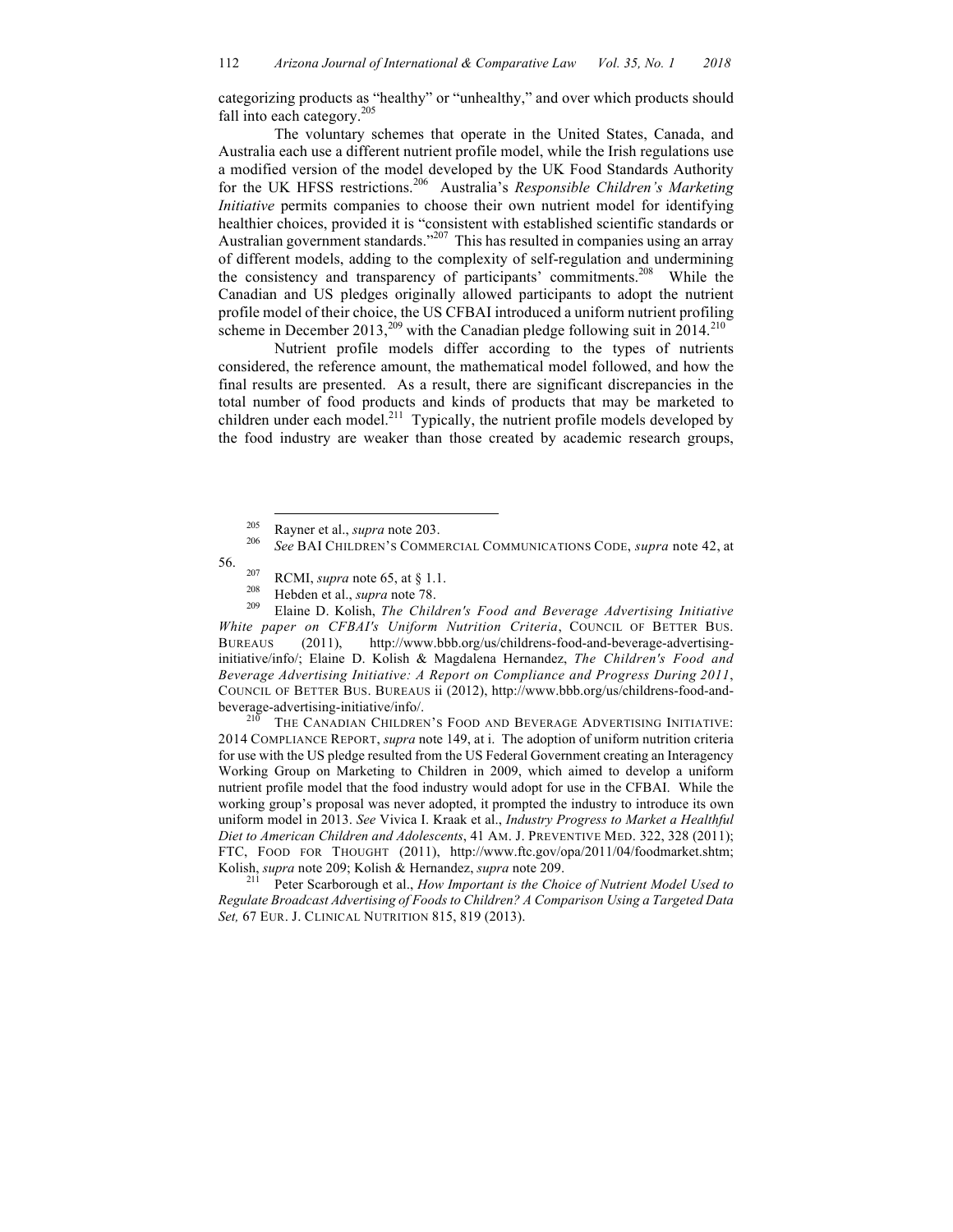categorizing products as "healthy" or "unhealthy," and over which products should fall into each category.[205]

The voluntary schemes that operate in the United States, Canada, and Australia each use a different nutrient profile model, while the Irish regulations use a modified version of the model developed by the UK Food Standards Authority for the UK HFSS restrictions.[206] Australia's *Responsible Children's Marketing Initiative* permits companies to choose their own nutrient model for identifying healthier choices, provided it is "consistent with established scientific standards or Australian government standards."[207] This has resulted in companies using an array of different models, adding to the complexity of self-regulation and undermining the consistency and transparency of participants' commitments.[208] While the Canadian and US pledges originally allowed participants to adopt the nutrient profile model of their choice, the US CFBAI introduced a uniform nutrient profiling scheme in December 2013,[209] with the Canadian pledge following suit in 2014.[210]

Nutrient profile models differ according to the types of nutrients considered, the reference amount, the mathematical model followed, and how the final results are presented. As a result, there are significant discrepancies in the total number of food products and kinds of products that may be marketed to children under each model.[211] Typically, the nutrient profile models developed by the food industry are weaker than those created by academic research groups,

---

[205] Rayner et al., *supra* note 203.

[206] *See* BAI CHILDREN'S COMMERCIAL COMMUNICATIONS CODE, *supra* note 42, at 56.

[207] RCMI, *supra* note 65, at § 1.1.

[208] Hebden et al., *supra* note 78.

[209] Elaine D. Kolish, *The Children's Food and Beverage Advertising Initiative White paper on CFBAI's Uniform Nutrition Criteria*, COUNCIL OF BETTER BUS. BUREAUS (2011), http://www.bbb.org/us/childrens-food-and-beverage-advertising-initiative/info/; Elaine D. Kolish & Magdalena Hernandez, *The Children's Food and Beverage Advertising Initiative: A Report on Compliance and Progress During 2011*, COUNCIL OF BETTER BUS. BUREAUS ii (2012), http://www.bbb.org/us/childrens-food-and-beverage-advertising-initiative/info/.

[210] THE CANADIAN CHILDREN'S FOOD AND BEVERAGE ADVERTISING INITIATIVE: 2014 COMPLIANCE REPORT, *supra* note 149, at i. The adoption of uniform nutrition criteria for use with the US pledge resulted from the US Federal Government creating an Interagency Working Group on Marketing to Children in 2009, which aimed to develop a uniform nutrient profile model that the food industry would adopt for use in the CFBAI. While the working group's proposal was never adopted, it prompted the industry to introduce its own uniform model in 2013. *See* Vivica I. Kraak et al., *Industry Progress to Market a Healthful Diet to American Children and Adolescents*, 41 AM. J. PREVENTIVE MED. 322, 328 (2011); FTC, FOOD FOR THOUGHT (2011), http://www.ftc.gov/opa/2011/04/foodmarket.shtm; Kolish, *supra* note 209; Kolish & Hernandez, *supra* note 209.

[211] Peter Scarborough et al., *How Important is the Choice of Nutrient Model Used to Regulate Broadcast Advertising of Foods to Children? A Comparison Using a Targeted Data Set,* 67 EUR. J. CLINICAL NUTRITION 815, 819 (2013).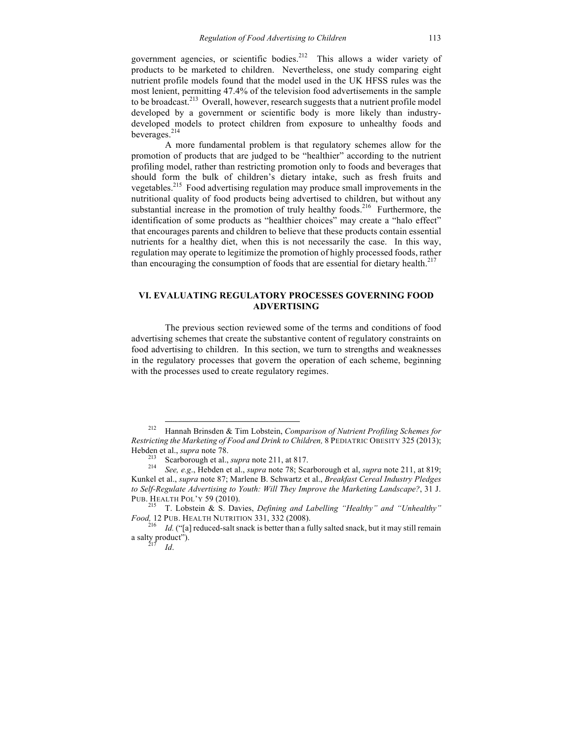government agencies, or scientific bodies.[212] This allows a wider variety of products to be marketed to children. Nevertheless, one study comparing eight nutrient profile models found that the model used in the UK HFSS rules was the most lenient, permitting 47.4% of the television food advertisements in the sample to be broadcast.[213] Overall, however, research suggests that a nutrient profile model developed by a government or scientific body is more likely than industry-developed models to protect children from exposure to unhealthy foods and beverages.[214]

A more fundamental problem is that regulatory schemes allow for the promotion of products that are judged to be "healthier" according to the nutrient profiling model, rather than restricting promotion only to foods and beverages that should form the bulk of children's dietary intake, such as fresh fruits and vegetables.[215] Food advertising regulation may produce small improvements in the nutritional quality of food products being advertised to children, but without any substantial increase in the promotion of truly healthy foods.[216] Furthermore, the identification of some products as "healthier choices" may create a "halo effect" that encourages parents and children to believe that these products contain essential nutrients for a healthy diet, when this is not necessarily the case. In this way, regulation may operate to legitimize the promotion of highly processed foods, rather than encouraging the consumption of foods that are essential for dietary health.[217]

## VI. EVALUATING REGULATORY PROCESSES GOVERNING FOOD ADVERTISING

The previous section reviewed some of the terms and conditions of food advertising schemes that create the substantive content of regulatory constraints on food advertising to children. In this section, we turn to strengths and weaknesses in the regulatory processes that govern the operation of each scheme, beginning with the processes used to create regulatory regimes.

---

[212] Hannah Brinsden & Tim Lobstein, *Comparison of Nutrient Profiling Schemes for Restricting the Marketing of Food and Drink to Children,* 8 PEDIATRIC OBESITY 325 (2013); Hebden et al., *supra* note 78.

[213] Scarborough et al., *supra* note 211, at 817.

[214] *See, e.g*., Hebden et al., *supra* note 78; Scarborough et al, *supra* note 211, at 819; Kunkel et al., *supra* note 87; Marlene B. Schwartz et al., *Breakfast Cereal Industry Pledges to Self-Regulate Advertising to Youth: Will They Improve the Marketing Landscape?*, 31 J. PUB. HEALTH POL'Y 59 (2010).

[215] T. Lobstein & S. Davies, *Defining and Labelling "Healthy" and "Unhealthy" Food,* 12 PUB. HEALTH NUTRITION 331, 332 (2008).

[216] *Id.* ("[a] reduced-salt snack is better than a fully salted snack, but it may still remain a salty product").

[217] *Id*.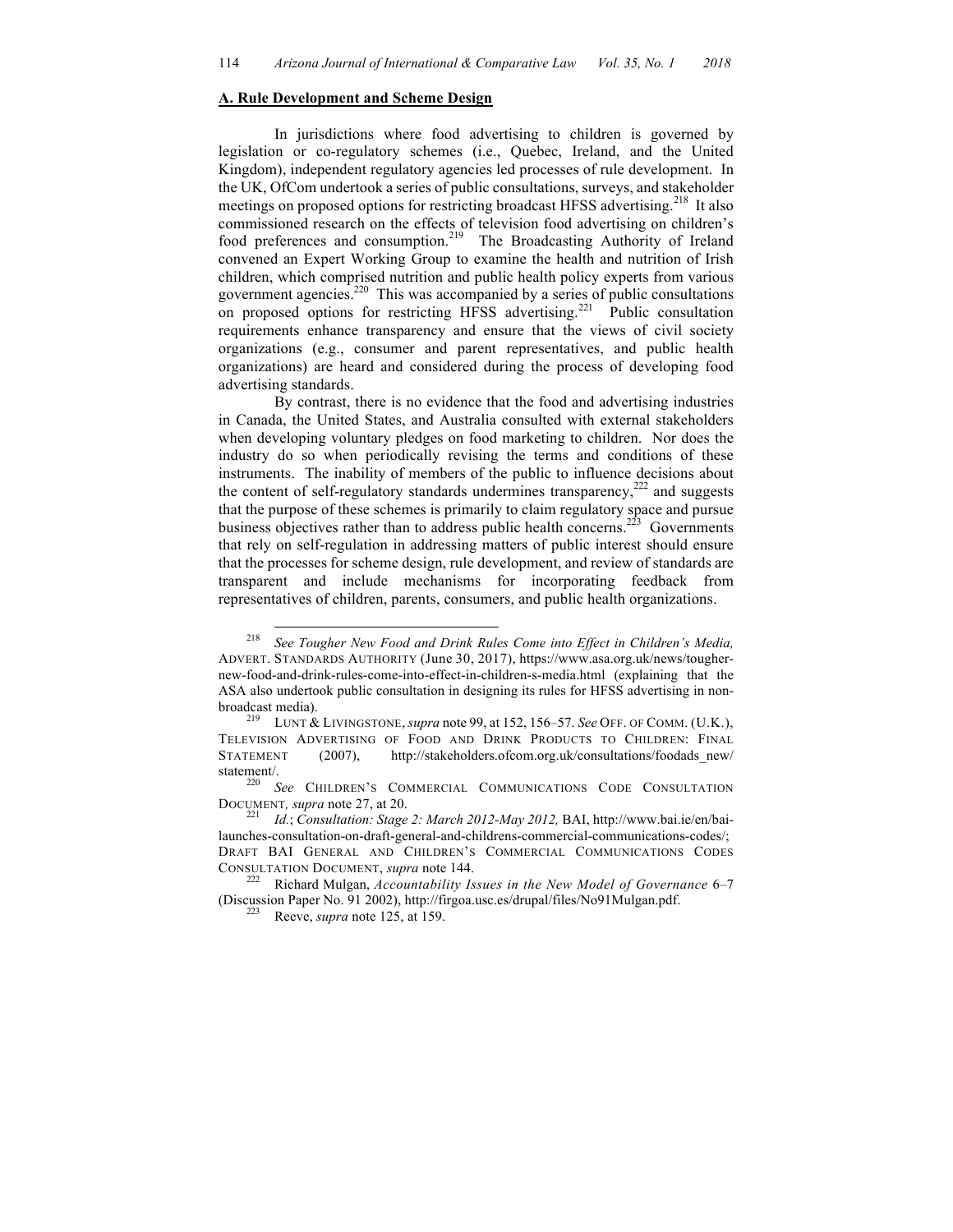## A. Rule Development and Scheme Design

In jurisdictions where food advertising to children is governed by legislation or co-regulatory schemes (i.e., Quebec, Ireland, and the United Kingdom), independent regulatory agencies led processes of rule development. In the UK, OfCom undertook a series of public consultations, surveys, and stakeholder meetings on proposed options for restricting broadcast HFSS advertising.[218] It also commissioned research on the effects of television food advertising on children's food preferences and consumption.[219] The Broadcasting Authority of Ireland convened an Expert Working Group to examine the health and nutrition of Irish children, which comprised nutrition and public health policy experts from various government agencies.[220] This was accompanied by a series of public consultations on proposed options for restricting HFSS advertising.[221] Public consultation requirements enhance transparency and ensure that the views of civil society organizations (e.g., consumer and parent representatives, and public health organizations) are heard and considered during the process of developing food advertising standards.

By contrast, there is no evidence that the food and advertising industries in Canada, the United States, and Australia consulted with external stakeholders when developing voluntary pledges on food marketing to children. Nor does the industry do so when periodically revising the terms and conditions of these instruments. The inability of members of the public to influence decisions about the content of self-regulatory standards undermines transparency,[222] and suggests that the purpose of these schemes is primarily to claim regulatory space and pursue business objectives rather than to address public health concerns.[223] Governments that rely on self-regulation in addressing matters of public interest should ensure that the processes for scheme design, rule development, and review of standards are transparent and include mechanisms for incorporating feedback from representatives of children, parents, consumers, and public health organizations.

---

[218] *See Tougher New Food and Drink Rules Come into Effect in Children's Media,* ADVERT. STANDARDS AUTHORITY (June 30, 2017), https://www.asa.org.uk/news/tougher-new-food-and-drink-rules-come-into-effect-in-children-s-media.html (explaining that the ASA also undertook public consultation in designing its rules for HFSS advertising in non-broadcast media).

[219] LUNT & LIVINGSTONE, *supra* note 99, at 152, 156–57. *See* OFF. OF COMM. (U.K.), TELEVISION ADVERTISING OF FOOD AND DRINK PRODUCTS TO CHILDREN: FINAL STATEMENT (2007), http://stakeholders.ofcom.org.uk/consultations/foodads_new/statement/.

[220] *See* CHILDREN'S COMMERCIAL COMMUNICATIONS CODE CONSULTATION DOCUMENT*, supra* note 27, at 20.

[221] *Id.*; *Consultation: Stage 2: March 2012-May 2012,* BAI, http://www.bai.ie/en/bai-launches-consultation-on-draft-general-and-childrens-commercial-communications-codes/; DRAFT BAI GENERAL AND CHILDREN'S COMMERCIAL COMMUNICATIONS CODES CONSULTATION DOCUMENT, *supra* note 144.

[222] Richard Mulgan, *Accountability Issues in the New Model of Governance* 6–7 (Discussion Paper No. 91 2002), http://firgoa.usc.es/drupal/files/No91Mulgan.pdf.

[223] Reeve, *supra* note 125, at 159.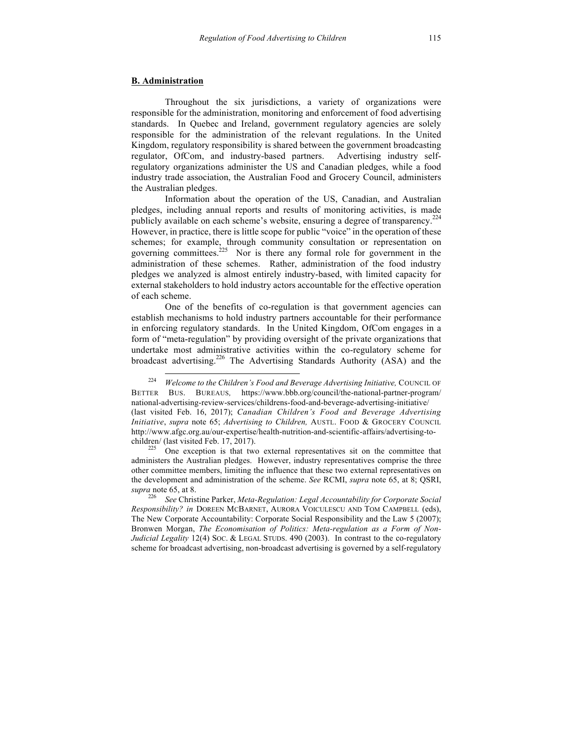## **B. Administration**

Throughout the six jurisdictions, a variety of organizations were responsible for the administration, monitoring and enforcement of food advertising standards. In Quebec and Ireland, government regulatory agencies are solely responsible for the administration of the relevant regulations. In the United Kingdom, regulatory responsibility is shared between the government broadcasting regulator, OfCom, and industry-based partners. Advertising industry self-regulatory organizations administer the US and Canadian pledges, while a food industry trade association, the Australian Food and Grocery Council, administers the Australian pledges.

Information about the operation of the US, Canadian, and Australian pledges, including annual reports and results of monitoring activities, is made publicly available on each scheme's website, ensuring a degree of transparency.[224] However, in practice, there is little scope for public "voice" in the operation of these schemes; for example, through community consultation or representation on governing committees.[225] Nor is there any formal role for government in the administration of these schemes. Rather, administration of the food industry pledges we analyzed is almost entirely industry-based, with limited capacity for external stakeholders to hold industry actors accountable for the effective operation of each scheme.

One of the benefits of co-regulation is that government agencies can establish mechanisms to hold industry partners accountable for their performance in enforcing regulatory standards. In the United Kingdom, OfCom engages in a form of "meta-regulation" by providing oversight of the private organizations that undertake most administrative activities within the co-regulatory scheme for broadcast advertising.[226] The Advertising Standards Authority (ASA) and the

---

[224] *Welcome to the Children's Food and Beverage Advertising Initiative,* COUNCIL OF BETTER BUS. BUREAUS, https://www.bbb.org/council/the-national-partner-program/national-advertising-review-services/childrens-food-and-beverage-advertising-initiative/ (last visited Feb. 16, 2017); *Canadian Children's Food and Beverage Advertising Initiative*, *supra* note 65; *Advertising to Children,* AUSTL. FOOD & GROCERY COUNCIL http://www.afgc.org.au/our-expertise/health-nutrition-and-scientific-affairs/advertising-to-children/ (last visited Feb. 17, 2017).

[225] One exception is that two external representatives sit on the committee that administers the Australian pledges. However, industry representatives comprise the three other committee members, limiting the influence that these two external representatives on the development and administration of the scheme. *See* RCMI, *supra* note 65, at 8; QSRI, *supra* note 65, at 8.

[226] *See* Christine Parker, *Meta-Regulation: Legal Accountability for Corporate Social Responsibility? in* DOREEN MCBARNET, AURORA VOICULESCU AND TOM CAMPBELL (eds), The New Corporate Accountability: Corporate Social Responsibility and the Law 5 (2007); Bronwen Morgan, *The Economisation of Politics: Meta-regulation as a Form of Non-Judicial Legality* 12(4) SOC. & LEGAL STUDS. 490 (2003). In contrast to the co-regulatory scheme for broadcast advertising, non-broadcast advertising is governed by a self-regulatory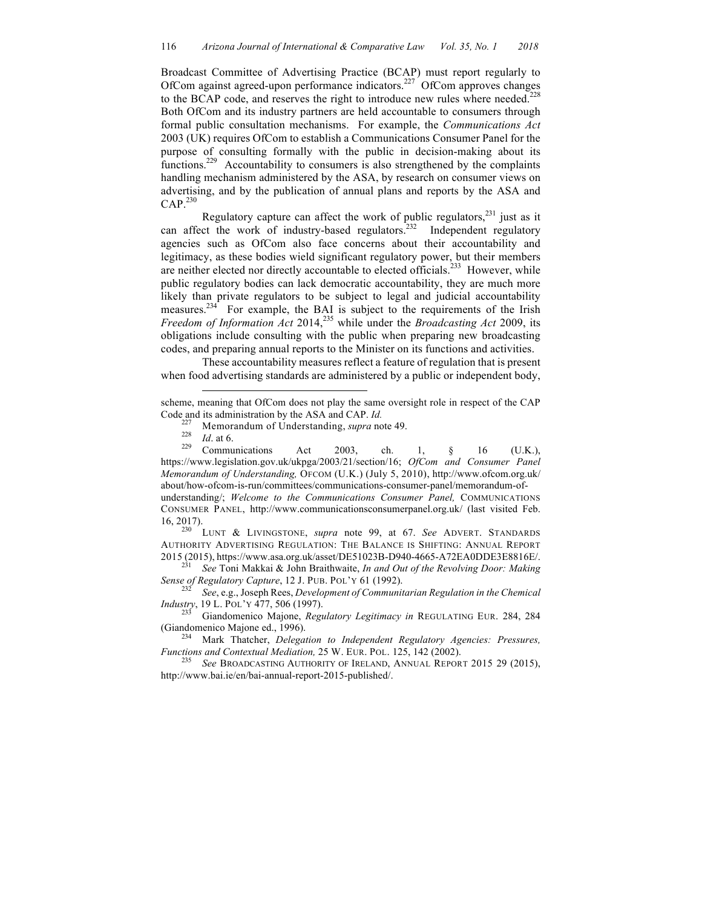Broadcast Committee of Advertising Practice (BCAP) must report regularly to OfCom against agreed-upon performance indicators.[227] OfCom approves changes to the BCAP code, and reserves the right to introduce new rules where needed.[228] Both OfCom and its industry partners are held accountable to consumers through formal public consultation mechanisms. For example, the *Communications Act* 2003 (UK) requires OfCom to establish a Communications Consumer Panel for the purpose of consulting formally with the public in decision-making about its functions.[229] Accountability to consumers is also strengthened by the complaints handling mechanism administered by the ASA, by research on consumer views on advertising, and by the publication of annual plans and reports by the ASA and CAP.[230]

Regulatory capture can affect the work of public regulators,[231] just as it can affect the work of industry-based regulators.[232] Independent regulatory agencies such as OfCom also face concerns about their accountability and legitimacy, as these bodies wield significant regulatory power, but their members are neither elected nor directly accountable to elected officials.[233] However, while public regulatory bodies can lack democratic accountability, they are much more likely than private regulators to be subject to legal and judicial accountability measures.[234] For example, the BAI is subject to the requirements of the Irish *Freedom of Information Act* 2014,[235] while under the *Broadcasting Act* 2009, its obligations include consulting with the public when preparing new broadcasting codes, and preparing annual reports to the Minister on its functions and activities.

These accountability measures reflect a feature of regulation that is present when food advertising standards are administered by a public or independent body,

---

scheme, meaning that OfCom does not play the same oversight role in respect of the CAP Code and its administration by the ASA and CAP. *Id.*

[227] Memorandum of Understanding, *supra* note 49.

[228] *Id*. at 6.

[229] Communications Act 2003, ch. 1, § 16 (U.K.), https://www.legislation.gov.uk/ukpga/2003/21/section/16; *OfCom and Consumer Panel Memorandum of Understanding,* OFCOM (U.K.) (July 5, 2010), http://www.ofcom.org.uk/about/how-ofcom-is-run/committees/communications-consumer-panel/memorandum-of-understanding/; *Welcome to the Communications Consumer Panel,* COMMUNICATIONS CONSUMER PANEL, http://www.communicationsconsumerpanel.org.uk/ (last visited Feb. 16, 2017).

[230] LUNT & LIVINGSTONE, *supra* note 99, at 67. *See* ADVERT. STANDARDS AUTHORITY ADVERTISING REGULATION: THE BALANCE IS SHIFTING: ANNUAL REPORT 2015 (2015), https://www.asa.org.uk/asset/DE51023B-D940-4665-A72EA0DDE3E8816E/.

[231] *See* Toni Makkai & John Braithwaite, *In and Out of the Revolving Door: Making Sense of Regulatory Capture*, 12 J. PUB. POL'Y 61 (1992).

[232] *See*, e.g., Joseph Rees, *Development of Communitarian Regulation in the Chemical Industry*, 19 L. POL'Y 477, 506 (1997).

[233] Giandomenico Majone, *Regulatory Legitimacy in* REGULATING EUR. 284, 284 (Giandomenico Majone ed., 1996).

[234] Mark Thatcher, *Delegation to Independent Regulatory Agencies: Pressures, Functions and Contextual Mediation,* 25 W. EUR. POL. 125, 142 (2002).

[235] *See* BROADCASTING AUTHORITY OF IRELAND, ANNUAL REPORT 2015 29 (2015), http://www.bai.ie/en/bai-annual-report-2015-published/.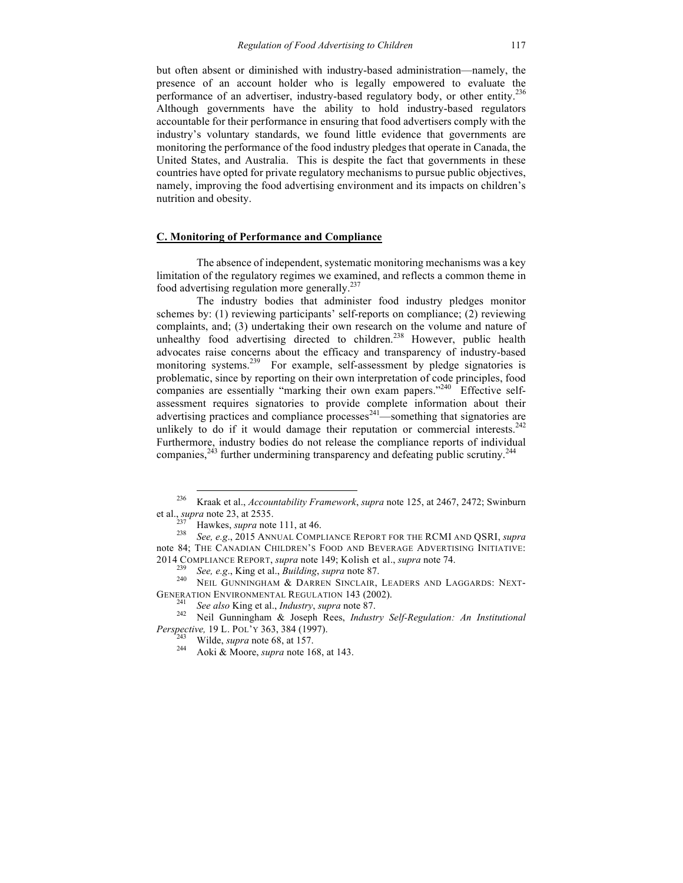but often absent or diminished with industry-based administration—namely, the presence of an account holder who is legally empowered to evaluate the performance of an advertiser, industry-based regulatory body, or other entity.[236] Although governments have the ability to hold industry-based regulators accountable for their performance in ensuring that food advertisers comply with the industry's voluntary standards, we found little evidence that governments are monitoring the performance of the food industry pledges that operate in Canada, the United States, and Australia. This is despite the fact that governments in these countries have opted for private regulatory mechanisms to pursue public objectives, namely, improving the food advertising environment and its impacts on children's nutrition and obesity.

## C. Monitoring of Performance and Compliance

The absence of independent, systematic monitoring mechanisms was a key limitation of the regulatory regimes we examined, and reflects a common theme in food advertising regulation more generally.[237]

The industry bodies that administer food industry pledges monitor schemes by: (1) reviewing participants' self-reports on compliance; (2) reviewing complaints, and; (3) undertaking their own research on the volume and nature of unhealthy food advertising directed to children.[238] However, public health advocates raise concerns about the efficacy and transparency of industry-based monitoring systems.[239] For example, self-assessment by pledge signatories is problematic, since by reporting on their own interpretation of code principles, food companies are essentially "marking their own exam papers."[240] Effective self-assessment requires signatories to provide complete information about their advertising practices and compliance processes[241]—something that signatories are unlikely to do if it would damage their reputation or commercial interests.[242] Furthermore, industry bodies do not release the compliance reports of individual companies,[243] further undermining transparency and defeating public scrutiny.[244]

---

[236] Kraak et al., *Accountability Framework*, *supra* note 125, at 2467, 2472; Swinburn et al., *supra* note 23, at 2535.

[237] Hawkes, *supra* note 111, at 46.

[238] *See, e.g*., 2015 ANNUAL COMPLIANCE REPORT FOR THE RCMI AND QSRI, *supra* note 84; THE CANADIAN CHILDREN'S FOOD AND BEVERAGE ADVERTISING INITIATIVE: 2014 COMPLIANCE REPORT, *supra* note 149; Kolish et al., *supra* note 74.

[239] *See, e.g*., King et al., *Building*, *supra* note 87.

[240] NEIL GUNNINGHAM & DARREN SINCLAIR, LEADERS AND LAGGARDS: NEXT-GENERATION ENVIRONMENTAL REGULATION 143 (2002).

[241] *See also* King et al., *Industry*, *supra* note 87.

[242] Neil Gunningham & Joseph Rees, *Industry Self-Regulation: An Institutional Perspective,* 19 L. POL'Y 363, 384 (1997).

[243] Wilde, *supra* note 68, at 157.

[244] Aoki & Moore, *supra* note 168, at 143.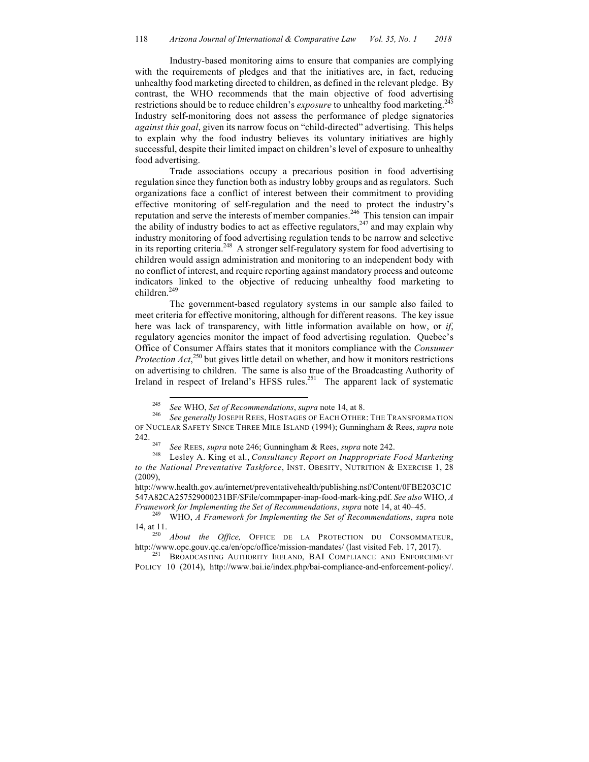Industry-based monitoring aims to ensure that companies are complying with the requirements of pledges and that the initiatives are, in fact, reducing unhealthy food marketing directed to children, as defined in the relevant pledge. By contrast, the WHO recommends that the main objective of food advertising restrictions should be to reduce children's *exposure* to unhealthy food marketing.[245] Industry self-monitoring does not assess the performance of pledge signatories *against this goal*, given its narrow focus on "child-directed" advertising. This helps to explain why the food industry believes its voluntary initiatives are highly successful, despite their limited impact on children's level of exposure to unhealthy food advertising.

Trade associations occupy a precarious position in food advertising regulation since they function both as industry lobby groups and as regulators. Such organizations face a conflict of interest between their commitment to providing effective monitoring of self-regulation and the need to protect the industry's reputation and serve the interests of member companies.[246] This tension can impair the ability of industry bodies to act as effective regulators,[247] and may explain why industry monitoring of food advertising regulation tends to be narrow and selective in its reporting criteria.[248] A stronger self-regulatory system for food advertising to children would assign administration and monitoring to an independent body with no conflict of interest, and require reporting against mandatory process and outcome indicators linked to the objective of reducing unhealthy food marketing to children.[249]

The government-based regulatory systems in our sample also failed to meet criteria for effective monitoring, although for different reasons. The key issue here was lack of transparency, with little information available on how, or *if*, regulatory agencies monitor the impact of food advertising regulation. Quebec's Office of Consumer Affairs states that it monitors compliance with the *Consumer Protection Act*,[250] but gives little detail on whether, and how it monitors restrictions on advertising to children. The same is also true of the Broadcasting Authority of Ireland in respect of Ireland's HFSS rules.[251] The apparent lack of systematic

---

[245] *See* WHO, *Set of Recommendations*, *supra* note 14, at 8.

[246] *See generally* JOSEPH REES, HOSTAGES OF EACH OTHER: THE TRANSFORMATION OF NUCLEAR SAFETY SINCE THREE MILE ISLAND (1994); Gunningham & Rees, *supra* note 242.

[247] *See* REES, *supra* note 246; Gunningham & Rees, *supra* note 242.

[248] Lesley A. King et al., *Consultancy Report on Inappropriate Food Marketing to the National Preventative Taskforce*, INST. OBESITY, NUTRITION & EXERCISE 1, 28 (2009), http://www.health.gov.au/internet/preventativehealth/publishing.nsf/Content/0FBE203C1C547A82CA257529000231BF/$File/commpaper-inap-food-mark-king.pdf. *See also* WHO, *A Framework for Implementing the Set of Recommendations*, *supra* note 14, at 40–45.

[249] WHO, *A Framework for Implementing the Set of Recommendations*, *supra* note 14, at 11.

[250] *About the Office,* OFFICE DE LA PROTECTION DU CONSOMMATEUR, http://www.opc.gouv.qc.ca/en/opc/office/mission-mandates/ (last visited Feb. 17, 2017).

[251] BROADCASTING AUTHORITY IRELAND, BAI COMPLIANCE AND ENFORCEMENT POLICY 10 (2014), http://www.bai.ie/index.php/bai-compliance-and-enforcement-policy/.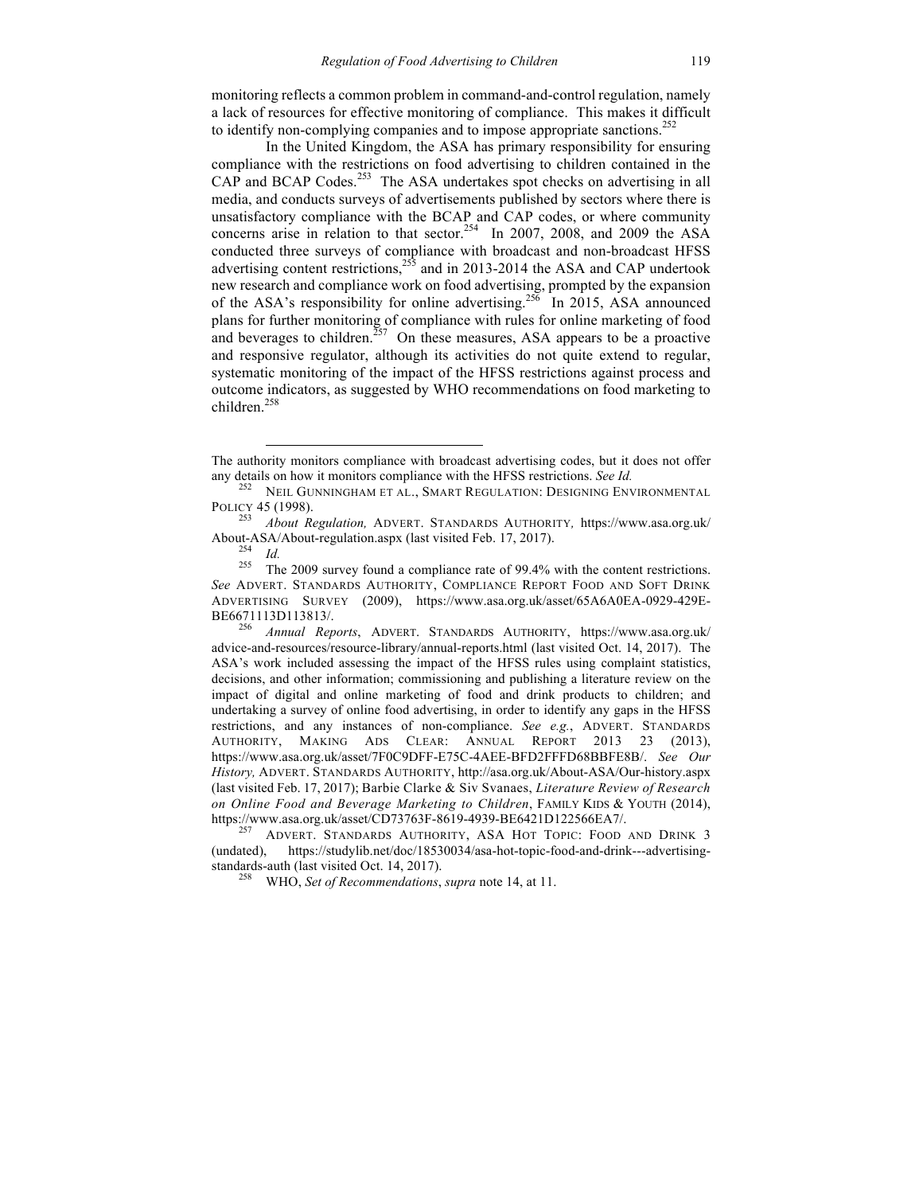monitoring reflects a common problem in command-and-control regulation, namely a lack of resources for effective monitoring of compliance. This makes it difficult to identify non-complying companies and to impose appropriate sanctions.[252]

In the United Kingdom, the ASA has primary responsibility for ensuring compliance with the restrictions on food advertising to children contained in the CAP and BCAP Codes.[253] The ASA undertakes spot checks on advertising in all media, and conducts surveys of advertisements published by sectors where there is unsatisfactory compliance with the BCAP and CAP codes, or where community concerns arise in relation to that sector.[254] In 2007, 2008, and 2009 the ASA conducted three surveys of compliance with broadcast and non-broadcast HFSS advertising content restrictions,[255] and in 2013-2014 the ASA and CAP undertook new research and compliance work on food advertising, prompted by the expansion of the ASA's responsibility for online advertising.[256] In 2015, ASA announced plans for further monitoring of compliance with rules for online marketing of food and beverages to children.[257] On these measures, ASA appears to be a proactive and responsive regulator, although its activities do not quite extend to regular, systematic monitoring of the impact of the HFSS restrictions against process and outcome indicators, as suggested by WHO recommendations on food marketing to children.[258]

---

The authority monitors compliance with broadcast advertising codes, but it does not offer any details on how it monitors compliance with the HFSS restrictions. *See Id.*

[252] NEIL GUNNINGHAM ET AL., SMART REGULATION: DESIGNING ENVIRONMENTAL POLICY 45 (1998).

[253] *About Regulation,* ADVERT. STANDARDS AUTHORITY, https://www.asa.org.uk/About-ASA/About-regulation.aspx (last visited Feb. 17, 2017).

[254] *Id.*

[255] The 2009 survey found a compliance rate of 99.4% with the content restrictions. *See* ADVERT. STANDARDS AUTHORITY, COMPLIANCE REPORT FOOD AND SOFT DRINK ADVERTISING SURVEY (2009), https://www.asa.org.uk/asset/65A6A0EA-0929-429E-BE6671113D113813/.

[256] *Annual Reports*, ADVERT. STANDARDS AUTHORITY, https://www.asa.org.uk/advice-and-resources/resource-library/annual-reports.html (last visited Oct. 14, 2017). The ASA's work included assessing the impact of the HFSS rules using complaint statistics, decisions, and other information; commissioning and publishing a literature review on the impact of digital and online marketing of food and drink products to children; and undertaking a survey of online food advertising, in order to identify any gaps in the HFSS restrictions, and any instances of non-compliance. *See e.g.*, ADVERT. STANDARDS AUTHORITY, MAKING ADS CLEAR: ANNUAL REPORT 2013 23 (2013), https://www.asa.org.uk/asset/7F0C9DFF-E75C-4AEE-BFD2FFFD68BBFE8B/. *See Our History,* ADVERT. STANDARDS AUTHORITY, http://asa.org.uk/About-ASA/Our-history.aspx (last visited Feb. 17, 2017); Barbie Clarke & Siv Svanaes, *Literature Review of Research on Online Food and Beverage Marketing to Children*, FAMILY KIDS & YOUTH (2014), https://www.asa.org.uk/asset/CD73763F-8619-4939-BE6421D122566EA7/.

[257] ADVERT. STANDARDS AUTHORITY, ASA HOT TOPIC: FOOD AND DRINK 3 (undated), https://studylib.net/doc/18530034/asa-hot-topic-food-and-drink---advertising-standards-auth (last visited Oct. 14, 2017).

[258] WHO, *Set of Recommendations*, *supra* note 14, at 11.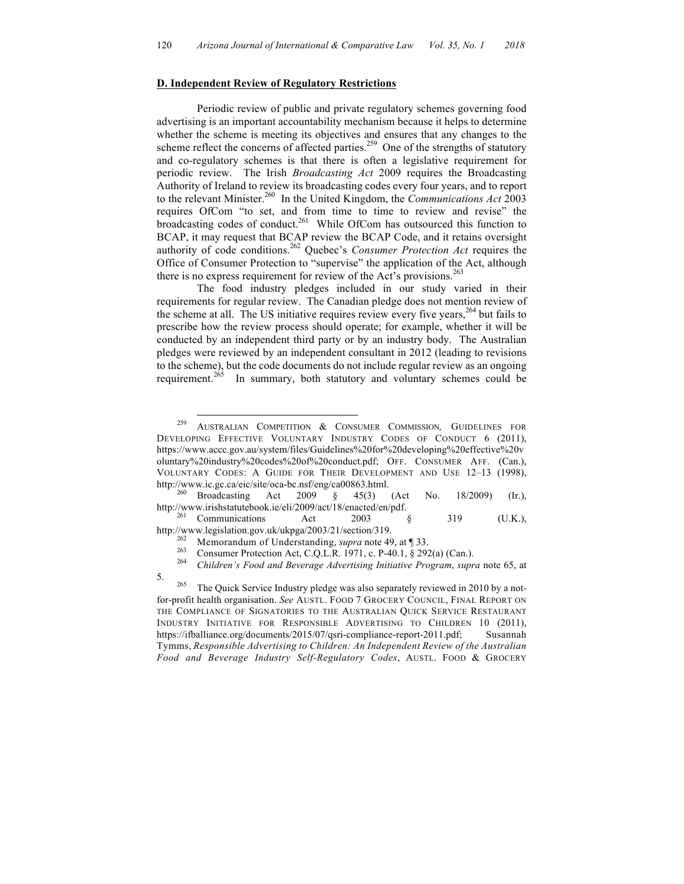**D. Independent Review of Regulatory Restrictions**

Periodic review of public and private regulatory schemes governing food advertising is an important accountability mechanism because it helps to determine whether the scheme is meeting its objectives and ensures that any changes to the scheme reflect the concerns of affected parties.[259] One of the strengths of statutory and co-regulatory schemes is that there is often a legislative requirement for periodic review. The Irish *Broadcasting Act* 2009 requires the Broadcasting Authority of Ireland to review its broadcasting codes every four years, and to report to the relevant Minister.[260] In the United Kingdom, the *Communications Act* 2003 requires OfCom "to set, and from time to time to review and revise" the broadcasting codes of conduct.[261] While OfCom has outsourced this function to BCAP, it may request that BCAP review the BCAP Code, and it retains oversight authority of code conditions.[262] Quebec's *Consumer Protection Act* requires the Office of Consumer Protection to "supervise" the application of the Act, although there is no express requirement for review of the Act's provisions.[263]

The food industry pledges included in our study varied in their requirements for regular review. The Canadian pledge does not mention review of the scheme at all. The US initiative requires review every five years,[264] but fails to prescribe how the review process should operate; for example, whether it will be conducted by an independent third party or by an industry body. The Australian pledges were reviewed by an independent consultant in 2012 (leading to revisions to the scheme), but the code documents do not include regular review as an ongoing requirement.[265] In summary, both statutory and voluntary schemes could be

---

[259] AUSTRALIAN COMPETITION & CONSUMER COMMISSION, GUIDELINES FOR DEVELOPING EFFECTIVE VOLUNTARY INDUSTRY CODES OF CONDUCT 6 (2011), https://www.accc.gov.au/system/files/Guidelines%20for%20developing%20effective%20voluntary%20industry%20codes%20of%20conduct.pdf; OFF. CONSUMER AFF. (Can.), VOLUNTARY CODES: A GUIDE FOR THEIR DEVELOPMENT AND USE 12–13 (1998), http://www.ic.gc.ca/eic/site/oca-bc.nsf/eng/ca00863.html.

[260] Broadcasting Act 2009 § 45(3) (Act No. 18/2009) (Ir.), http://www.irishstatutebook.ie/eli/2009/act/18/enacted/en/pdf.

[261] Communications Act 2003 § 319 (U.K.), http://www.legislation.gov.uk/ukpga/2003/21/section/319.

[262] Memorandum of Understanding, *supra* note 49, at ¶ 33.

[263] Consumer Protection Act, C.Q.L.R. 1971, c. P-40.1, § 292(a) (Can.).

[264] *Children's Food and Beverage Advertising Initiative Program*, *supra* note 65, at 5.

[265] The Quick Service Industry pledge was also separately reviewed in 2010 by a not-for-profit health organisation. *See* AUSTL. FOOD 7 GROCERY COUNCIL, FINAL REPORT ON THE COMPLIANCE OF SIGNATORIES TO THE AUSTRALIAN QUICK SERVICE RESTAURANT INDUSTRY INITIATIVE FOR RESPONSIBLE ADVERTISING TO CHILDREN 10 (2011), https://ifballiance.org/documents/2015/07/qsri-compliance-report-2011.pdf; Susannah Tymms, *Responsible Advertising to Children: An Independent Review of the Australian Food and Beverage Industry Self-Regulatory Codes*, AUSTL. FOOD & GROCERY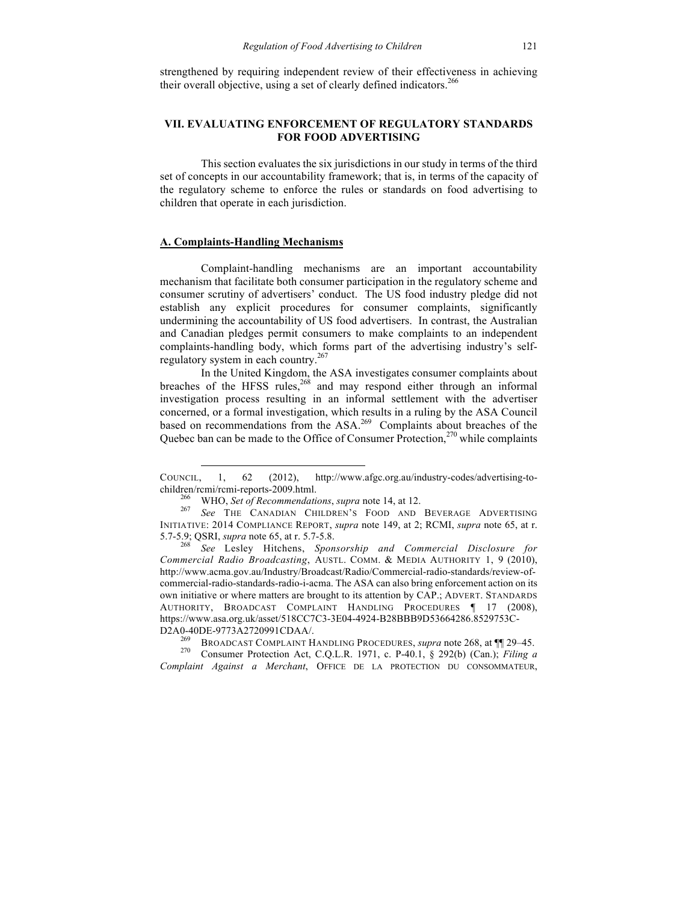strengthened by requiring independent review of their effectiveness in achieving their overall objective, using a set of clearly defined indicators.[266]

## VII. EVALUATING ENFORCEMENT OF REGULATORY STANDARDS FOR FOOD ADVERTISING

This section evaluates the six jurisdictions in our study in terms of the third set of concepts in our accountability framework; that is, in terms of the capacity of the regulatory scheme to enforce the rules or standards on food advertising to children that operate in each jurisdiction.

### A. Complaints-Handling Mechanisms

Complaint-handling mechanisms are an important accountability mechanism that facilitate both consumer participation in the regulatory scheme and consumer scrutiny of advertisers' conduct. The US food industry pledge did not establish any explicit procedures for consumer complaints, significantly undermining the accountability of US food advertisers. In contrast, the Australian and Canadian pledges permit consumers to make complaints to an independent complaints-handling body, which forms part of the advertising industry's self-regulatory system in each country.[267]

In the United Kingdom, the ASA investigates consumer complaints about breaches of the HFSS rules,[268] and may respond either through an informal investigation process resulting in an informal settlement with the advertiser concerned, or a formal investigation, which results in a ruling by the ASA Council based on recommendations from the ASA.[269] Complaints about breaches of the Quebec ban can be made to the Office of Consumer Protection,[270] while complaints

---

COUNCIL, 1, 62 (2012), http://www.afgc.org.au/industry-codes/advertising-to-children/rcmi/rcmi-reports-2009.html.

[266] WHO, *Set of Recommendations*, *supra* note 14, at 12.

[267] *See* THE CANADIAN CHILDREN'S FOOD AND BEVERAGE ADVERTISING INITIATIVE: 2014 COMPLIANCE REPORT, *supra* note 149, at 2; RCMI, *supra* note 65, at r. 5.7-5.9; QSRI, *supra* note 65, at r. 5.7-5.8.

[268] *See* Lesley Hitchens, *Sponsorship and Commercial Disclosure for Commercial Radio Broadcasting*, AUSTL. COMM. & MEDIA AUTHORITY 1, 9 (2010), http://www.acma.gov.au/Industry/Broadcast/Radio/Commercial-radio-standards/review-of-commercial-radio-standards-radio-i-acma. The ASA can also bring enforcement action on its own initiative or where matters are brought to its attention by CAP.; ADVERT. STANDARDS AUTHORITY, BROADCAST COMPLAINT HANDLING PROCEDURES ¶ 17 (2008), https://www.asa.org.uk/asset/518CC7C3-3E04-4924-B28BBB9D53664286.8529753C-D2A0-40DE-9773A2720991CDAA/.

[269] BROADCAST COMPLAINT HANDLING PROCEDURES, *supra* note 268, at ¶¶ 29–45.

[270] Consumer Protection Act, C.Q.L.R. 1971, c. P-40.1, § 292(b) (Can.); *Filing a Complaint Against a Merchant*, OFFICE DE LA PROTECTION DU CONSOMMATEUR,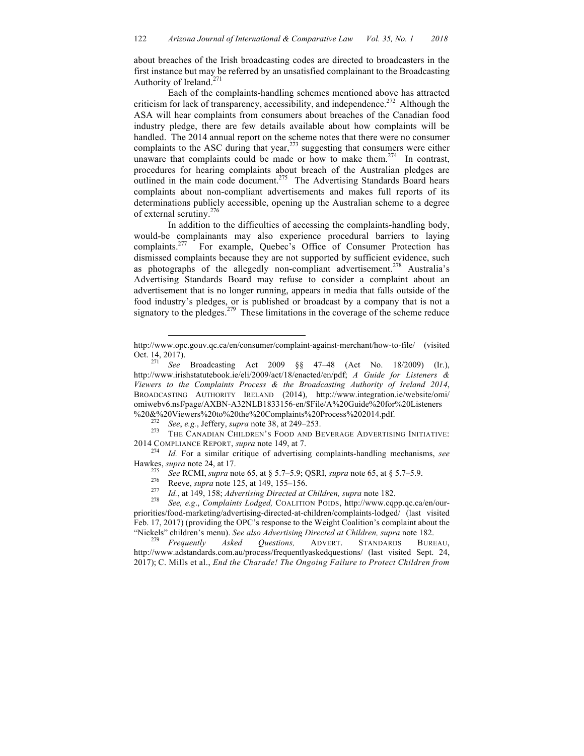about breaches of the Irish broadcasting codes are directed to broadcasters in the first instance but may be referred by an unsatisfied complainant to the Broadcasting Authority of Ireland.[271]

Each of the complaints-handling schemes mentioned above has attracted criticism for lack of transparency, accessibility, and independence.[272] Although the ASA will hear complaints from consumers about breaches of the Canadian food industry pledge, there are few details available about how complaints will be handled. The 2014 annual report on the scheme notes that there were no consumer complaints to the ASC during that year,[273] suggesting that consumers were either unaware that complaints could be made or how to make them.[274] In contrast, procedures for hearing complaints about breach of the Australian pledges are outlined in the main code document.[275] The Advertising Standards Board hears complaints about non-compliant advertisements and makes full reports of its determinations publicly accessible, opening up the Australian scheme to a degree of external scrutiny.[276]

In addition to the difficulties of accessing the complaints-handling body, would-be complainants may also experience procedural barriers to laying complaints.[277] For example, Quebec's Office of Consumer Protection has dismissed complaints because they are not supported by sufficient evidence, such as photographs of the allegedly non-compliant advertisement.[278] Australia's Advertising Standards Board may refuse to consider a complaint about an advertisement that is no longer running, appears in media that falls outside of the food industry's pledges, or is published or broadcast by a company that is not a signatory to the pledges.[279] These limitations in the coverage of the scheme reduce

---

http://www.opc.gouv.qc.ca/en/consumer/complaint-against-merchant/how-to-file/ (visited Oct. 14, 2017).

[271] *See* Broadcasting Act 2009 §§ 47–48 (Act No. 18/2009) (Ir.), http://www.irishstatutebook.ie/eli/2009/act/18/enacted/en/pdf; *A Guide for Listeners & Viewers to the Complaints Process & the Broadcasting Authority of Ireland 2014*, BROADCASTING AUTHORITY IRELAND (2014), http://www.integration.ie/website/omi/omiwebv6.nsf/page/AXBN-A32NLB1833156-en/$File/A%20Guide%20for%20Listeners%20&%20Viewers%20to%20the%20Complaints%20Process%202014.pdf.

[272] *See*, *e.g.*, Jeffery, *supra* note 38, at 249–253.

[273] THE CANADIAN CHILDREN'S FOOD AND BEVERAGE ADVERTISING INITIATIVE: 2014 COMPLIANCE REPORT, *supra* note 149, at 7.

[274] *Id.* For a similar critique of advertising complaints-handling mechanisms, *see* Hawkes, *supra* note 24, at 17.

[275] *See* RCMI, *supra* note 65, at § 5.7–5.9; QSRI, *supra* note 65, at § 5.7–5.9.

[276] Reeve, *supra* note 125, at 149, 155–156.

[277] *Id.*, at 149, 158; *Advertising Directed at Children, supra* note 182.

[278] *See, e.g*., *Complaints Lodged,* COALITION POIDS, http://www.cqpp.qc.ca/en/our-priorities/food-marketing/advertising-directed-at-children/complaints-lodged/ (last visited Feb. 17, 2017) (providing the OPC's response to the Weight Coalition's complaint about the "Nickels" children's menu). *See also Advertising Directed at Children, supra* note 182.

[279] *Frequently Asked Questions,* ADVERT. STANDARDS BUREAU, http://www.adstandards.com.au/process/frequentlyaskedquestions/ (last visited Sept. 24, 2017); C. Mills et al., *End the Charade! The Ongoing Failure to Protect Children from*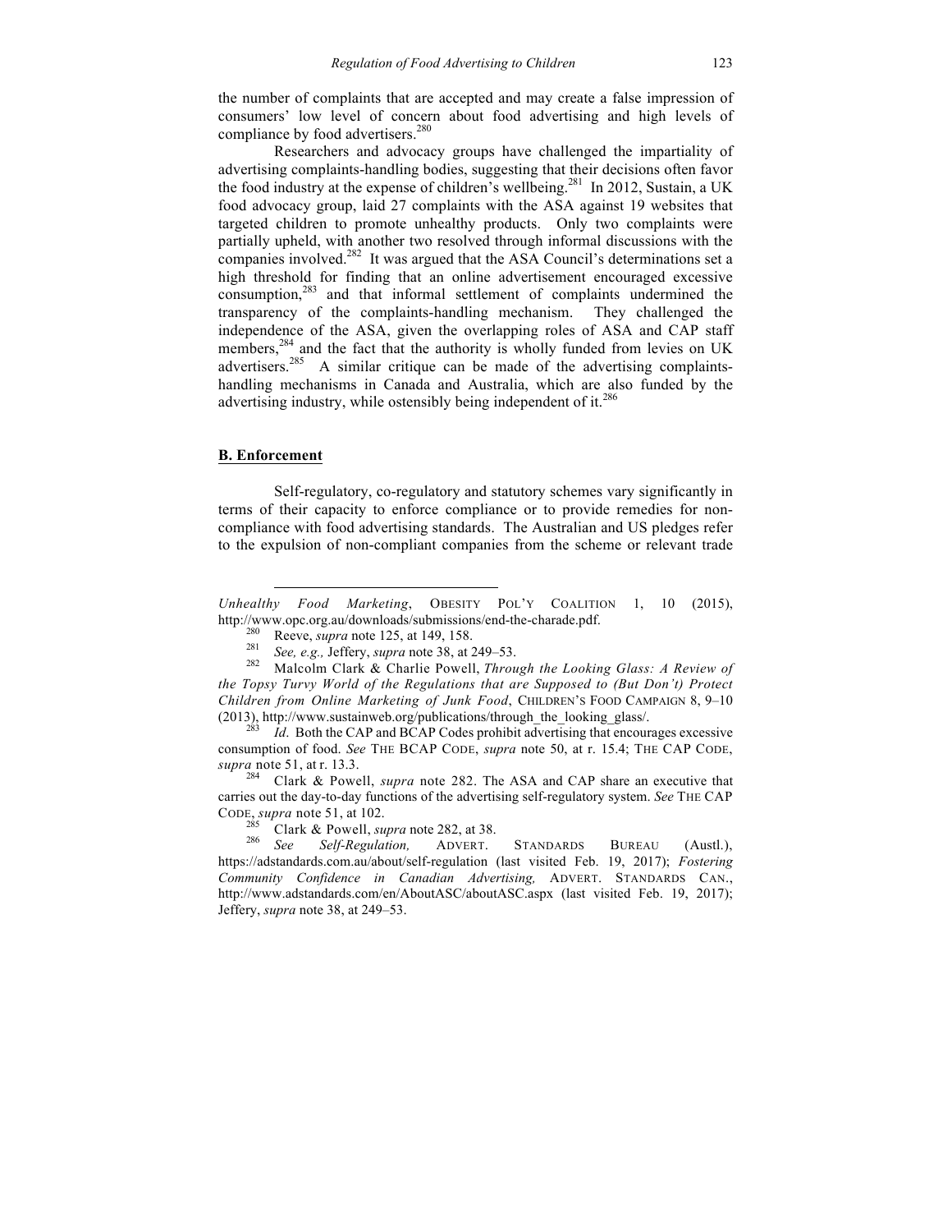the number of complaints that are accepted and may create a false impression of consumers' low level of concern about food advertising and high levels of compliance by food advertisers.[280]

Researchers and advocacy groups have challenged the impartiality of advertising complaints-handling bodies, suggesting that their decisions often favor the food industry at the expense of children's wellbeing.[281] In 2012, Sustain, a UK food advocacy group, laid 27 complaints with the ASA against 19 websites that targeted children to promote unhealthy products. Only two complaints were partially upheld, with another two resolved through informal discussions with the companies involved.[282] It was argued that the ASA Council's determinations set a high threshold for finding that an online advertisement encouraged excessive consumption,[283] and that informal settlement of complaints undermined the transparency of the complaints-handling mechanism. They challenged the independence of the ASA, given the overlapping roles of ASA and CAP staff members,[284] and the fact that the authority is wholly funded from levies on UK advertisers.[285] A similar critique can be made of the advertising complaints-handling mechanisms in Canada and Australia, which are also funded by the advertising industry, while ostensibly being independent of it.[286]

## B. Enforcement

Self-regulatory, co-regulatory and statutory schemes vary significantly in terms of their capacity to enforce compliance or to provide remedies for non-compliance with food advertising standards. The Australian and US pledges refer to the expulsion of non-compliant companies from the scheme or relevant trade

---

*Unhealthy Food Marketing*, OBESITY POL'Y COALITION 1, 10 (2015), http://www.opc.org.au/downloads/submissions/end-the-charade.pdf.

[280] Reeve, *supra* note 125, at 149, 158.

[281] *See, e.g.,* Jeffery, *supra* note 38, at 249–53.

[282] Malcolm Clark & Charlie Powell, *Through the Looking Glass: A Review of the Topsy Turvy World of the Regulations that are Supposed to (But Don't) Protect Children from Online Marketing of Junk Food*, CHILDREN'S FOOD CAMPAIGN 8, 9–10 (2013), http://www.sustainweb.org/publications/through_the_looking_glass/.

[283] *Id*. Both the CAP and BCAP Codes prohibit advertising that encourages excessive consumption of food. *See* THE BCAP CODE, *supra* note 50, at r. 15.4; THE CAP CODE, *supra* note 51, at r. 13.3.

[284] Clark & Powell, *supra* note 282. The ASA and CAP share an executive that carries out the day-to-day functions of the advertising self-regulatory system. *See* THE CAP CODE, *supra* note 51, at 102.

[285] Clark & Powell, *supra* note 282, at 38.

[286] *See Self-Regulation,* ADVERT. STANDARDS BUREAU (Austl.), https://adstandards.com.au/about/self-regulation (last visited Feb. 19, 2017); *Fostering Community Confidence in Canadian Advertising,* ADVERT. STANDARDS CAN., http://www.adstandards.com/en/AboutASC/aboutASC.aspx (last visited Feb. 19, 2017); Jeffery, *supra* note 38, at 249–53.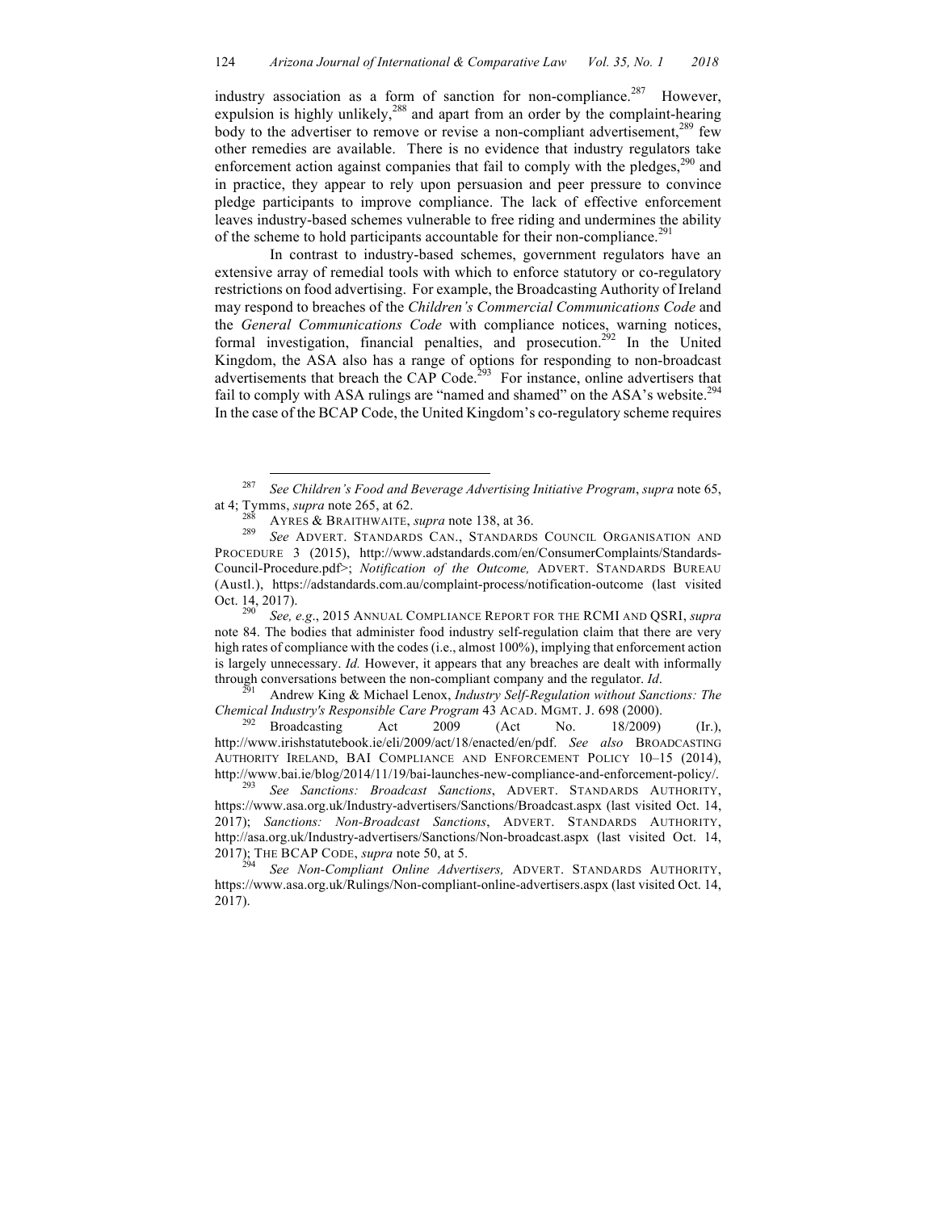industry association as a form of sanction for non-compliance.[287] However, expulsion is highly unlikely,[288] and apart from an order by the complaint-hearing body to the advertiser to remove or revise a non-compliant advertisement,[289] few other remedies are available. There is no evidence that industry regulators take enforcement action against companies that fail to comply with the pledges,[290] and in practice, they appear to rely upon persuasion and peer pressure to convince pledge participants to improve compliance. The lack of effective enforcement leaves industry-based schemes vulnerable to free riding and undermines the ability of the scheme to hold participants accountable for their non-compliance.[291]

In contrast to industry-based schemes, government regulators have an extensive array of remedial tools with which to enforce statutory or co-regulatory restrictions on food advertising. For example, the Broadcasting Authority of Ireland may respond to breaches of the *Children's Commercial Communications Code* and the *General Communications Code* with compliance notices, warning notices, formal investigation, financial penalties, and prosecution.[292] In the United Kingdom, the ASA also has a range of options for responding to non-broadcast advertisements that breach the CAP Code.[293] For instance, online advertisers that fail to comply with ASA rulings are "named and shamed" on the ASA's website.[294] In the case of the BCAP Code, the United Kingdom's co-regulatory scheme requires

---

[287] *See Children's Food and Beverage Advertising Initiative Program*, *supra* note 65, at 4; Tymms, *supra* note 265, at 62.

[288] AYRES & BRAITHWAITE, *supra* note 138, at 36.

[289] *See* ADVERT. STANDARDS CAN., STANDARDS COUNCIL ORGANISATION AND PROCEDURE 3 (2015), http://www.adstandards.com/en/ConsumerComplaints/Standards-Council-Procedure.pdf>; *Notification of the Outcome,* ADVERT. STANDARDS BUREAU (Austl.), https://adstandards.com.au/complaint-process/notification-outcome (last visited Oct. 14, 2017).

[290] *See, e.g*., 2015 ANNUAL COMPLIANCE REPORT FOR THE RCMI AND QSRI, *supra* note 84. The bodies that administer food industry self-regulation claim that there are very high rates of compliance with the codes (i.e., almost 100%), implying that enforcement action is largely unnecessary. *Id.* However, it appears that any breaches are dealt with informally through conversations between the non-compliant company and the regulator. *Id*.

[291] Andrew King & Michael Lenox, *Industry Self-Regulation without Sanctions: The Chemical Industry's Responsible Care Program* 43 ACAD. MGMT. J. 698 (2000).

[292] Broadcasting Act 2009 (Act No. 18/2009) (Ir.), http://www.irishstatutebook.ie/eli/2009/act/18/enacted/en/pdf. *See also* BROADCASTING AUTHORITY IRELAND, BAI COMPLIANCE AND ENFORCEMENT POLICY 10–15 (2014), http://www.bai.ie/blog/2014/11/19/bai-launches-new-compliance-and-enforcement-policy/.

[293] *See Sanctions: Broadcast Sanctions*, ADVERT. STANDARDS AUTHORITY, https://www.asa.org.uk/Industry-advertisers/Sanctions/Broadcast.aspx (last visited Oct. 14, 2017); *Sanctions: Non-Broadcast Sanctions*, ADVERT. STANDARDS AUTHORITY, http://asa.org.uk/Industry-advertisers/Sanctions/Non-broadcast.aspx (last visited Oct. 14, 2017); THE BCAP CODE, *supra* note 50, at 5.

[294] *See Non-Compliant Online Advertisers,* ADVERT. STANDARDS AUTHORITY, https://www.asa.org.uk/Rulings/Non-compliant-online-advertisers.aspx (last visited Oct. 14, 2017).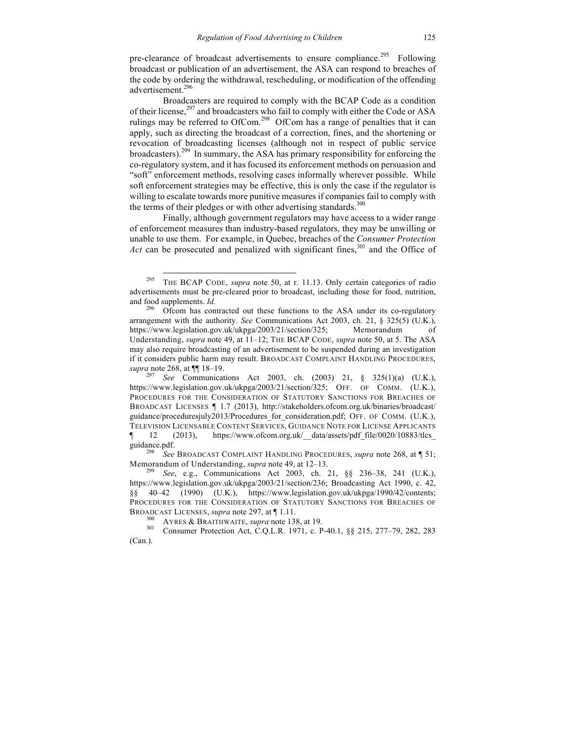pre-clearance of broadcast advertisements to ensure compliance.[295] Following broadcast or publication of an advertisement, the ASA can respond to breaches of the code by ordering the withdrawal, rescheduling, or modification of the offending advertisement.[296]

Broadcasters are required to comply with the BCAP Code as a condition of their license,[297] and broadcasters who fail to comply with either the Code or ASA rulings may be referred to OfCom.[298] OfCom has a range of penalties that it can apply, such as directing the broadcast of a correction, fines, and the shortening or revocation of broadcasting licenses (although not in respect of public service broadcasters).[299] In summary, the ASA has primary responsibility for enforcing the co-regulatory system, and it has focused its enforcement methods on persuasion and "soft" enforcement methods, resolving cases informally wherever possible. While soft enforcement strategies may be effective, this is only the case if the regulator is willing to escalate towards more punitive measures if companies fail to comply with the terms of their pledges or with other advertising standards.[300]

Finally, although government regulators may have access to a wider range of enforcement measures than industry-based regulators, they may be unwilling or unable to use them. For example, in Quebec, breaches of the *Consumer Protection Act* can be prosecuted and penalized with significant fines,[301] and the Office of

---

[295] THE BCAP CODE, *supra* note 50, at r. 11.13. Only certain categories of radio advertisements must be pre-cleared prior to broadcast, including those for food, nutrition, and food supplements. *Id.*

[296] Ofcom has contracted out these functions to the ASA under its co-regulatory arrangement with the authority. *See* Communications Act 2003, ch. 21, § 325(5) (U.K.), https://www.legislation.gov.uk/ukpga/2003/21/section/325; Memorandum of Understanding, *supra* note 49, at 11–12; THE BCAP CODE, *supra* note 50, at 5. The ASA may also require broadcasting of an advertisement to be suspended during an investigation if it considers public harm may result. BROADCAST COMPLAINT HANDLING PROCEDURES, *supra* note 268, at ¶¶ 18–19.

[297] *See* Communications Act 2003, ch. (2003) 21, § 325(1)(a) (U.K.), https://www.legislation.gov.uk/ukpga/2003/21/section/325; OFF. OF COMM. (U.K.), PROCEDURES FOR THE CONSIDERATION OF STATUTORY SANCTIONS FOR BREACHES OF BROADCAST LICENSES ¶ 1.7 (2013), http://stakeholders.ofcom.org.uk/binaries/broadcast/guidance/proceduresjuly2013/Procedures_for_consideration.pdf; OFF. OF COMM. (U.K.), TELEVISION LICENSABLE CONTENT SERVICES, GUIDANCE NOTE FOR LICENSE APPLICANTS ¶ 12 (2013), https://www.ofcom.org.uk/__data/assets/pdf_file/0020/10883/tlcs_guidance.pdf.

[298] *See* BROADCAST COMPLAINT HANDLING PROCEDURES, *supra* note 268, at ¶ 51; Memorandum of Understanding, *supra* note 49, at 12–13.

[299] *See*, e.g., Communications Act 2003, ch. 21, §§ 236–38, 241 (U.K.), https://www.legislation.gov.uk/ukpga/2003/21/section/236; Broadcasting Act 1990, c. 42, §§ 40–42 (1990) (U.K.), https://www.legislation.gov.uk/ukpga/1990/42/contents; PROCEDURES FOR THE CONSIDERATION OF STATUTORY SANCTIONS FOR BREACHES OF BROADCAST LICENSES, *supra* note 297, at ¶ 1.11.

[300] AYRES & BRAITHWAITE, *supra* note 138, at 19.

[301] Consumer Protection Act, C.Q.L.R. 1971, c. P-40.1, §§ 215, 277–79, 282, 283 (Can.).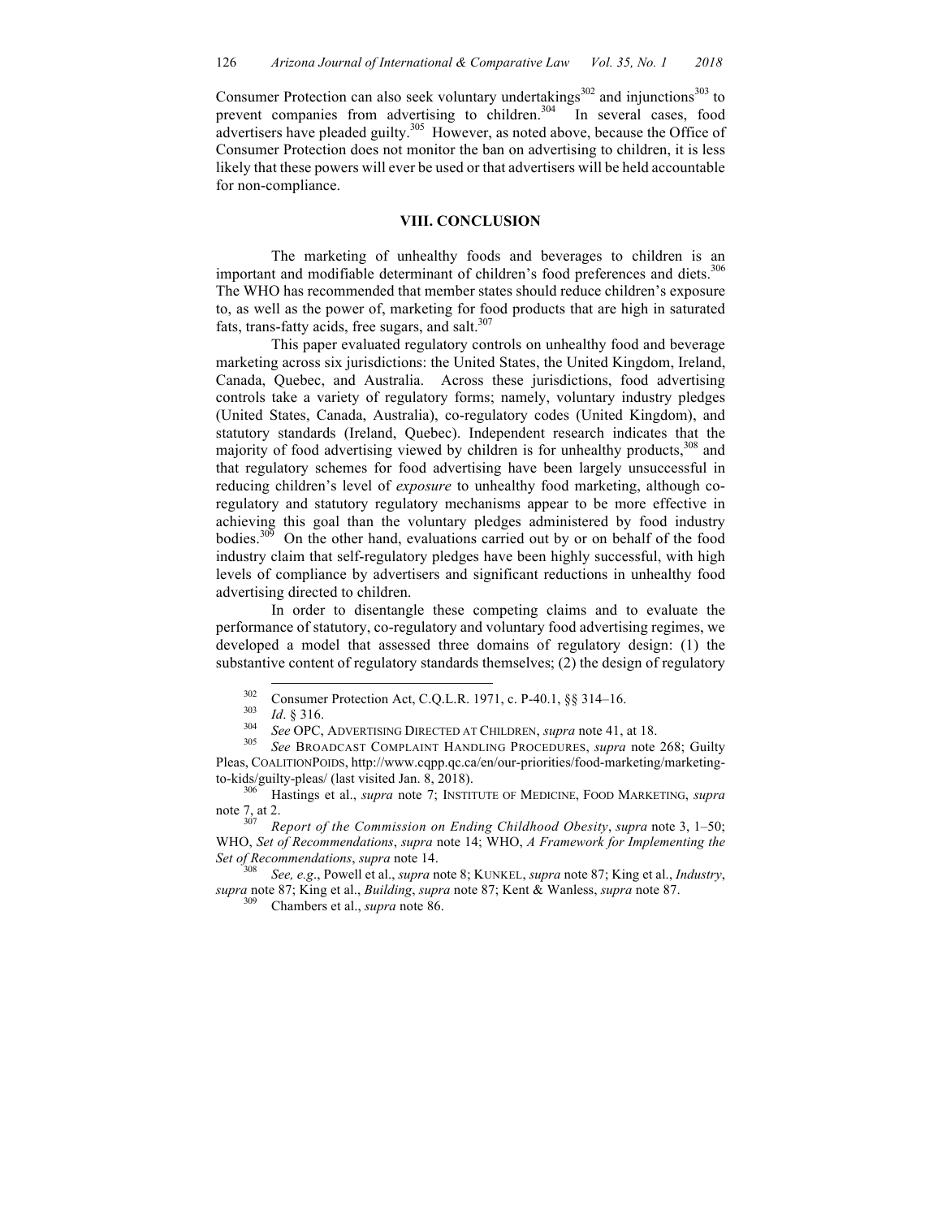Consumer Protection can also seek voluntary undertakings[302] and injunctions[303] to prevent companies from advertising to children.[304] In several cases, food advertisers have pleaded guilty.[305] However, as noted above, because the Office of Consumer Protection does not monitor the ban on advertising to children, it is less likely that these powers will ever be used or that advertisers will be held accountable for non-compliance.

## VIII. CONCLUSION

The marketing of unhealthy foods and beverages to children is an important and modifiable determinant of children's food preferences and diets.[306] The WHO has recommended that member states should reduce children's exposure to, as well as the power of, marketing for food products that are high in saturated fats, trans-fatty acids, free sugars, and salt.[307]

This paper evaluated regulatory controls on unhealthy food and beverage marketing across six jurisdictions: the United States, the United Kingdom, Ireland, Canada, Quebec, and Australia. Across these jurisdictions, food advertising controls take a variety of regulatory forms; namely, voluntary industry pledges (United States, Canada, Australia), co-regulatory codes (United Kingdom), and statutory standards (Ireland, Quebec). Independent research indicates that the majority of food advertising viewed by children is for unhealthy products,[308] and that regulatory schemes for food advertising have been largely unsuccessful in reducing children's level of *exposure* to unhealthy food marketing, although co-regulatory and statutory regulatory mechanisms appear to be more effective in achieving this goal than the voluntary pledges administered by food industry bodies.[309] On the other hand, evaluations carried out by or on behalf of the food industry claim that self-regulatory pledges have been highly successful, with high levels of compliance by advertisers and significant reductions in unhealthy food advertising directed to children.

In order to disentangle these competing claims and to evaluate the performance of statutory, co-regulatory and voluntary food advertising regimes, we developed a model that assessed three domains of regulatory design: (1) the substantive content of regulatory standards themselves; (2) the design of regulatory

---

[302] Consumer Protection Act, C.Q.L.R. 1971, c. P-40.1, §§ 314–16.

[303] *Id*. § 316.

[304] *See* OPC, ADVERTISING DIRECTED AT CHILDREN, *supra* note 41, at 18.

[305] *See* BROADCAST COMPLAINT HANDLING PROCEDURES, *supra* note 268; Guilty Pleas, COALITIONPOIDS, http://www.cqpp.qc.ca/en/our-priorities/food-marketing/marketing-to-kids/guilty-pleas/ (last visited Jan. 8, 2018).

[306] Hastings et al., *supra* note 7; INSTITUTE OF MEDICINE, FOOD MARKETING, *supra* note 7, at 2.

[307] *Report of the Commission on Ending Childhood Obesity*, *supra* note 3, 1–50; WHO, *Set of Recommendations*, *supra* note 14; WHO, *A Framework for Implementing the Set of Recommendations*, *supra* note 14.

[308] *See, e.g*., Powell et al., *supra* note 8; KUNKEL, *supra* note 87; King et al., *Industry*, *supra* note 87; King et al., *Building*, *supra* note 87; Kent & Wanless, *supra* note 87.

[309] Chambers et al., *supra* note 86.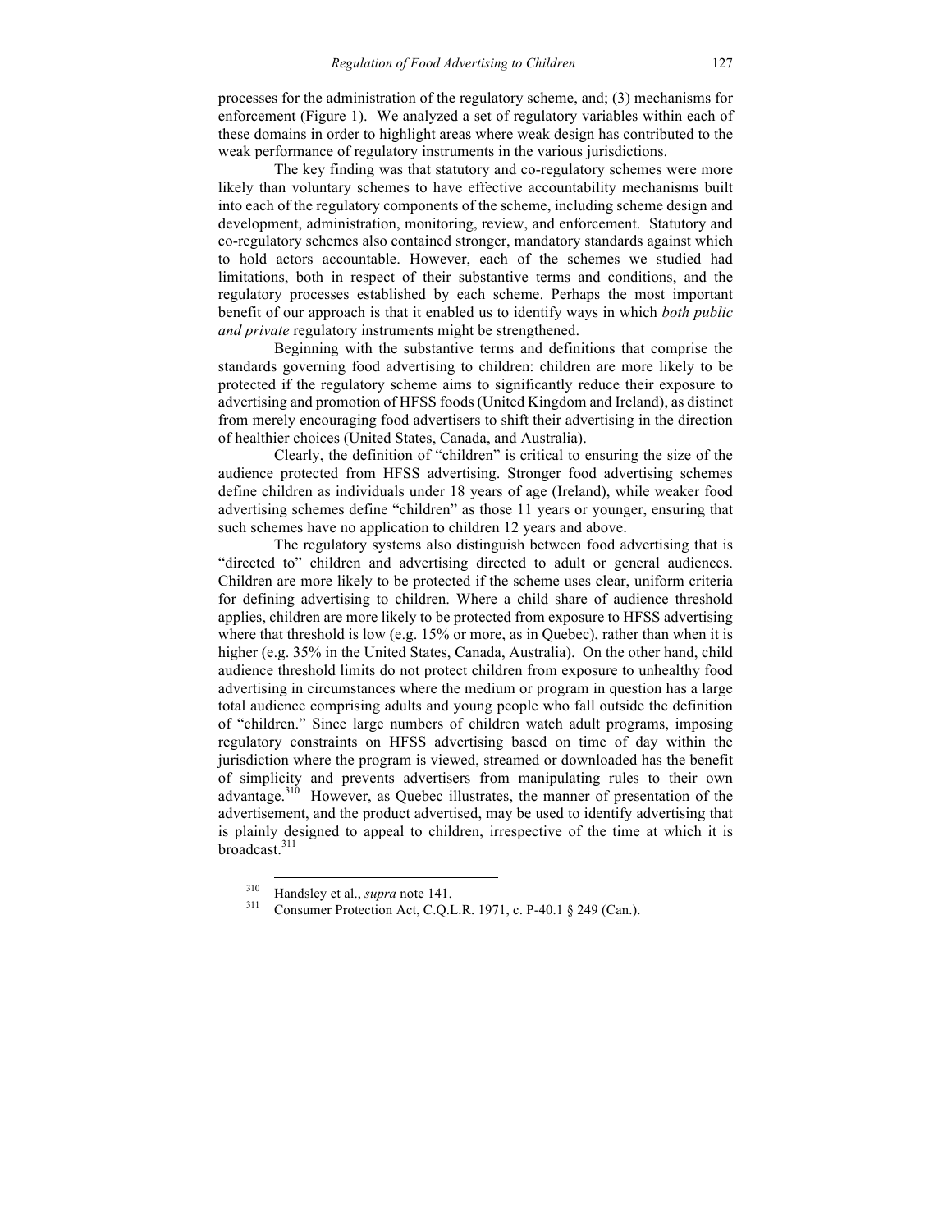processes for the administration of the regulatory scheme, and; (3) mechanisms for enforcement (Figure 1). We analyzed a set of regulatory variables within each of these domains in order to highlight areas where weak design has contributed to the weak performance of regulatory instruments in the various jurisdictions.

The key finding was that statutory and co-regulatory schemes were more likely than voluntary schemes to have effective accountability mechanisms built into each of the regulatory components of the scheme, including scheme design and development, administration, monitoring, review, and enforcement. Statutory and co-regulatory schemes also contained stronger, mandatory standards against which to hold actors accountable. However, each of the schemes we studied had limitations, both in respect of their substantive terms and conditions, and the regulatory processes established by each scheme. Perhaps the most important benefit of our approach is that it enabled us to identify ways in which *both public and private* regulatory instruments might be strengthened.

Beginning with the substantive terms and definitions that comprise the standards governing food advertising to children: children are more likely to be protected if the regulatory scheme aims to significantly reduce their exposure to advertising and promotion of HFSS foods (United Kingdom and Ireland), as distinct from merely encouraging food advertisers to shift their advertising in the direction of healthier choices (United States, Canada, and Australia).

Clearly, the definition of "children" is critical to ensuring the size of the audience protected from HFSS advertising. Stronger food advertising schemes define children as individuals under 18 years of age (Ireland), while weaker food advertising schemes define "children" as those 11 years or younger, ensuring that such schemes have no application to children 12 years and above.

The regulatory systems also distinguish between food advertising that is "directed to" children and advertising directed to adult or general audiences. Children are more likely to be protected if the scheme uses clear, uniform criteria for defining advertising to children. Where a child share of audience threshold applies, children are more likely to be protected from exposure to HFSS advertising where that threshold is low (e.g. 15% or more, as in Quebec), rather than when it is higher (e.g. 35% in the United States, Canada, Australia). On the other hand, child audience threshold limits do not protect children from exposure to unhealthy food advertising in circumstances where the medium or program in question has a large total audience comprising adults and young people who fall outside the definition of "children." Since large numbers of children watch adult programs, imposing regulatory constraints on HFSS advertising based on time of day within the jurisdiction where the program is viewed, streamed or downloaded has the benefit of simplicity and prevents advertisers from manipulating rules to their own advantage.[310] However, as Quebec illustrates, the manner of presentation of the advertisement, and the product advertised, may be used to identify advertising that is plainly designed to appeal to children, irrespective of the time at which it is broadcast.[311]

---

[310] Handsley et al., *supra* note 141.

[311] Consumer Protection Act, C.Q.L.R. 1971, c. P-40.1 § 249 (Can.).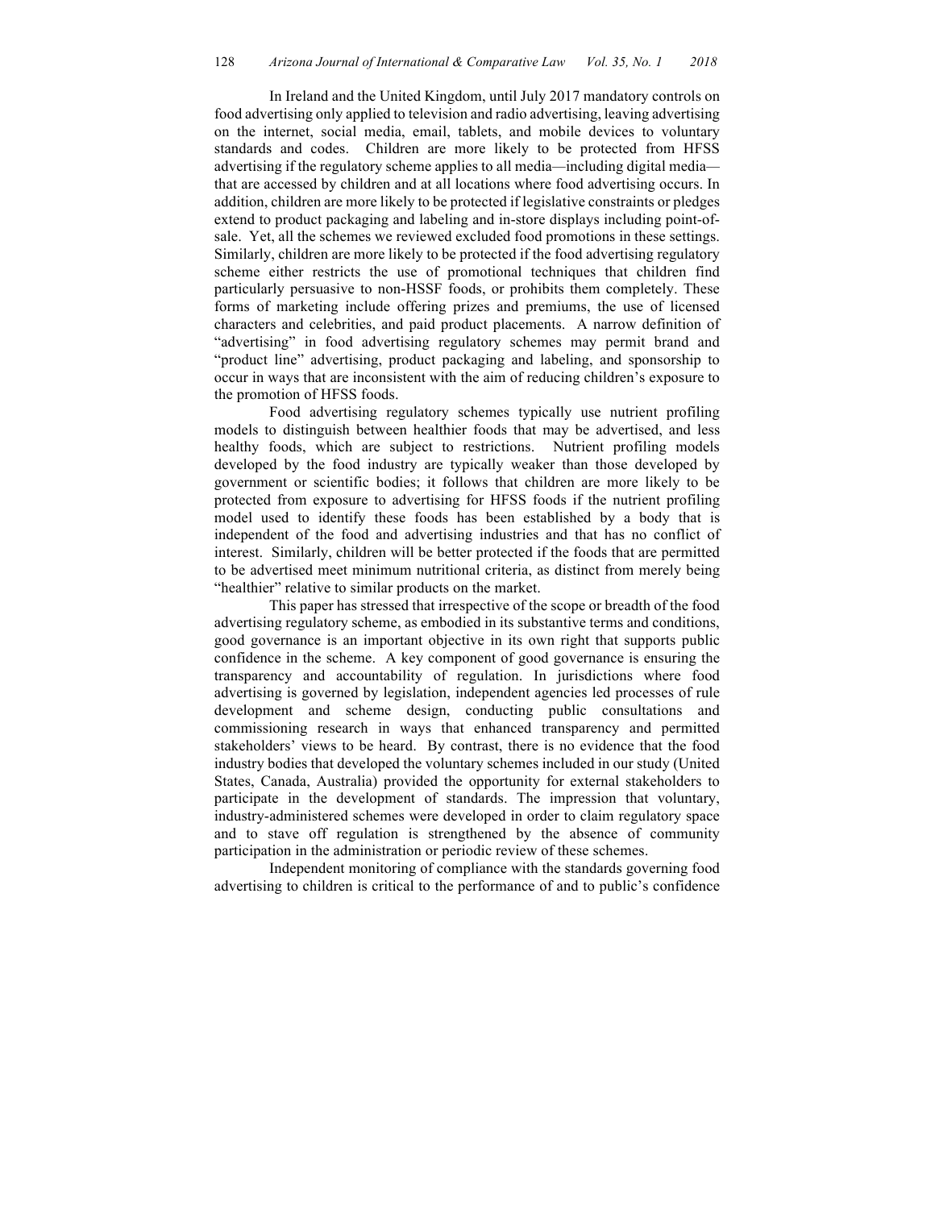In Ireland and the United Kingdom, until July 2017 mandatory controls on food advertising only applied to television and radio advertising, leaving advertising on the internet, social media, email, tablets, and mobile devices to voluntary standards and codes. Children are more likely to be protected from HFSS advertising if the regulatory scheme applies to all media—including digital media—that are accessed by children and at all locations where food advertising occurs. In addition, children are more likely to be protected if legislative constraints or pledges extend to product packaging and labeling and in-store displays including point-of-sale. Yet, all the schemes we reviewed excluded food promotions in these settings. Similarly, children are more likely to be protected if the food advertising regulatory scheme either restricts the use of promotional techniques that children find particularly persuasive to non-HSSF foods, or prohibits them completely. These forms of marketing include offering prizes and premiums, the use of licensed characters and celebrities, and paid product placements. A narrow definition of "advertising" in food advertising regulatory schemes may permit brand and "product line" advertising, product packaging and labeling, and sponsorship to occur in ways that are inconsistent with the aim of reducing children's exposure to the promotion of HFSS foods.

Food advertising regulatory schemes typically use nutrient profiling models to distinguish between healthier foods that may be advertised, and less healthy foods, which are subject to restrictions. Nutrient profiling models developed by the food industry are typically weaker than those developed by government or scientific bodies; it follows that children are more likely to be protected from exposure to advertising for HFSS foods if the nutrient profiling model used to identify these foods has been established by a body that is independent of the food and advertising industries and that has no conflict of interest. Similarly, children will be better protected if the foods that are permitted to be advertised meet minimum nutritional criteria, as distinct from merely being "healthier" relative to similar products on the market.

This paper has stressed that irrespective of the scope or breadth of the food advertising regulatory scheme, as embodied in its substantive terms and conditions, good governance is an important objective in its own right that supports public confidence in the scheme. A key component of good governance is ensuring the transparency and accountability of regulation. In jurisdictions where food advertising is governed by legislation, independent agencies led processes of rule development and scheme design, conducting public consultations and commissioning research in ways that enhanced transparency and permitted stakeholders' views to be heard. By contrast, there is no evidence that the food industry bodies that developed the voluntary schemes included in our study (United States, Canada, Australia) provided the opportunity for external stakeholders to participate in the development of standards. The impression that voluntary, industry-administered schemes were developed in order to claim regulatory space and to stave off regulation is strengthened by the absence of community participation in the administration or periodic review of these schemes.

Independent monitoring of compliance with the standards governing food advertising to children is critical to the performance of and to public's confidence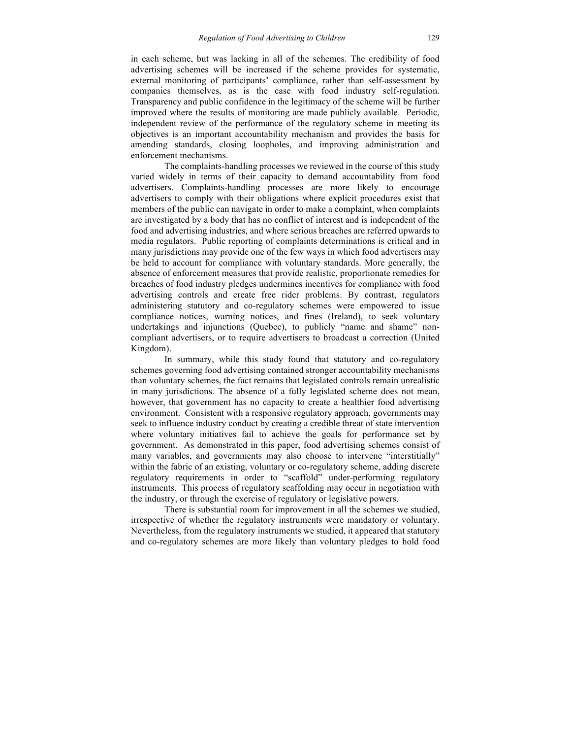in each scheme, but was lacking in all of the schemes. The credibility of food advertising schemes will be increased if the scheme provides for systematic, external monitoring of participants' compliance, rather than self-assessment by companies themselves, as is the case with food industry self-regulation. Transparency and public confidence in the legitimacy of the scheme will be further improved where the results of monitoring are made publicly available. Periodic, independent review of the performance of the regulatory scheme in meeting its objectives is an important accountability mechanism and provides the basis for amending standards, closing loopholes, and improving administration and enforcement mechanisms.

The complaints-handling processes we reviewed in the course of this study varied widely in terms of their capacity to demand accountability from food advertisers. Complaints-handling processes are more likely to encourage advertisers to comply with their obligations where explicit procedures exist that members of the public can navigate in order to make a complaint, when complaints are investigated by a body that has no conflict of interest and is independent of the food and advertising industries, and where serious breaches are referred upwards to media regulators. Public reporting of complaints determinations is critical and in many jurisdictions may provide one of the few ways in which food advertisers may be held to account for compliance with voluntary standards. More generally, the absence of enforcement measures that provide realistic, proportionate remedies for breaches of food industry pledges undermines incentives for compliance with food advertising controls and create free rider problems. By contrast, regulators administering statutory and co-regulatory schemes were empowered to issue compliance notices, warning notices, and fines (Ireland), to seek voluntary undertakings and injunctions (Quebec), to publicly "name and shame" non-compliant advertisers, or to require advertisers to broadcast a correction (United Kingdom).

In summary, while this study found that statutory and co-regulatory schemes governing food advertising contained stronger accountability mechanisms than voluntary schemes, the fact remains that legislated controls remain unrealistic in many jurisdictions. The absence of a fully legislated scheme does not mean, however, that government has no capacity to create a healthier food advertising environment. Consistent with a responsive regulatory approach, governments may seek to influence industry conduct by creating a credible threat of state intervention where voluntary initiatives fail to achieve the goals for performance set by government. As demonstrated in this paper, food advertising schemes consist of many variables, and governments may also choose to intervene "interstitially" within the fabric of an existing, voluntary or co-regulatory scheme, adding discrete regulatory requirements in order to "scaffold" under-performing regulatory instruments. This process of regulatory scaffolding may occur in negotiation with the industry, or through the exercise of regulatory or legislative powers.

There is substantial room for improvement in all the schemes we studied, irrespective of whether the regulatory instruments were mandatory or voluntary. Nevertheless, from the regulatory instruments we studied, it appeared that statutory and co-regulatory schemes are more likely than voluntary pledges to hold food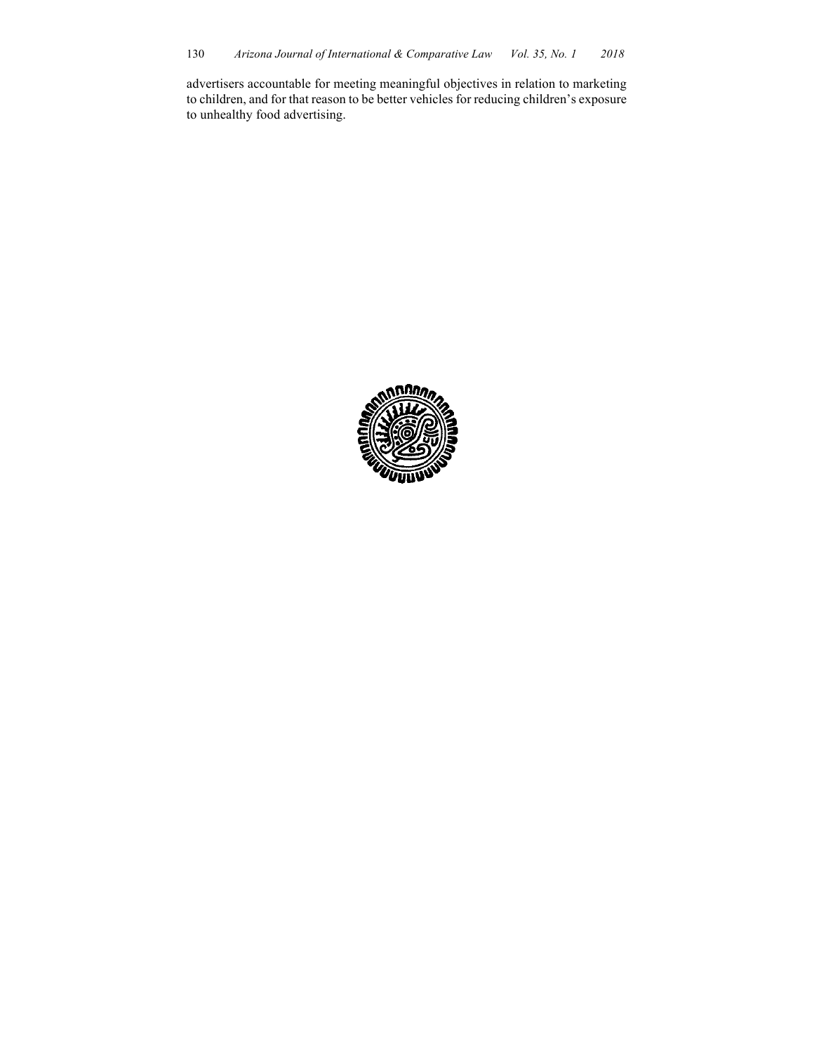advertisers accountable for meeting meaningful objectives in relation to marketing to children, and for that reason to be better vehicles for reducing children's exposure to unhealthy food advertising.